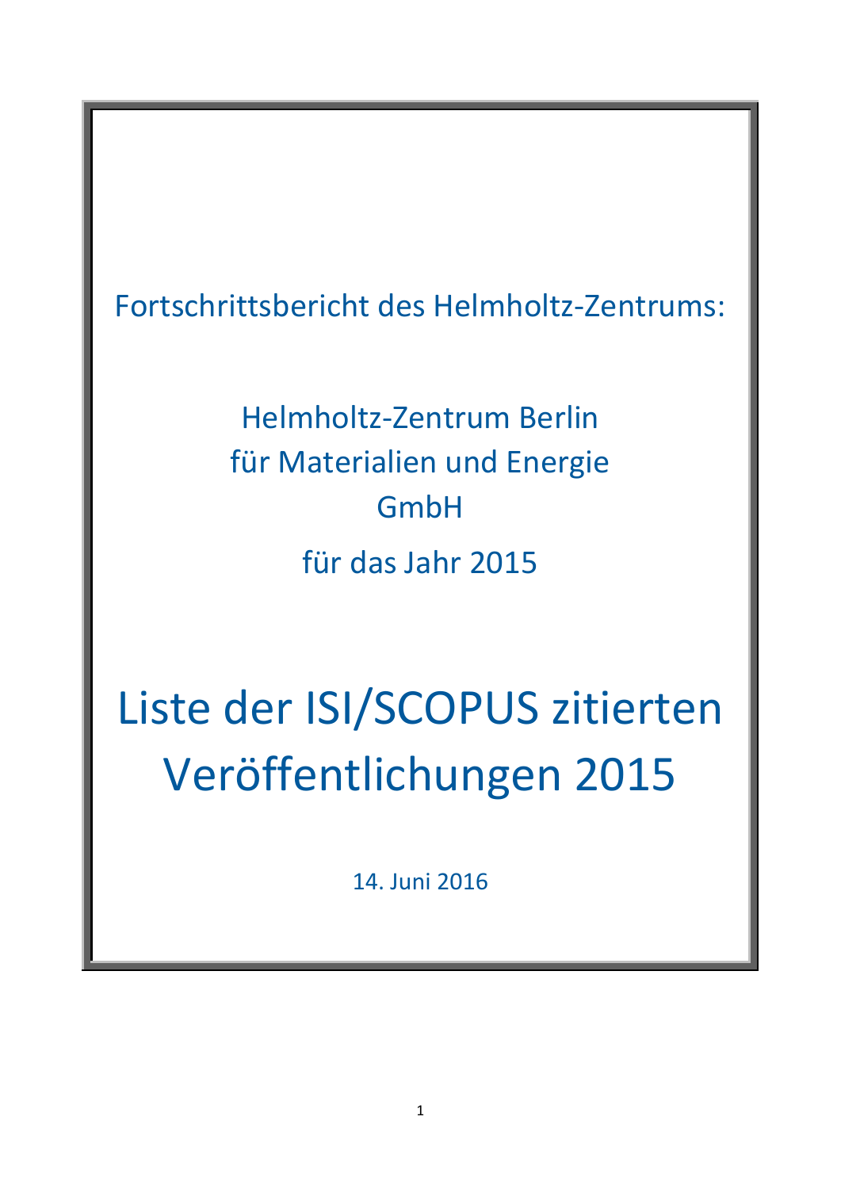Fortschrittsbericht des Helmholtz-Zentrums:

Helmholtz-Zentrum Berlin
für Materialien und Energie
GmbH

für das Jahr 2015

# Liste der ISI/SCOPUS zitierten Veröffentlichungen 2015

14. Juni 2016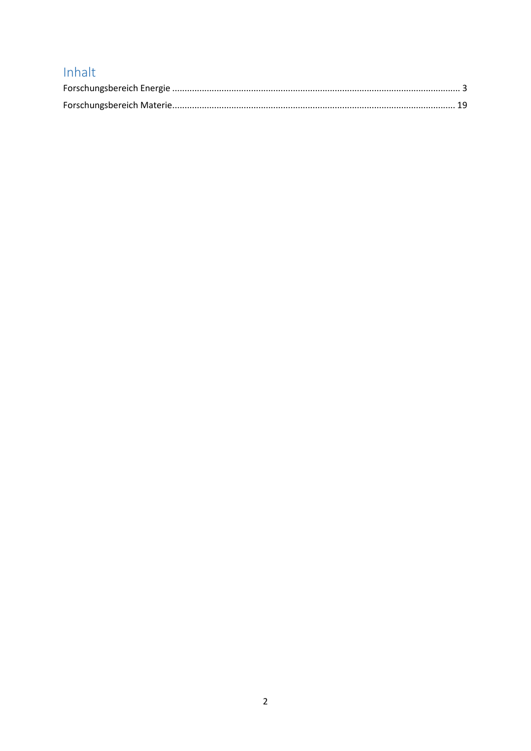# Inhalt

Forschungsbereich Energie ..................................................................................................................... 3

Forschungsbereich Materie.................................................................................................................. 19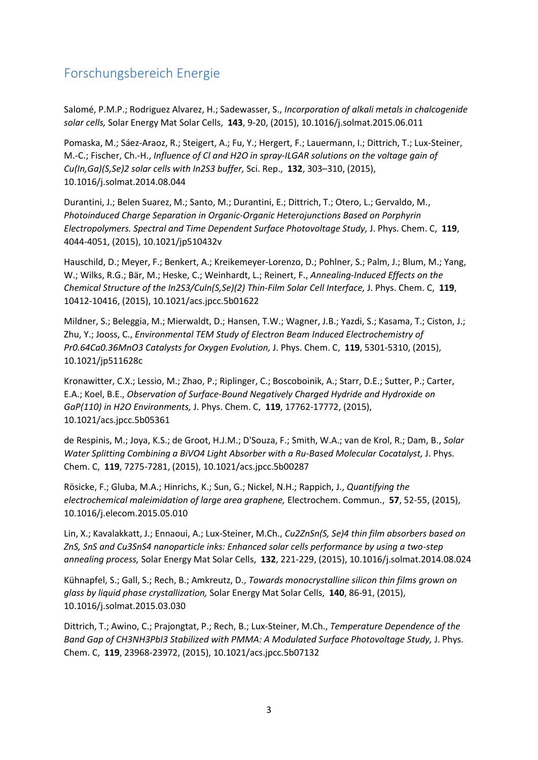## Forschungsbereich Energie

Salomé, P.M.P.; Rodriguez Alvarez, H.; Sadewasser, S., *Incorporation of alkali metals in chalcogenide solar cells,* Solar Energy Mat Solar Cells, **143**, 9-20, (2015), 10.1016/j.solmat.2015.06.011

Pomaska, M.; Sáez-Araoz, R.; Steigert, A.; Fu, Y.; Hergert, F.; Lauermann, I.; Dittrich, T.; Lux-Steiner, M.-C.; Fischer, Ch.-H., *Influence of Cl and H2O in spray-ILGAR solutions on the voltage gain of Cu(In,Ga)(S,Se)2 solar cells with In2S3 buffer,* Sci. Rep., **132**, 303–310, (2015), 10.1016/j.solmat.2014.08.044

Durantini, J.; Belen Suarez, M.; Santo, M.; Durantini, E.; Dittrich, T.; Otero, L.; Gervaldo, M., *Photoinduced Charge Separation in Organic-Organic Heterojunctions Based on Porphyrin Electropolymers. Spectral and Time Dependent Surface Photovoltage Study,* J. Phys. Chem. C, **119**, 4044-4051, (2015), 10.1021/jp510432v

Hauschild, D.; Meyer, F.; Benkert, A.; Kreikemeyer-Lorenzo, D.; Pohlner, S.; Palm, J.; Blum, M.; Yang, W.; Wilks, R.G.; Bär, M.; Heske, C.; Weinhardt, L.; Reinert, F., *Annealing-Induced Effects on the Chemical Structure of the In2S3/CuIn(S,Se)(2) Thin-Film Solar Cell Interface,* J. Phys. Chem. C, **119**, 10412-10416, (2015), 10.1021/acs.jpcc.5b01622

Mildner, S.; Beleggia, M.; Mierwaldt, D.; Hansen, T.W.; Wagner, J.B.; Yazdi, S.; Kasama, T.; Ciston, J.; Zhu, Y.; Jooss, C., *Environmental TEM Study of Electron Beam Induced Electrochemistry of Pr0.64Ca0.36MnO3 Catalysts for Oxygen Evolution,* J. Phys. Chem. C, **119**, 5301-5310, (2015), 10.1021/jp511628c

Kronawitter, C.X.; Lessio, M.; Zhao, P.; Riplinger, C.; Boscoboinik, A.; Starr, D.E.; Sutter, P.; Carter, E.A.; Koel, B.E., *Observation of Surface-Bound Negatively Charged Hydride and Hydroxide on GaP(110) in H2O Environments,* J. Phys. Chem. C, **119**, 17762-17772, (2015), 10.1021/acs.jpcc.5b05361

de Respinis, M.; Joya, K.S.; de Groot, H.J.M.; D'Souza, F.; Smith, W.A.; van de Krol, R.; Dam, B., *Solar Water Splitting Combining a BiVO4 Light Absorber with a Ru-Based Molecular Cocatalyst,* J. Phys. Chem. C, **119**, 7275-7281, (2015), 10.1021/acs.jpcc.5b00287

Rösicke, F.; Gluba, M.A.; Hinrichs, K.; Sun, G.; Nickel, N.H.; Rappich, J., *Quantifying the electrochemical maleimidation of large area graphene,* Electrochem. Commun., **57**, 52-55, (2015), 10.1016/j.elecom.2015.05.010

Lin, X.; Kavalakkatt, J.; Ennaoui, A.; Lux-Steiner, M.Ch., *Cu2ZnSn(S, Se)4 thin film absorbers based on ZnS, SnS and Cu3SnS4 nanoparticle inks: Enhanced solar cells performance by using a two-step annealing process,* Solar Energy Mat Solar Cells, **132**, 221-229, (2015), 10.1016/j.solmat.2014.08.024

Kühnapfel, S.; Gall, S.; Rech, B.; Amkreutz, D., *Towards monocrystalline silicon thin films grown on glass by liquid phase crystallization,* Solar Energy Mat Solar Cells, **140**, 86-91, (2015), 10.1016/j.solmat.2015.03.030

Dittrich, T.; Awino, C.; Prajongtat, P.; Rech, B.; Lux-Steiner, M.Ch., *Temperature Dependence of the Band Gap of CH3NH3PbI3 Stabilized with PMMA: A Modulated Surface Photovoltage Study,* J. Phys. Chem. C, **119**, 23968-23972, (2015), 10.1021/acs.jpcc.5b07132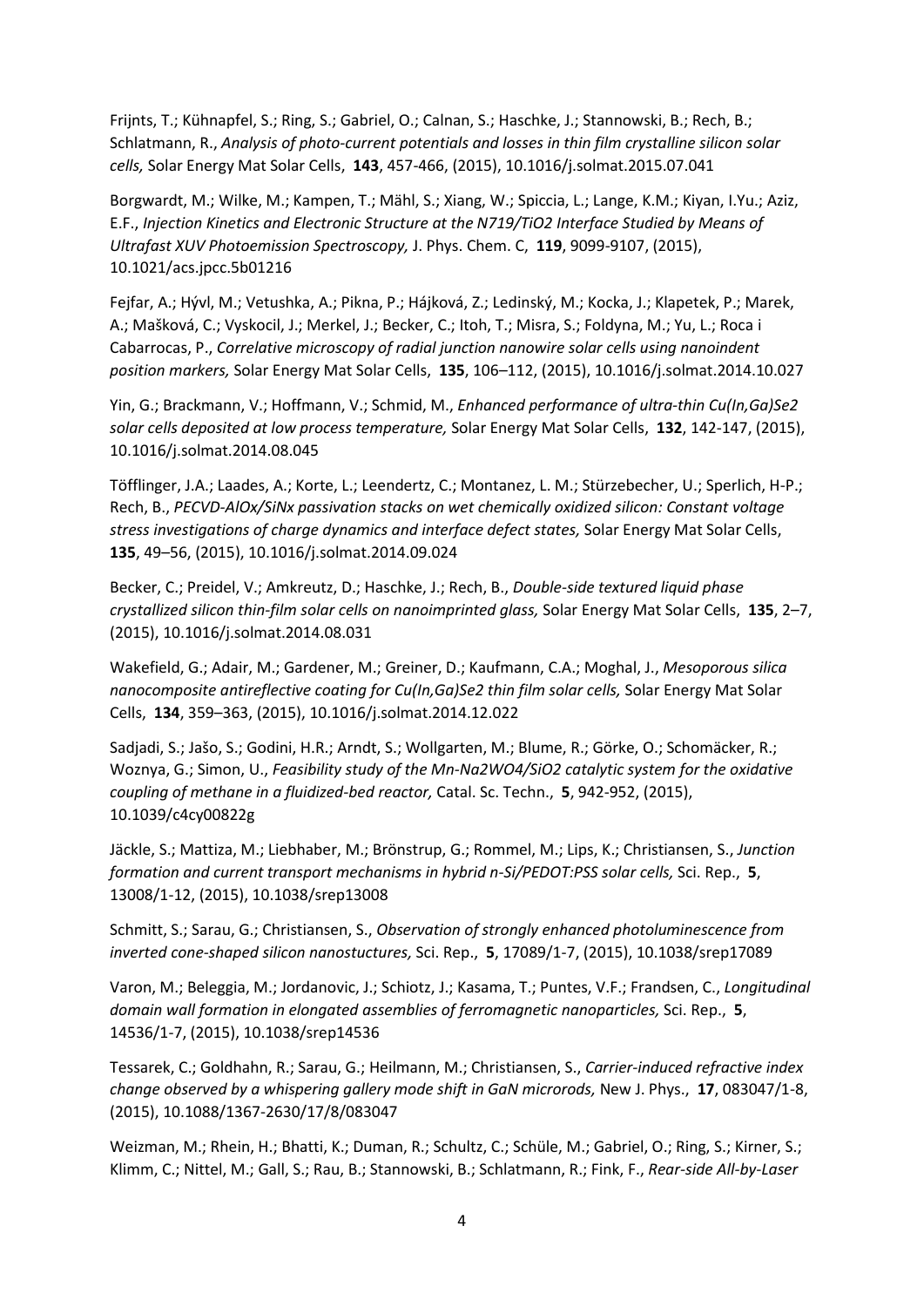Frijnts, T.; Kühnapfel, S.; Ring, S.; Gabriel, O.; Calnan, S.; Haschke, J.; Stannowski, B.; Rech, B.; Schlatmann, R., *Analysis of photo-current potentials and losses in thin film crystalline silicon solar cells,* Solar Energy Mat Solar Cells, **143**, 457-466, (2015), 10.1016/j.solmat.2015.07.041

Borgwardt, M.; Wilke, M.; Kampen, T.; Mähl, S.; Xiang, W.; Spiccia, L.; Lange, K.M.; Kiyan, I.Yu.; Aziz, E.F., *Injection Kinetics and Electronic Structure at the N719/TiO2 Interface Studied by Means of Ultrafast XUV Photoemission Spectroscopy,* J. Phys. Chem. C, **119**, 9099-9107, (2015), 10.1021/acs.jpcc.5b01216

Fejfar, A.; Hývl, M.; Vetushka, A.; Pikna, P.; Hájková, Z.; Ledinský, M.; Kocka, J.; Klapetek, P.; Marek, A.; Mašková, C.; Vyskocil, J.; Merkel, J.; Becker, C.; Itoh, T.; Misra, S.; Foldyna, M.; Yu, L.; Roca i Cabarrocas, P., *Correlative microscopy of radial junction nanowire solar cells using nanoindent position markers,* Solar Energy Mat Solar Cells, **135**, 106–112, (2015), 10.1016/j.solmat.2014.10.027

Yin, G.; Brackmann, V.; Hoffmann, V.; Schmid, M., *Enhanced performance of ultra-thin Cu(In,Ga)Se2 solar cells deposited at low process temperature,* Solar Energy Mat Solar Cells, **132**, 142-147, (2015), 10.1016/j.solmat.2014.08.045

Töfflinger, J.A.; Laades, A.; Korte, L.; Leendertz, C.; Montanez, L. M.; Stürzebecher, U.; Sperlich, H-P.; Rech, B., *PECVD-AlOx/SiNx passivation stacks on wet chemically oxidized silicon: Constant voltage stress investigations of charge dynamics and interface defect states,* Solar Energy Mat Solar Cells, **135**, 49–56, (2015), 10.1016/j.solmat.2014.09.024

Becker, C.; Preidel, V.; Amkreutz, D.; Haschke, J.; Rech, B., *Double-side textured liquid phase crystallized silicon thin-film solar cells on nanoimprinted glass,* Solar Energy Mat Solar Cells, **135**, 2–7, (2015), 10.1016/j.solmat.2014.08.031

Wakefield, G.; Adair, M.; Gardener, M.; Greiner, D.; Kaufmann, C.A.; Moghal, J., *Mesoporous silica nanocomposite antireflective coating for Cu(In,Ga)Se2 thin film solar cells,* Solar Energy Mat Solar Cells, **134**, 359–363, (2015), 10.1016/j.solmat.2014.12.022

Sadjadi, S.; Jašo, S.; Godini, H.R.; Arndt, S.; Wollgarten, M.; Blume, R.; Görke, O.; Schomäcker, R.; Woznya, G.; Simon, U., *Feasibility study of the Mn-Na2WO4/SiO2 catalytic system for the oxidative coupling of methane in a fluidized-bed reactor,* Catal. Sc. Techn., **5**, 942-952, (2015), 10.1039/c4cy00822g

Jäckle, S.; Mattiza, M.; Liebhaber, M.; Brönstrup, G.; Rommel, M.; Lips, K.; Christiansen, S., *Junction formation and current transport mechanisms in hybrid n-Si/PEDOT:PSS solar cells,* Sci. Rep., **5**, 13008/1-12, (2015), 10.1038/srep13008

Schmitt, S.; Sarau, G.; Christiansen, S., *Observation of strongly enhanced photoluminescence from inverted cone-shaped silicon nanostuctures,* Sci. Rep., **5**, 17089/1-7, (2015), 10.1038/srep17089

Varon, M.; Beleggia, M.; Jordanovic, J.; Schiotz, J.; Kasama, T.; Puntes, V.F.; Frandsen, C., *Longitudinal domain wall formation in elongated assemblies of ferromagnetic nanoparticles,* Sci. Rep., **5**, 14536/1-7, (2015), 10.1038/srep14536

Tessarek, C.; Goldhahn, R.; Sarau, G.; Heilmann, M.; Christiansen, S., *Carrier-induced refractive index change observed by a whispering gallery mode shift in GaN microrods,* New J. Phys., **17**, 083047/1-8, (2015), 10.1088/1367-2630/17/8/083047

Weizman, M.; Rhein, H.; Bhatti, K.; Duman, R.; Schultz, C.; Schüle, M.; Gabriel, O.; Ring, S.; Kirner, S.; Klimm, C.; Nittel, M.; Gall, S.; Rau, B.; Stannowski, B.; Schlatmann, R.; Fink, F., *Rear-side All-by-Laser*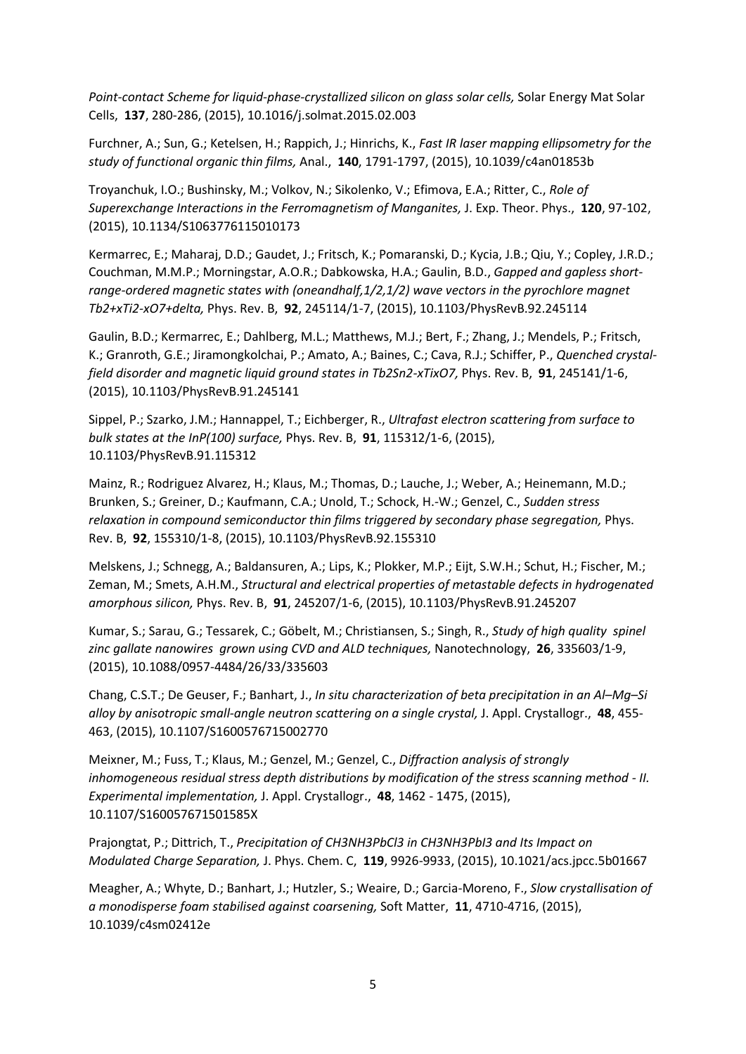*Point-contact Scheme for liquid-phase-crystallized silicon on glass solar cells,* Solar Energy Mat Solar Cells, **137**, 280-286, (2015), 10.1016/j.solmat.2015.02.003

Furchner, A.; Sun, G.; Ketelsen, H.; Rappich, J.; Hinrichs, K., *Fast IR laser mapping ellipsometry for the study of functional organic thin films,* Anal., **140**, 1791-1797, (2015), 10.1039/c4an01853b

Troyanchuk, I.O.; Bushinsky, M.; Volkov, N.; Sikolenko, V.; Efimova, E.A.; Ritter, C., *Role of Superexchange Interactions in the Ferromagnetism of Manganites,* J. Exp. Theor. Phys., **120**, 97-102, (2015), 10.1134/S1063776115010173

Kermarrec, E.; Maharaj, D.D.; Gaudet, J.; Fritsch, K.; Pomaranski, D.; Kycia, J.B.; Qiu, Y.; Copley, J.R.D.; Couchman, M.M.P.; Morningstar, A.O.R.; Dabkowska, H.A.; Gaulin, B.D., *Gapped and gapless short-range-ordered magnetic states with (oneandhalf,1/2,1/2) wave vectors in the pyrochlore magnet Tb2+xTi2-xO7+delta,* Phys. Rev. B, **92**, 245114/1-7, (2015), 10.1103/PhysRevB.92.245114

Gaulin, B.D.; Kermarrec, E.; Dahlberg, M.L.; Matthews, M.J.; Bert, F.; Zhang, J.; Mendels, P.; Fritsch, K.; Granroth, G.E.; Jiramongkolchai, P.; Amato, A.; Baines, C.; Cava, R.J.; Schiffer, P., *Quenched crystal-field disorder and magnetic liquid ground states in Tb2Sn2-xTixO7,* Phys. Rev. B, **91**, 245141/1-6, (2015), 10.1103/PhysRevB.91.245141

Sippel, P.; Szarko, J.M.; Hannappel, T.; Eichberger, R., *Ultrafast electron scattering from surface to bulk states at the InP(100) surface,* Phys. Rev. B, **91**, 115312/1-6, (2015), 10.1103/PhysRevB.91.115312

Mainz, R.; Rodriguez Alvarez, H.; Klaus, M.; Thomas, D.; Lauche, J.; Weber, A.; Heinemann, M.D.; Brunken, S.; Greiner, D.; Kaufmann, C.A.; Unold, T.; Schock, H.-W.; Genzel, C., *Sudden stress relaxation in compound semiconductor thin films triggered by secondary phase segregation,* Phys. Rev. B, **92**, 155310/1-8, (2015), 10.1103/PhysRevB.92.155310

Melskens, J.; Schnegg, A.; Baldansuren, A.; Lips, K.; Plokker, M.P.; Eijt, S.W.H.; Schut, H.; Fischer, M.; Zeman, M.; Smets, A.H.M., *Structural and electrical properties of metastable defects in hydrogenated amorphous silicon,* Phys. Rev. B, **91**, 245207/1-6, (2015), 10.1103/PhysRevB.91.245207

Kumar, S.; Sarau, G.; Tessarek, C.; Göbelt, M.; Christiansen, S.; Singh, R., *Study of high quality spinel zinc gallate nanowires grown using CVD and ALD techniques,* Nanotechnology, **26**, 335603/1-9, (2015), 10.1088/0957-4484/26/33/335603

Chang, C.S.T.; De Geuser, F.; Banhart, J., *In situ characterization of beta precipitation in an Al–Mg–Si alloy by anisotropic small-angle neutron scattering on a single crystal,* J. Appl. Crystallogr., **48**, 455-463, (2015), 10.1107/S1600576715002770

Meixner, M.; Fuss, T.; Klaus, M.; Genzel, M.; Genzel, C., *Diffraction analysis of strongly inhomogeneous residual stress depth distributions by modification of the stress scanning method - II. Experimental implementation,* J. Appl. Crystallogr., **48**, 1462 - 1475, (2015), 10.1107/S160057671501585X

Prajongtat, P.; Dittrich, T., *Precipitation of CH3NH3PbCl3 in CH3NH3PbI3 and Its Impact on Modulated Charge Separation,* J. Phys. Chem. C, **119**, 9926-9933, (2015), 10.1021/acs.jpcc.5b01667

Meagher, A.; Whyte, D.; Banhart, J.; Hutzler, S.; Weaire, D.; Garcia-Moreno, F., *Slow crystallisation of a monodisperse foam stabilised against coarsening,* Soft Matter, **11**, 4710-4716, (2015), 10.1039/c4sm02412e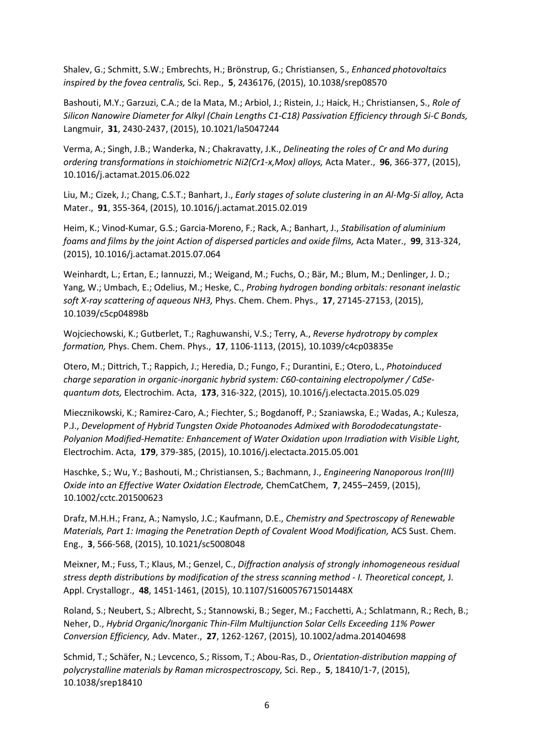Shalev, G.; Schmitt, S.W.; Embrechts, H.; Brönstrup, G.; Christiansen, S., *Enhanced photovoltaics inspired by the fovea centralis,* Sci. Rep., **5**, 2436176, (2015), 10.1038/srep08570

Bashouti, M.Y.; Garzuzi, C.A.; de la Mata, M.; Arbiol, J.; Ristein, J.; Haick, H.; Christiansen, S., *Role of Silicon Nanowire Diameter for Alkyl (Chain Lengths C1-C18) Passivation Efficiency through Si-C Bonds,* Langmuir, **31**, 2430-2437, (2015), 10.1021/la5047244

Verma, A.; Singh, J.B.; Wanderka, N.; Chakravatty, J.K., *Delineating the roles of Cr and Mo during ordering transformations in stoichiometric Ni2(Cr1-x,Mox) alloys,* Acta Mater., **96**, 366-377, (2015), 10.1016/j.actamat.2015.06.022

Liu, M.; Cizek, J.; Chang, C.S.T.; Banhart, J., *Early stages of solute clustering in an Al-Mg-Si alloy,* Acta Mater., **91**, 355-364, (2015), 10.1016/j.actamat.2015.02.019

Heim, K.; Vinod-Kumar, G.S.; Garcia-Moreno, F.; Rack, A.; Banhart, J., *Stabilisation of aluminium foams and films by the joint Action of dispersed particles and oxide films,* Acta Mater., **99**, 313-324, (2015), 10.1016/j.actamat.2015.07.064

Weinhardt, L.; Ertan, E.; Iannuzzi, M.; Weigand, M.; Fuchs, O.; Bär, M.; Blum, M.; Denlinger, J. D.; Yang, W.; Umbach, E.; Odelius, M.; Heske, C., *Probing hydrogen bonding orbitals: resonant inelastic soft X-ray scattering of aqueous NH3,* Phys. Chem. Chem. Phys., **17**, 27145-27153, (2015), 10.1039/c5cp04898b

Wojciechowski, K.; Gutberlet, T.; Raghuwanshi, V.S.; Terry, A., *Reverse hydrotropy by complex formation,* Phys. Chem. Chem. Phys., **17**, 1106-1113, (2015), 10.1039/c4cp03835e

Otero, M.; Dittrich, T.; Rappich, J.; Heredia, D.; Fungo, F.; Durantini, E.; Otero, L., *Photoinduced charge separation in organic-inorganic hybrid system: C60-containing electropolymer / CdSe-quantum dots,* Electrochim. Acta, **173**, 316-322, (2015), 10.1016/j.electacta.2015.05.029

Miecznikowski, K.; Ramirez-Caro, A.; Fiechter, S.; Bogdanoff, P.; Szaniawska, E.; Wadas, A.; Kulesza, P.J., *Development of Hybrid Tungsten Oxide Photoanodes Admixed with Borododecatungstate-Polyanion Modified-Hematite: Enhancement of Water Oxidation upon Irradiation with Visible Light,* Electrochim. Acta, **179**, 379-385, (2015), 10.1016/j.electacta.2015.05.001

Haschke, S.; Wu, Y.; Bashouti, M.; Christiansen, S.; Bachmann, J., *Engineering Nanoporous Iron(III) Oxide into an Effective Water Oxidation Electrode,* ChemCatChem, **7**, 2455–2459, (2015), 10.1002/cctc.201500623

Drafz, M.H.H.; Franz, A.; Namyslo, J.C.; Kaufmann, D.E., *Chemistry and Spectroscopy of Renewable Materials, Part 1: Imaging the Penetration Depth of Covalent Wood Modification,* ACS Sust. Chem. Eng., **3**, 566-568, (2015), 10.1021/sc5008048

Meixner, M.; Fuss, T.; Klaus, M.; Genzel, C., *Diffraction analysis of strongly inhomogeneous residual stress depth distributions by modification of the stress scanning method - I. Theoretical concept,* J. Appl. Crystallogr., **48**, 1451-1461, (2015), 10.1107/S160057671501448X

Roland, S.; Neubert, S.; Albrecht, S.; Stannowski, B.; Seger, M.; Facchetti, A.; Schlatmann, R.; Rech, B.; Neher, D., *Hybrid Organic/Inorganic Thin-Film Multijunction Solar Cells Exceeding 11% Power Conversion Efficiency,* Adv. Mater., **27**, 1262-1267, (2015), 10.1002/adma.201404698

Schmid, T.; Schäfer, N.; Levcenco, S.; Rissom, T.; Abou-Ras, D., *Orientation-distribution mapping of polycrystalline materials by Raman microspectroscopy,* Sci. Rep., **5**, 18410/1-7, (2015), 10.1038/srep18410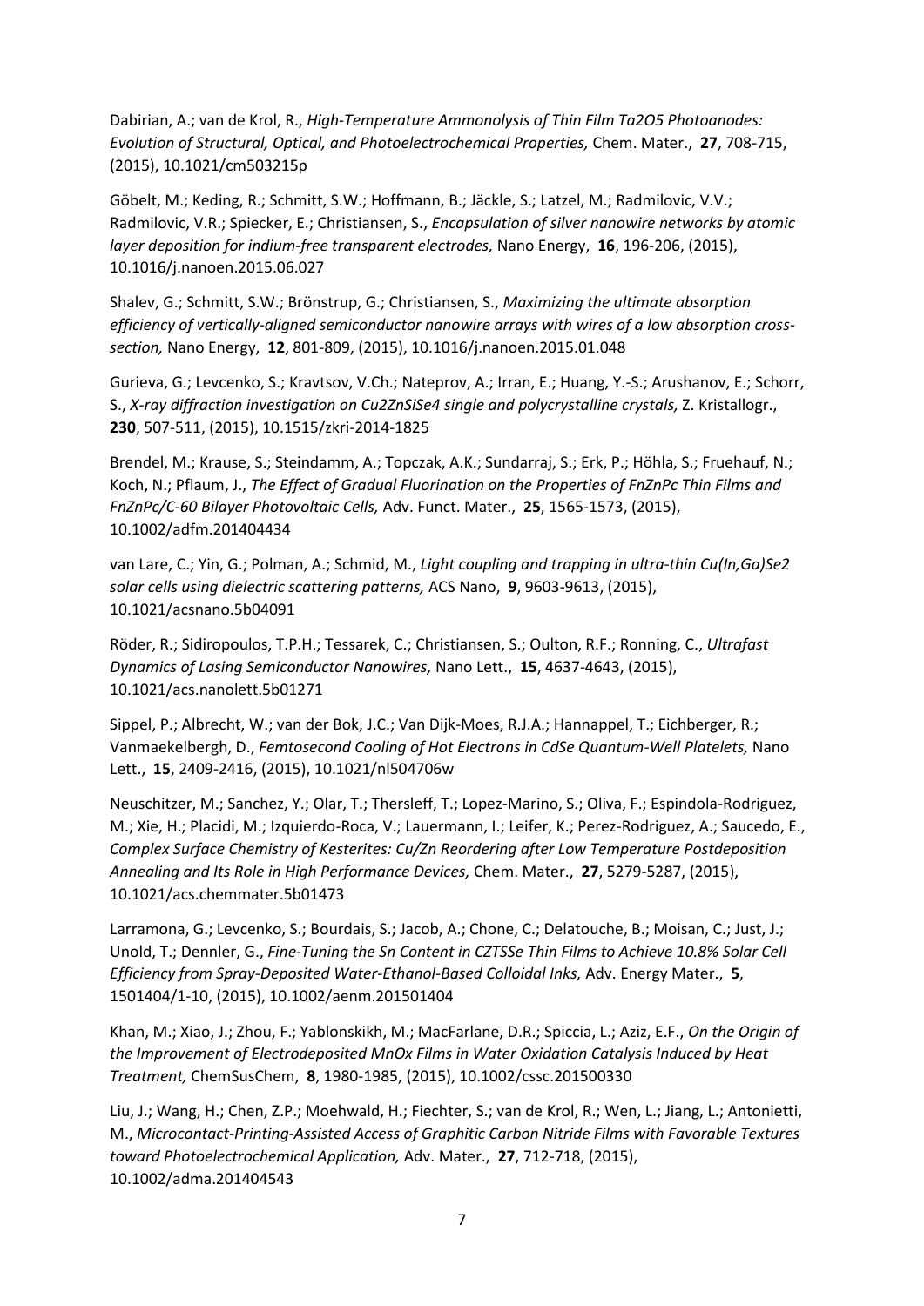Dabirian, A.; van de Krol, R., *High-Temperature Ammonolysis of Thin Film Ta2O5 Photoanodes: Evolution of Structural, Optical, and Photoelectrochemical Properties,* Chem. Mater., **27**, 708-715, (2015), 10.1021/cm503215p

Göbelt, M.; Keding, R.; Schmitt, S.W.; Hoffmann, B.; Jäckle, S.; Latzel, M.; Radmilovic, V.V.; Radmilovic, V.R.; Spiecker, E.; Christiansen, S., *Encapsulation of silver nanowire networks by atomic layer deposition for indium-free transparent electrodes,* Nano Energy, **16**, 196-206, (2015), 10.1016/j.nanoen.2015.06.027

Shalev, G.; Schmitt, S.W.; Brönstrup, G.; Christiansen, S., *Maximizing the ultimate absorption efficiency of vertically-aligned semiconductor nanowire arrays with wires of a low absorption cross-section,* Nano Energy, **12**, 801-809, (2015), 10.1016/j.nanoen.2015.01.048

Gurieva, G.; Levcenko, S.; Kravtsov, V.Ch.; Nateprov, A.; Irran, E.; Huang, Y.-S.; Arushanov, E.; Schorr, S., *X-ray diffraction investigation on Cu2ZnSiSe4 single and polycrystalline crystals,* Z. Kristallogr., **230**, 507-511, (2015), 10.1515/zkri-2014-1825

Brendel, M.; Krause, S.; Steindamm, A.; Topczak, A.K.; Sundarraj, S.; Erk, P.; Höhla, S.; Fruehauf, N.; Koch, N.; Pflaum, J., *The Effect of Gradual Fluorination on the Properties of FnZnPc Thin Films and FnZnPc/C-60 Bilayer Photovoltaic Cells,* Adv. Funct. Mater., **25**, 1565-1573, (2015), 10.1002/adfm.201404434

van Lare, C.; Yin, G.; Polman, A.; Schmid, M., *Light coupling and trapping in ultra-thin Cu(In,Ga)Se2 solar cells using dielectric scattering patterns,* ACS Nano, **9**, 9603-9613, (2015), 10.1021/acsnano.5b04091

Röder, R.; Sidiropoulos, T.P.H.; Tessarek, C.; Christiansen, S.; Oulton, R.F.; Ronning, C., *Ultrafast Dynamics of Lasing Semiconductor Nanowires,* Nano Lett., **15**, 4637-4643, (2015), 10.1021/acs.nanolett.5b01271

Sippel, P.; Albrecht, W.; van der Bok, J.C.; Van Dijk-Moes, R.J.A.; Hannappel, T.; Eichberger, R.; Vanmaekelbergh, D., *Femtosecond Cooling of Hot Electrons in CdSe Quantum-Well Platelets,* Nano Lett., **15**, 2409-2416, (2015), 10.1021/nl504706w

Neuschitzer, M.; Sanchez, Y.; Olar, T.; Thersleff, T.; Lopez-Marino, S.; Oliva, F.; Espindola-Rodriguez, M.; Xie, H.; Placidi, M.; Izquierdo-Roca, V.; Lauermann, I.; Leifer, K.; Perez-Rodriguez, A.; Saucedo, E., *Complex Surface Chemistry of Kesterites: Cu/Zn Reordering after Low Temperature Postdeposition Annealing and Its Role in High Performance Devices,* Chem. Mater., **27**, 5279-5287, (2015), 10.1021/acs.chemmater.5b01473

Larramona, G.; Levcenko, S.; Bourdais, S.; Jacob, A.; Chone, C.; Delatouche, B.; Moisan, C.; Just, J.; Unold, T.; Dennler, G., *Fine-Tuning the Sn Content in CZTSSe Thin Films to Achieve 10.8% Solar Cell Efficiency from Spray-Deposited Water-Ethanol-Based Colloidal Inks,* Adv. Energy Mater., **5**, 1501404/1-10, (2015), 10.1002/aenm.201501404

Khan, M.; Xiao, J.; Zhou, F.; Yablonskikh, M.; MacFarlane, D.R.; Spiccia, L.; Aziz, E.F., *On the Origin of the Improvement of Electrodeposited MnOx Films in Water Oxidation Catalysis Induced by Heat Treatment,* ChemSusChem, **8**, 1980-1985, (2015), 10.1002/cssc.201500330

Liu, J.; Wang, H.; Chen, Z.P.; Moehwald, H.; Fiechter, S.; van de Krol, R.; Wen, L.; Jiang, L.; Antonietti, M., *Microcontact-Printing-Assisted Access of Graphitic Carbon Nitride Films with Favorable Textures toward Photoelectrochemical Application,* Adv. Mater., **27**, 712-718, (2015), 10.1002/adma.201404543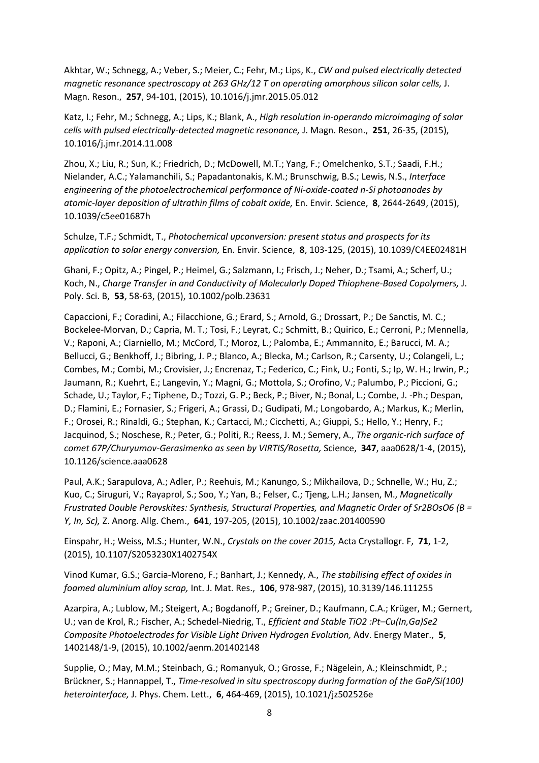Akhtar, W.; Schnegg, A.; Veber, S.; Meier, C.; Fehr, M.; Lips, K., *CW and pulsed electrically detected magnetic resonance spectroscopy at 263 GHz/12 T on operating amorphous silicon solar cells,* J. Magn. Reson., **257**, 94-101, (2015), 10.1016/j.jmr.2015.05.012

Katz, I.; Fehr, M.; Schnegg, A.; Lips, K.; Blank, A., *High resolution in-operando microimaging of solar cells with pulsed electrically-detected magnetic resonance,* J. Magn. Reson., **251**, 26-35, (2015), 10.1016/j.jmr.2014.11.008

Zhou, X.; Liu, R.; Sun, K.; Friedrich, D.; McDowell, M.T.; Yang, F.; Omelchenko, S.T.; Saadi, F.H.; Nielander, A.C.; Yalamanchili, S.; Papadantonakis, K.M.; Brunschwig, B.S.; Lewis, N.S., *Interface engineering of the photoelectrochemical performance of Ni-oxide-coated n-Si photoanodes by atomic-layer deposition of ultrathin films of cobalt oxide,* En. Envir. Science, **8**, 2644-2649, (2015), 10.1039/c5ee01687h

Schulze, T.F.; Schmidt, T., *Photochemical upconversion: present status and prospects for its application to solar energy conversion,* En. Envir. Science, **8**, 103-125, (2015), 10.1039/C4EE02481H

Ghani, F.; Opitz, A.; Pingel, P.; Heimel, G.; Salzmann, I.; Frisch, J.; Neher, D.; Tsami, A.; Scherf, U.; Koch, N., *Charge Transfer in and Conductivity of Molecularly Doped Thiophene-Based Copolymers,* J. Poly. Sci. B, **53**, 58-63, (2015), 10.1002/polb.23631

Capaccioni, F.; Coradini, A.; Filacchione, G.; Erard, S.; Arnold, G.; Drossart, P.; De Sanctis, M. C.; Bockelee-Morvan, D.; Capria, M. T.; Tosi, F.; Leyrat, C.; Schmitt, B.; Quirico, E.; Cerroni, P.; Mennella, V.; Raponi, A.; Ciarniello, M.; McCord, T.; Moroz, L.; Palomba, E.; Ammannito, E.; Barucci, M. A.; Bellucci, G.; Benkhoff, J.; Bibring, J. P.; Blanco, A.; Blecka, M.; Carlson, R.; Carsenty, U.; Colangeli, L.; Combes, M.; Combi, M.; Crovisier, J.; Encrenaz, T.; Federico, C.; Fink, U.; Fonti, S.; Ip, W. H.; Irwin, P.; Jaumann, R.; Kuehrt, E.; Langevin, Y.; Magni, G.; Mottola, S.; Orofino, V.; Palumbo, P.; Piccioni, G.; Schade, U.; Taylor, F.; Tiphene, D.; Tozzi, G. P.; Beck, P.; Biver, N.; Bonal, L.; Combe, J. -Ph.; Despan, D.; Flamini, E.; Fornasier, S.; Frigeri, A.; Grassi, D.; Gudipati, M.; Longobardo, A.; Markus, K.; Merlin, F.; Orosei, R.; Rinaldi, G.; Stephan, K.; Cartacci, M.; Cicchetti, A.; Giuppi, S.; Hello, Y.; Henry, F.; Jacquinod, S.; Noschese, R.; Peter, G.; Politi, R.; Reess, J. M.; Semery, A., *The organic-rich surface of comet 67P/Churyumov-Gerasimenko as seen by VIRTIS/Rosetta,* Science, **347**, aaa0628/1-4, (2015), 10.1126/science.aaa0628

Paul, A.K.; Sarapulova, A.; Adler, P.; Reehuis, M.; Kanungo, S.; Mikhailova, D.; Schnelle, W.; Hu, Z.; Kuo, C.; Siruguri, V.; Rayaprol, S.; Soo, Y.; Yan, B.; Felser, C.; Tjeng, L.H.; Jansen, M., *Magnetically Frustrated Double Perovskites: Synthesis, Structural Properties, and Magnetic Order of $Sr_2BOsO_6$ (B = Y, In, Sc),* Z. Anorg. Allg. Chem., **641**, 197-205, (2015), 10.1002/zaac.201400590

Einspahr, H.; Weiss, M.S.; Hunter, W.N., *Crystals on the cover 2015,* Acta Crystallogr. F, **71**, 1-2, (2015), 10.1107/S2053230X1402754X

Vinod Kumar, G.S.; Garcia-Moreno, F.; Banhart, J.; Kennedy, A., *The stabilising effect of oxides in foamed aluminium alloy scrap,* Int. J. Mat. Res., **106**, 978-987, (2015), 10.3139/146.111255

Azarpira, A.; Lublow, M.; Steigert, A.; Bogdanoff, P.; Greiner, D.; Kaufmann, C.A.; Krüger, M.; Gernert, U.; van de Krol, R.; Fischer, A.; Schedel-Niedrig, T., *Efficient and Stable $TiO_2$ :Pt–Cu(In,Ga)$Se_2$ Composite Photoelectrodes for Visible Light Driven Hydrogen Evolution,* Adv. Energy Mater., **5**, 1402148/1-9, (2015), 10.1002/aenm.201402148

Supplie, O.; May, M.M.; Steinbach, G.; Romanyuk, O.; Grosse, F.; Nägelein, A.; Kleinschmidt, P.; Brückner, S.; Hannappel, T., *Time-resolved in situ spectroscopy during formation of the GaP/Si(100) heterointerface,* J. Phys. Chem. Lett., **6**, 464-469, (2015), 10.1021/jz502526e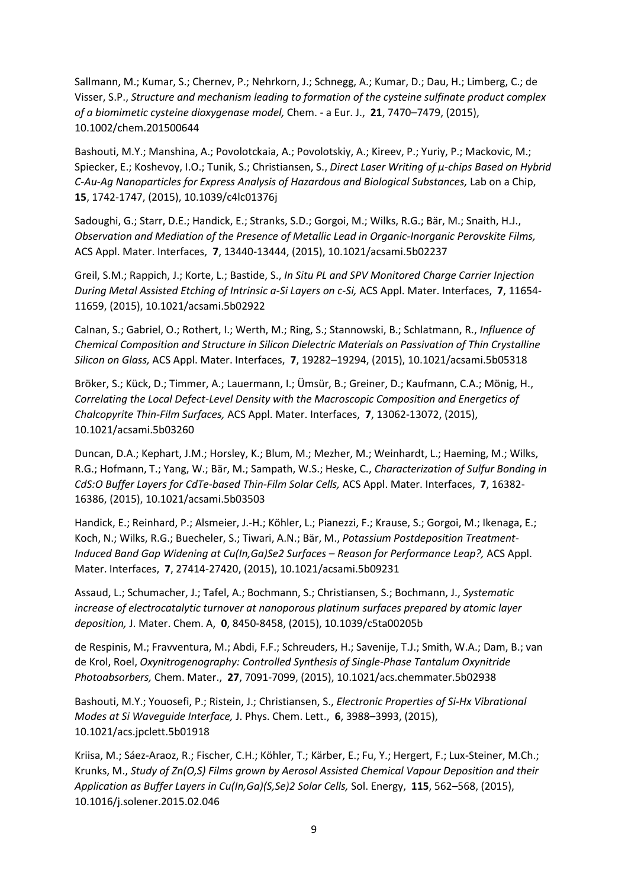Sallmann, M.; Kumar, S.; Chernev, P.; Nehrkorn, J.; Schnegg, A.; Kumar, D.; Dau, H.; Limberg, C.; de Visser, S.P., *Structure and mechanism leading to formation of the cysteine sulfinate product complex of a biomimetic cysteine dioxygenase model,* Chem. - a Eur. J., **21**, 7470–7479, (2015), 10.1002/chem.201500644

Bashouti, M.Y.; Manshina, A.; Povolotckaia, A.; Povolotskiy, A.; Kireev, P.; Yuriy, P.; Mackovic, M.; Spiecker, E.; Koshevoy, I.O.; Tunik, S.; Christiansen, S., *Direct Laser Writing of μ-chips Based on Hybrid C-Au-Ag Nanoparticles for Express Analysis of Hazardous and Biological Substances,* Lab on a Chip, **15**, 1742-1747, (2015), 10.1039/c4lc01376j

Sadoughi, G.; Starr, D.E.; Handick, E.; Stranks, S.D.; Gorgoi, M.; Wilks, R.G.; Bär, M.; Snaith, H.J., *Observation and Mediation of the Presence of Metallic Lead in Organic-Inorganic Perovskite Films,* ACS Appl. Mater. Interfaces, **7**, 13440-13444, (2015), 10.1021/acsami.5b02237

Greil, S.M.; Rappich, J.; Korte, L.; Bastide, S., *In Situ PL and SPV Monitored Charge Carrier Injection During Metal Assisted Etching of Intrinsic a-Si Layers on c-Si,* ACS Appl. Mater. Interfaces, **7**, 11654-11659, (2015), 10.1021/acsami.5b02922

Calnan, S.; Gabriel, O.; Rothert, I.; Werth, M.; Ring, S.; Stannowski, B.; Schlatmann, R., *Influence of Chemical Composition and Structure in Silicon Dielectric Materials on Passivation of Thin Crystalline Silicon on Glass,* ACS Appl. Mater. Interfaces, **7**, 19282–19294, (2015), 10.1021/acsami.5b05318

Bröker, S.; Kück, D.; Timmer, A.; Lauermann, I.; Ümsür, B.; Greiner, D.; Kaufmann, C.A.; Mönig, H., *Correlating the Local Defect-Level Density with the Macroscopic Composition and Energetics of Chalcopyrite Thin-Film Surfaces,* ACS Appl. Mater. Interfaces, **7**, 13062-13072, (2015), 10.1021/acsami.5b03260

Duncan, D.A.; Kephart, J.M.; Horsley, K.; Blum, M.; Mezher, M.; Weinhardt, L.; Haeming, M.; Wilks, R.G.; Hofmann, T.; Yang, W.; Bär, M.; Sampath, W.S.; Heske, C., *Characterization of Sulfur Bonding in CdS:O Buffer Layers for CdTe-based Thin-Film Solar Cells,* ACS Appl. Mater. Interfaces, **7**, 16382-16386, (2015), 10.1021/acsami.5b03503

Handick, E.; Reinhard, P.; Alsmeier, J.-H.; Köhler, L.; Pianezzi, F.; Krause, S.; Gorgoi, M.; Ikenaga, E.; Koch, N.; Wilks, R.G.; Buecheler, S.; Tiwari, A.N.; Bär, M., *Potassium Postdeposition Treatment-Induced Band Gap Widening at Cu(In,Ga)Se2 Surfaces – Reason for Performance Leap?,* ACS Appl. Mater. Interfaces, **7**, 27414-27420, (2015), 10.1021/acsami.5b09231

Assaud, L.; Schumacher, J.; Tafel, A.; Bochmann, S.; Christiansen, S.; Bochmann, J., *Systematic increase of electrocatalytic turnover at nanoporous platinum surfaces prepared by atomic layer deposition,* J. Mater. Chem. A, **0**, 8450-8458, (2015), 10.1039/c5ta00205b

de Respinis, M.; Fravventura, M.; Abdi, F.F.; Schreuders, H.; Savenije, T.J.; Smith, W.A.; Dam, B.; van de Krol, Roel, *Oxynitrogenography: Controlled Synthesis of Single-Phase Tantalum Oxynitride Photoabsorbers,* Chem. Mater., **27**, 7091-7099, (2015), 10.1021/acs.chemmater.5b02938

Bashouti, M.Y.; Youosefi, P.; Ristein, J.; Christiansen, S., *Electronic Properties of Si-Hx Vibrational Modes at Si Waveguide Interface,* J. Phys. Chem. Lett., **6**, 3988–3993, (2015), 10.1021/acs.jpclett.5b01918

Kriisa, M.; Sáez-Araoz, R.; Fischer, C.H.; Köhler, T.; Kärber, E.; Fu, Y.; Hergert, F.; Lux-Steiner, M.Ch.; Krunks, M., *Study of Zn(O,S) Films grown by Aerosol Assisted Chemical Vapour Deposition and their Application as Buffer Layers in Cu(In,Ga)(S,Se)2 Solar Cells,* Sol. Energy, **115**, 562–568, (2015), 10.1016/j.solener.2015.02.046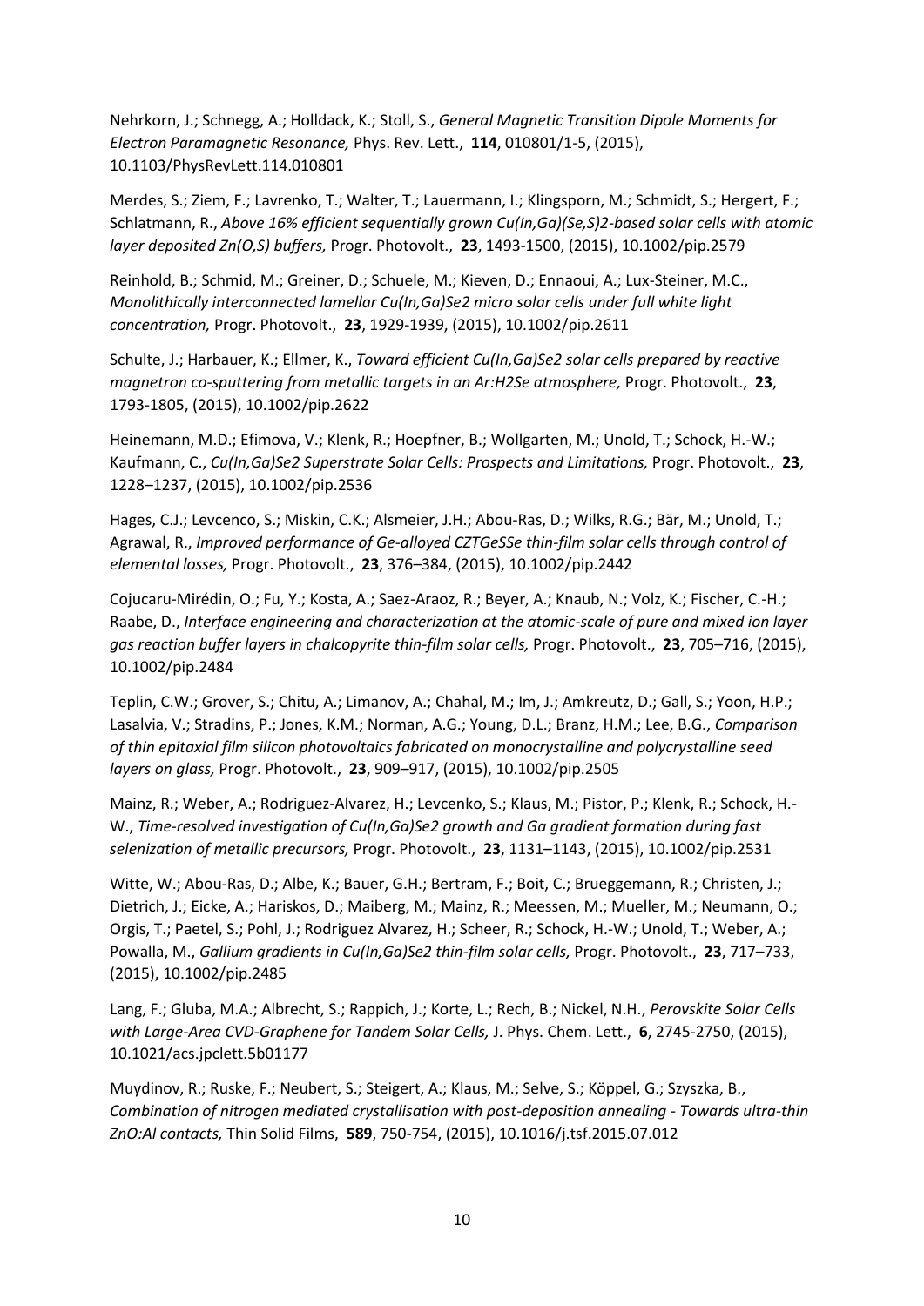Nehrkorn, J.; Schnegg, A.; Holldack, K.; Stoll, S., *General Magnetic Transition Dipole Moments for Electron Paramagnetic Resonance,* Phys. Rev. Lett., **114**, 010801/1-5, (2015), 10.1103/PhysRevLett.114.010801

Merdes, S.; Ziem, F.; Lavrenko, T.; Walter, T.; Lauermann, I.; Klingsporn, M.; Schmidt, S.; Hergert, F.; Schlatmann, R., *Above 16% efficient sequentially grown Cu(In,Ga)(Se,S)2-based solar cells with atomic layer deposited Zn(O,S) buffers,* Progr. Photovolt., **23**, 1493-1500, (2015), 10.1002/pip.2579

Reinhold, B.; Schmid, M.; Greiner, D.; Schuele, M.; Kieven, D.; Ennaoui, A.; Lux-Steiner, M.C., *Monolithically interconnected lamellar Cu(In,Ga)Se2 micro solar cells under full white light concentration,* Progr. Photovolt., **23**, 1929-1939, (2015), 10.1002/pip.2611

Schulte, J.; Harbauer, K.; Ellmer, K., *Toward efficient Cu(In,Ga)Se2 solar cells prepared by reactive magnetron co-sputtering from metallic targets in an Ar:H2Se atmosphere,* Progr. Photovolt., **23**, 1793-1805, (2015), 10.1002/pip.2622

Heinemann, M.D.; Efimova, V.; Klenk, R.; Hoepfner, B.; Wollgarten, M.; Unold, T.; Schock, H.-W.; Kaufmann, C., *Cu(In,Ga)Se2 Superstrate Solar Cells: Prospects and Limitations,* Progr. Photovolt., **23**, 1228–1237, (2015), 10.1002/pip.2536

Hages, C.J.; Levcenco, S.; Miskin, C.K.; Alsmeier, J.H.; Abou-Ras, D.; Wilks, R.G.; Bär, M.; Unold, T.; Agrawal, R., *Improved performance of Ge-alloyed CZTGeSSe thin-film solar cells through control of elemental losses,* Progr. Photovolt., **23**, 376–384, (2015), 10.1002/pip.2442

Cojucaru-Mirédin, O.; Fu, Y.; Kosta, A.; Saez-Araoz, R.; Beyer, A.; Knaub, N.; Volz, K.; Fischer, C.-H.; Raabe, D., *Interface engineering and characterization at the atomic-scale of pure and mixed ion layer gas reaction buffer layers in chalcopyrite thin-film solar cells,* Progr. Photovolt., **23**, 705–716, (2015), 10.1002/pip.2484

Teplin, C.W.; Grover, S.; Chitu, A.; Limanov, A.; Chahal, M.; Im, J.; Amkreutz, D.; Gall, S.; Yoon, H.P.; Lasalvia, V.; Stradins, P.; Jones, K.M.; Norman, A.G.; Young, D.L.; Branz, H.M.; Lee, B.G., *Comparison of thin epitaxial film silicon photovoltaics fabricated on monocrystalline and polycrystalline seed layers on glass,* Progr. Photovolt., **23**, 909–917, (2015), 10.1002/pip.2505

Mainz, R.; Weber, A.; Rodriguez-Alvarez, H.; Levcenko, S.; Klaus, M.; Pistor, P.; Klenk, R.; Schock, H.-W., *Time-resolved investigation of Cu(In,Ga)Se2 growth and Ga gradient formation during fast selenization of metallic precursors,* Progr. Photovolt., **23**, 1131–1143, (2015), 10.1002/pip.2531

Witte, W.; Abou-Ras, D.; Albe, K.; Bauer, G.H.; Bertram, F.; Boit, C.; Brueggemann, R.; Christen, J.; Dietrich, J.; Eicke, A.; Hariskos, D.; Maiberg, M.; Mainz, R.; Meessen, M.; Mueller, M.; Neumann, O.; Orgis, T.; Paetel, S.; Pohl, J.; Rodriguez Alvarez, H.; Scheer, R.; Schock, H.-W.; Unold, T.; Weber, A.; Powalla, M., *Gallium gradients in Cu(In,Ga)Se2 thin-film solar cells,* Progr. Photovolt., **23**, 717–733, (2015), 10.1002/pip.2485

Lang, F.; Gluba, M.A.; Albrecht, S.; Rappich, J.; Korte, L.; Rech, B.; Nickel, N.H., *Perovskite Solar Cells with Large-Area CVD-Graphene for Tandem Solar Cells,* J. Phys. Chem. Lett., **6**, 2745-2750, (2015), 10.1021/acs.jpclett.5b01177

Muydinov, R.; Ruske, F.; Neubert, S.; Steigert, A.; Klaus, M.; Selve, S.; Köppel, G.; Szyszka, B., *Combination of nitrogen mediated crystallisation with post-deposition annealing - Towards ultra-thin ZnO:Al contacts,* Thin Solid Films, **589**, 750-754, (2015), 10.1016/j.tsf.2015.07.012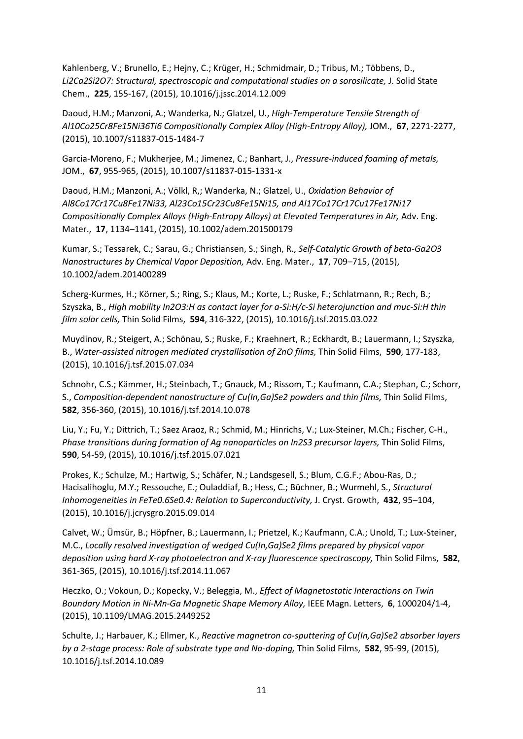Kahlenberg, V.; Brunello, E.; Hejny, C.; Krüger, H.; Schmidmair, D.; Tribus, M.; Többens, D., *$Li_2Ca_2Si_2O_7$: Structural, spectroscopic and computational studies on a sorosilicate,* J. Solid State Chem., **225**, 155-167, (2015), 10.1016/j.jssc.2014.12.009

Daoud, H.M.; Manzoni, A.; Wanderka, N.; Glatzel, U., *High-Temperature Tensile Strength of $Al_{10}Co_{25}Cr_8Fe_{15}Ni_{36}Ti_6$ Compositionally Complex Alloy (High-Entropy Alloy),* JOM., **67**, 2271-2277, (2015), 10.1007/s11837-015-1484-7

Garcia-Moreno, F.; Mukherjee, M.; Jimenez, C.; Banhart, J., *Pressure-induced foaming of metals,* JOM., **67**, 955-965, (2015), 10.1007/s11837-015-1331-x

Daoud, H.M.; Manzoni, A.; Völkl, R,; Wanderka, N.; Glatzel, U., *Oxidation Behavior of $Al_8Co_{17}Cr_{17}Cu_8Fe_{17}Ni_{33}$, $Al_{23}Co_{15}Cr_{23}Cu_8Fe_{15}Ni_{15}$, and $Al_{17}Co_{17}Cr_{17}Cu_{17}Fe_{17}Ni_{17}$ Compositionally Complex Alloys (High-Entropy Alloys) at Elevated Temperatures in Air,* Adv. Eng. Mater., **17**, 1134–1141, (2015), 10.1002/adem.201500179

Kumar, S.; Tessarek, C.; Sarau, G.; Christiansen, S.; Singh, R., *Self-Catalytic Growth of beta-$Ga_2O_3$ Nanostructures by Chemical Vapor Deposition,* Adv. Eng. Mater., **17**, 709–715, (2015), 10.1002/adem.201400289

Scherg-Kurmes, H.; Körner, S.; Ring, S.; Klaus, M.; Korte, L.; Ruske, F.; Schlatmann, R.; Rech, B.; Szyszka, B., *High mobility $In_2O_3$:H as contact layer for a-Si:H/c-Si heterojunction and muc-Si:H thin film solar cells,* Thin Solid Films, **594**, 316-322, (2015), 10.1016/j.tsf.2015.03.022

Muydinov, R.; Steigert, A.; Schönau, S.; Ruske, F.; Kraehnert, R.; Eckhardt, B.; Lauermann, I.; Szyszka, B., *Water-assisted nitrogen mediated crystallisation of ZnO films,* Thin Solid Films, **590**, 177-183, (2015), 10.1016/j.tsf.2015.07.034

Schnohr, C.S.; Kämmer, H.; Steinbach, T.; Gnauck, M.; Rissom, T.; Kaufmann, C.A.; Stephan, C.; Schorr, S., *Composition-dependent nanostructure of $Cu(In,Ga)Se_2$ powders and thin films,* Thin Solid Films, **582**, 356-360, (2015), 10.1016/j.tsf.2014.10.078

Liu, Y.; Fu, Y.; Dittrich, T.; Saez Araoz, R.; Schmid, M.; Hinrichs, V.; Lux-Steiner, M.Ch.; Fischer, C-H., *Phase transitions during formation of Ag nanoparticles on $In_2S_3$ precursor layers,* Thin Solid Films, **590**, 54-59, (2015), 10.1016/j.tsf.2015.07.021

Prokes, K.; Schulze, M.; Hartwig, S.; Schäfer, N.; Landsgesell, S.; Blum, C.G.F.; Abou-Ras, D.; Hacisalihoglu, M.Y.; Ressouche, E.; Ouladdiaf, B.; Hess, C.; Büchner, B.; Wurmehl, S., *Structural Inhomogeneities in $FeTe_{0.6}Se_{0.4}$: Relation to Superconductivity,* J. Cryst. Growth, **432**, 95–104, (2015), 10.1016/j.jcrysgro.2015.09.014

Calvet, W.; Ümsür, B.; Höpfner, B.; Lauermann, I.; Prietzel, K.; Kaufmann, C.A.; Unold, T.; Lux-Steiner, M.C., *Locally resolved investigation of wedged $Cu(In,Ga)Se_2$ films prepared by physical vapor deposition using hard X-ray photoelectron and X-ray fluorescence spectroscopy,* Thin Solid Films, **582**, 361-365, (2015), 10.1016/j.tsf.2014.11.067

Heczko, O.; Vokoun, D.; Kopecky, V.; Beleggia, M., *Effect of Magnetostatic Interactions on Twin Boundary Motion in Ni-Mn-Ga Magnetic Shape Memory Alloy,* IEEE Magn. Letters, **6**, 1000204/1-4, (2015), 10.1109/LMAG.2015.2449252

Schulte, J.; Harbauer, K.; Ellmer, K., *Reactive magnetron co-sputtering of $Cu(In,Ga)Se_2$ absorber layers by a 2-stage process: Role of substrate type and Na-doping,* Thin Solid Films, **582**, 95-99, (2015), 10.1016/j.tsf.2014.10.089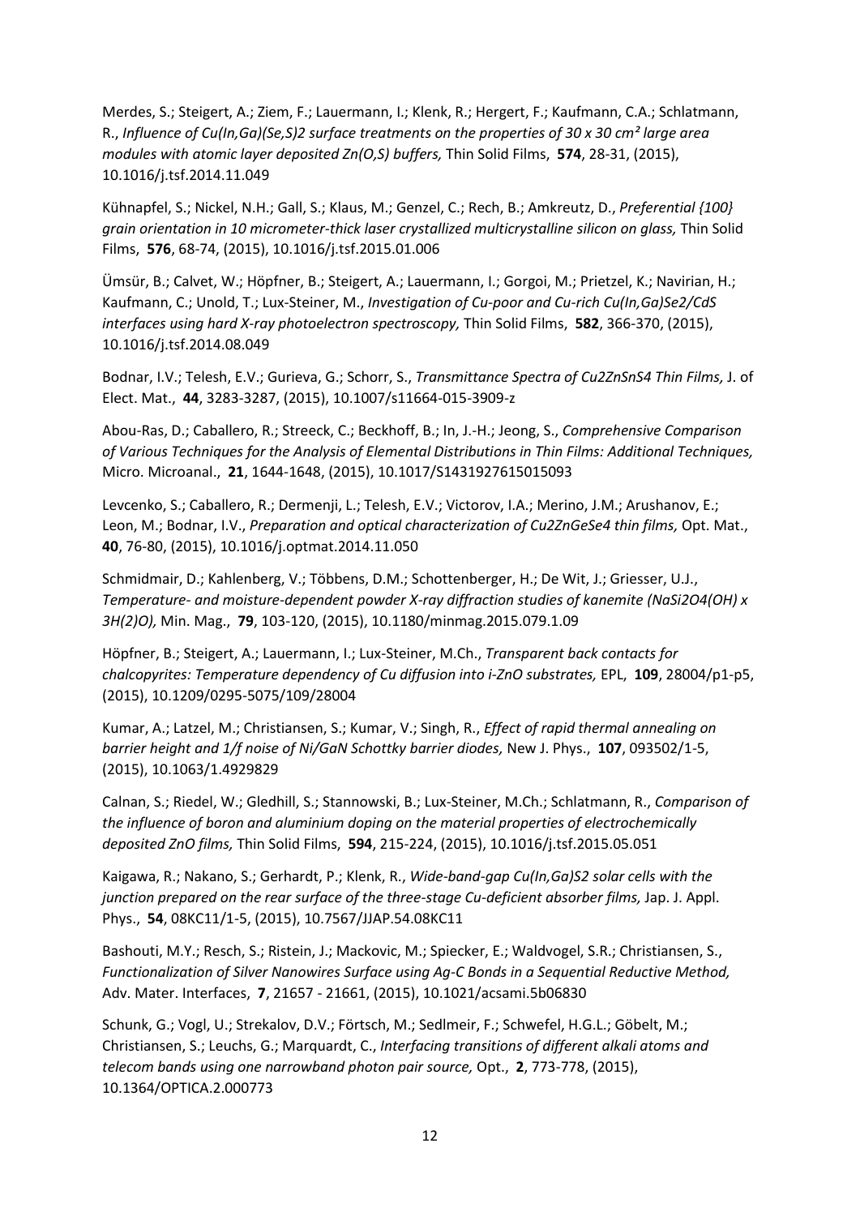Merdes, S.; Steigert, A.; Ziem, F.; Lauermann, I.; Klenk, R.; Hergert, F.; Kaufmann, C.A.; Schlatmann, R., *Influence of Cu(In,Ga)(Se,S)2 surface treatments on the properties of 30 x 30 cm² large area modules with atomic layer deposited Zn(O,S) buffers,* Thin Solid Films, **574**, 28-31, (2015), 10.1016/j.tsf.2014.11.049

Kühnapfel, S.; Nickel, N.H.; Gall, S.; Klaus, M.; Genzel, C.; Rech, B.; Amkreutz, D., *Preferential {100} grain orientation in 10 micrometer-thick laser crystallized multicrystalline silicon on glass,* Thin Solid Films, **576**, 68-74, (2015), 10.1016/j.tsf.2015.01.006

Ümsür, B.; Calvet, W.; Höpfner, B.; Steigert, A.; Lauermann, I.; Gorgoi, M.; Prietzel, K.; Navirian, H.; Kaufmann, C.; Unold, T.; Lux-Steiner, M., *Investigation of Cu-poor and Cu-rich Cu(In,Ga)Se2/CdS interfaces using hard X-ray photoelectron spectroscopy,* Thin Solid Films, **582**, 366-370, (2015), 10.1016/j.tsf.2014.08.049

Bodnar, I.V.; Telesh, E.V.; Gurieva, G.; Schorr, S., *Transmittance Spectra of Cu2ZnSnS4 Thin Films,* J. of Elect. Mat., **44**, 3283-3287, (2015), 10.1007/s11664-015-3909-z

Abou-Ras, D.; Caballero, R.; Streeck, C.; Beckhoff, B.; In, J.-H.; Jeong, S., *Comprehensive Comparison of Various Techniques for the Analysis of Elemental Distributions in Thin Films: Additional Techniques,* Micro. Microanal., **21**, 1644-1648, (2015), 10.1017/S1431927615015093

Levcenko, S.; Caballero, R.; Dermenji, L.; Telesh, E.V.; Victorov, I.A.; Merino, J.M.; Arushanov, E.; Leon, M.; Bodnar, I.V., *Preparation and optical characterization of Cu2ZnGeSe4 thin films,* Opt. Mat., **40**, 76-80, (2015), 10.1016/j.optmat.2014.11.050

Schmidmair, D.; Kahlenberg, V.; Többens, D.M.; Schottenberger, H.; De Wit, J.; Griesser, U.J., *Temperature- and moisture-dependent powder X-ray diffraction studies of kanemite (NaSi2O4(OH) x 3H(2)O),* Min. Mag., **79**, 103-120, (2015), 10.1180/minmag.2015.079.1.09

Höpfner, B.; Steigert, A.; Lauermann, I.; Lux-Steiner, M.Ch., *Transparent back contacts for chalcopyrites: Temperature dependency of Cu diffusion into i-ZnO substrates,* EPL, **109**, 28004/p1-p5, (2015), 10.1209/0295-5075/109/28004

Kumar, A.; Latzel, M.; Christiansen, S.; Kumar, V.; Singh, R., *Effect of rapid thermal annealing on barrier height and 1/f noise of Ni/GaN Schottky barrier diodes,* New J. Phys., **107**, 093502/1-5, (2015), 10.1063/1.4929829

Calnan, S.; Riedel, W.; Gledhill, S.; Stannowski, B.; Lux-Steiner, M.Ch.; Schlatmann, R., *Comparison of the influence of boron and aluminium doping on the material properties of electrochemically deposited ZnO films,* Thin Solid Films, **594**, 215-224, (2015), 10.1016/j.tsf.2015.05.051

Kaigawa, R.; Nakano, S.; Gerhardt, P.; Klenk, R., *Wide-band-gap Cu(In,Ga)S2 solar cells with the junction prepared on the rear surface of the three-stage Cu-deficient absorber films,* Jap. J. Appl. Phys., **54**, 08KC11/1-5, (2015), 10.7567/JJAP.54.08KC11

Bashouti, M.Y.; Resch, S.; Ristein, J.; Mackovic, M.; Spiecker, E.; Waldvogel, S.R.; Christiansen, S., *Functionalization of Silver Nanowires Surface using Ag-C Bonds in a Sequential Reductive Method,* Adv. Mater. Interfaces, **7**, 21657 - 21661, (2015), 10.1021/acsami.5b06830

Schunk, G.; Vogl, U.; Strekalov, D.V.; Förtsch, M.; Sedlmeir, F.; Schwefel, H.G.L.; Göbelt, M.; Christiansen, S.; Leuchs, G.; Marquardt, C., *Interfacing transitions of different alkali atoms and telecom bands using one narrowband photon pair source,* Opt., **2**, 773-778, (2015), 10.1364/OPTICA.2.000773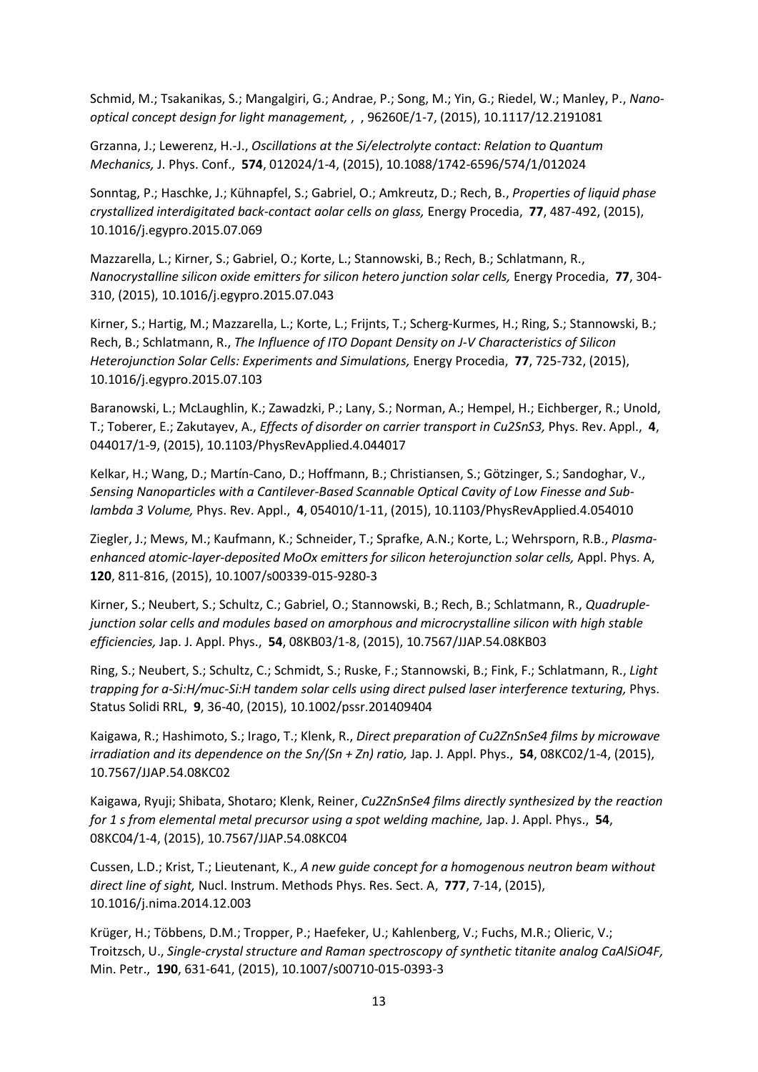Schmid, M.; Tsakanikas, S.; Mangalgiri, G.; Andrae, P.; Song, M.; Yin, G.; Riedel, W.; Manley, P., *Nano-optical concept design for light management,* , , 96260E/1-7, (2015), 10.1117/12.2191081

Grzanna, J.; Lewerenz, H.-J., *Oscillations at the Si/electrolyte contact: Relation to Quantum Mechanics,* J. Phys. Conf., **574**, 012024/1-4, (2015), 10.1088/1742-6596/574/1/012024

Sonntag, P.; Haschke, J.; Kühnapfel, S.; Gabriel, O.; Amkreutz, D.; Rech, B., *Properties of liquid phase crystallized interdigitated back-contact aolar cells on glass,* Energy Procedia, **77**, 487-492, (2015), 10.1016/j.egypro.2015.07.069

Mazzarella, L.; Kirner, S.; Gabriel, O.; Korte, L.; Stannowski, B.; Rech, B.; Schlatmann, R., *Nanocrystalline silicon oxide emitters for silicon hetero junction solar cells,* Energy Procedia, **77**, 304-310, (2015), 10.1016/j.egypro.2015.07.043

Kirner, S.; Hartig, M.; Mazzarella, L.; Korte, L.; Frijnts, T.; Scherg-Kurmes, H.; Ring, S.; Stannowski, B.; Rech, B.; Schlatmann, R., *The Influence of ITO Dopant Density on J-V Characteristics of Silicon Heterojunction Solar Cells: Experiments and Simulations,* Energy Procedia, **77**, 725-732, (2015), 10.1016/j.egypro.2015.07.103

Baranowski, L.; McLaughlin, K.; Zawadzki, P.; Lany, S.; Norman, A.; Hempel, H.; Eichberger, R.; Unold, T.; Toberer, E.; Zakutayev, A., *Effects of disorder on carrier transport in Cu2SnS3,* Phys. Rev. Appl., **4**, 044017/1-9, (2015), 10.1103/PhysRevApplied.4.044017

Kelkar, H.; Wang, D.; Martín-Cano, D.; Hoffmann, B.; Christiansen, S.; Götzinger, S.; Sandoghar, V., *Sensing Nanoparticles with a Cantilever-Based Scannable Optical Cavity of Low Finesse and Sub-lambda 3 Volume,* Phys. Rev. Appl., **4**, 054010/1-11, (2015), 10.1103/PhysRevApplied.4.054010

Ziegler, J.; Mews, M.; Kaufmann, K.; Schneider, T.; Sprafke, A.N.; Korte, L.; Wehrspohn, R.B., *Plasma-enhanced atomic-layer-deposited MoOx emitters for silicon heterojunction solar cells,* Appl. Phys. A, **120**, 811-816, (2015), 10.1007/s00339-015-9280-3

Kirner, S.; Neubert, S.; Schultz, C.; Gabriel, O.; Stannowski, B.; Rech, B.; Schlatmann, R., *Quadruple-junction solar cells and modules based on amorphous and microcrystalline silicon with high stable efficiencies,* Jap. J. Appl. Phys., **54**, 08KB03/1-8, (2015), 10.7567/JJAP.54.08KB03

Ring, S.; Neubert, S.; Schultz, C.; Schmidt, S.; Ruske, F.; Stannowski, B.; Fink, F.; Schlatmann, R., *Light trapping for a-Si:H/muc-Si:H tandem solar cells using direct pulsed laser interference texturing,* Phys. Status Solidi RRL, **9**, 36-40, (2015), 10.1002/pssr.201409404

Kaigawa, R.; Hashimoto, S.; Irago, T.; Klenk, R., *Direct preparation of Cu2ZnSnSe4 films by microwave irradiation and its dependence on the Sn/(Sn + Zn) ratio,* Jap. J. Appl. Phys., **54**, 08KC02/1-4, (2015), 10.7567/JJAP.54.08KC02

Kaigawa, Ryuji; Shibata, Shotaro; Klenk, Reiner, *Cu2ZnSnSe4 films directly synthesized by the reaction for 1 s from elemental metal precursor using a spot welding machine,* Jap. J. Appl. Phys., **54**, 08KC04/1-4, (2015), 10.7567/JJAP.54.08KC04

Cussen, L.D.; Krist, T.; Lieutenant, K., *A new guide concept for a homogenous neutron beam without direct line of sight,* Nucl. Instrum. Methods Phys. Res. Sect. A, **777**, 7-14, (2015), 10.1016/j.nima.2014.12.003

Krüger, H.; Többens, D.M.; Tropper, P.; Haefeker, U.; Kahlenberg, V.; Fuchs, M.R.; Olieric, V.; Troitzsch, U., *Single-crystal structure and Raman spectroscopy of synthetic titanite analog CaAlSiO4F,* Min. Petr., **190**, 631-641, (2015), 10.1007/s00710-015-0393-3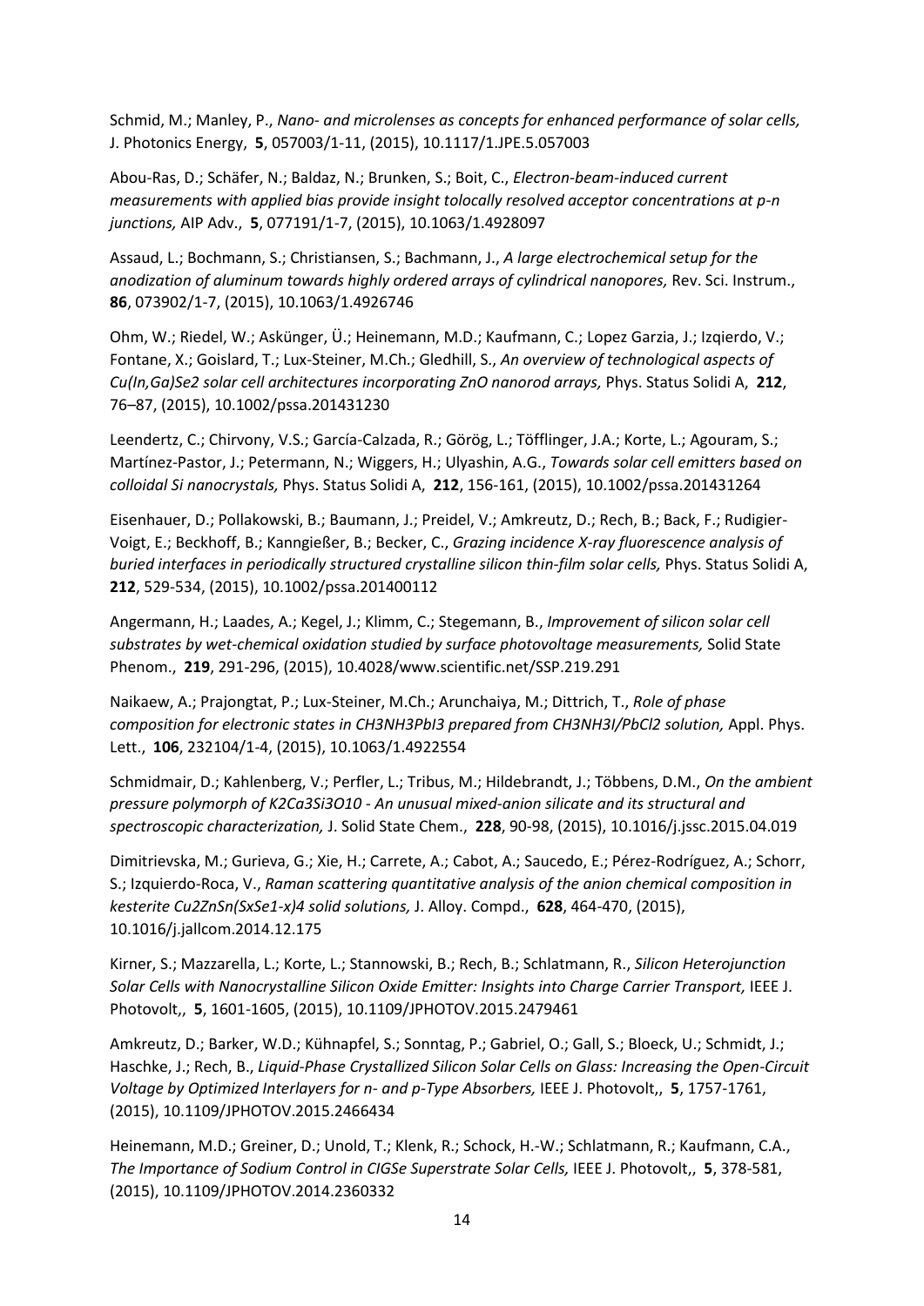Schmid, M.; Manley, P., *Nano- and microlenses as concepts for enhanced performance of solar cells,* J. Photonics Energy, **5**, 057003/1-11, (2015), 10.1117/1.JPE.5.057003

Abou-Ras, D.; Schäfer, N.; Baldaz, N.; Brunken, S.; Boit, C., *Electron-beam-induced current measurements with applied bias provide insight tolocally resolved acceptor concentrations at p-n junctions,* AIP Adv., **5**, 077191/1-7, (2015), 10.1063/1.4928097

Assaud, L.; Bochmann, S.; Christiansen, S.; Bachmann, J., *A large electrochemical setup for the anodization of aluminum towards highly ordered arrays of cylindrical nanopores,* Rev. Sci. Instrum., **86**, 073902/1-7, (2015), 10.1063/1.4926746

Ohm, W.; Riedel, W.; Askünger, Ü.; Heinemann, M.D.; Kaufmann, C.; Lopez Garzia, J.; Izqierdo, V.; Fontane, X.; Goislard, T.; Lux-Steiner, M.Ch.; Gledhill, S., *An overview of technological aspects of $Cu(In,Ga)Se_2$ solar cell architectures incorporating ZnO nanorod arrays,* Phys. Status Solidi A, **212**, 76–87, (2015), 10.1002/pssa.201431230

Leendertz, C.; Chirvony, V.S.; García-Calzada, R.; Görög, L.; Töfflinger, J.A.; Korte, L.; Agouram, S.; Martínez-Pastor, J.; Petermann, N.; Wiggers, H.; Ulyashin, A.G., *Towards solar cell emitters based on colloidal Si nanocrystals,* Phys. Status Solidi A, **212**, 156-161, (2015), 10.1002/pssa.201431264

Eisenhauer, D.; Pollakowski, B.; Baumann, J.; Preidel, V.; Amkreutz, D.; Rech, B.; Back, F.; Rudigier-Voigt, E.; Beckhoff, B.; Kanngießer, B.; Becker, C., *Grazing incidence X-ray fluorescence analysis of buried interfaces in periodically structured crystalline silicon thin-film solar cells,* Phys. Status Solidi A, **212**, 529-534, (2015), 10.1002/pssa.201400112

Angermann, H.; Laades, A.; Kegel, J.; Klimm, C.; Stegemann, B., *Improvement of silicon solar cell substrates by wet-chemical oxidation studied by surface photovoltage measurements,* Solid State Phenom., **219**, 291-296, (2015), 10.4028/www.scientific.net/SSP.219.291

Naikaew, A.; Prajongtat, P.; Lux-Steiner, M.Ch.; Arunchaiya, M.; Dittrich, T., *Role of phase composition for electronic states in $CH_3NH_3PbI_3$ prepared from $CH_3NH_3I/PbCl_2$ solution,* Appl. Phys. Lett., **106**, 232104/1-4, (2015), 10.1063/1.4922554

Schmidmair, D.; Kahlenberg, V.; Perfler, L.; Tribus, M.; Hildebrandt, J.; Többens, D.M., *On the ambient pressure polymorph of $K_2Ca_3Si_3O_{10}$ - An unusual mixed-anion silicate and its structural and spectroscopic characterization,* J. Solid State Chem., **228**, 90-98, (2015), 10.1016/j.jssc.2015.04.019

Dimitrievska, M.; Gurieva, G.; Xie, H.; Carrete, A.; Cabot, A.; Saucedo, E.; Pérez-Rodríguez, A.; Schorr, S.; Izquierdo-Roca, V., *Raman scattering quantitative analysis of the anion chemical composition in kesterite $Cu_2ZnSn(S_xSe_{1-x})_4$ solid solutions,* J. Alloy. Compd., **628**, 464-470, (2015), 10.1016/j.jallcom.2014.12.175

Kirner, S.; Mazzarella, L.; Korte, L.; Stannowski, B.; Rech, B.; Schlatmann, R., *Silicon Heterojunction Solar Cells with Nanocrystalline Silicon Oxide Emitter: Insights into Charge Carrier Transport,* IEEE J. Photovolt,, **5**, 1601-1605, (2015), 10.1109/JPHOTOV.2015.2479461

Amkreutz, D.; Barker, W.D.; Kühnapfel, S.; Sonntag, P.; Gabriel, O.; Gall, S.; Bloeck, U.; Schmidt, J.; Haschke, J.; Rech, B., *Liquid-Phase Crystallized Silicon Solar Cells on Glass: Increasing the Open-Circuit Voltage by Optimized Interlayers for n- and p-Type Absorbers,* IEEE J. Photovolt,, **5**, 1757-1761, (2015), 10.1109/JPHOTOV.2015.2466434

Heinemann, M.D.; Greiner, D.; Unold, T.; Klenk, R.; Schock, H.-W.; Schlatmann, R.; Kaufmann, C.A., *The Importance of Sodium Control in CIGSe Superstrate Solar Cells,* IEEE J. Photovolt,, **5**, 378-581, (2015), 10.1109/JPHOTOV.2014.2360332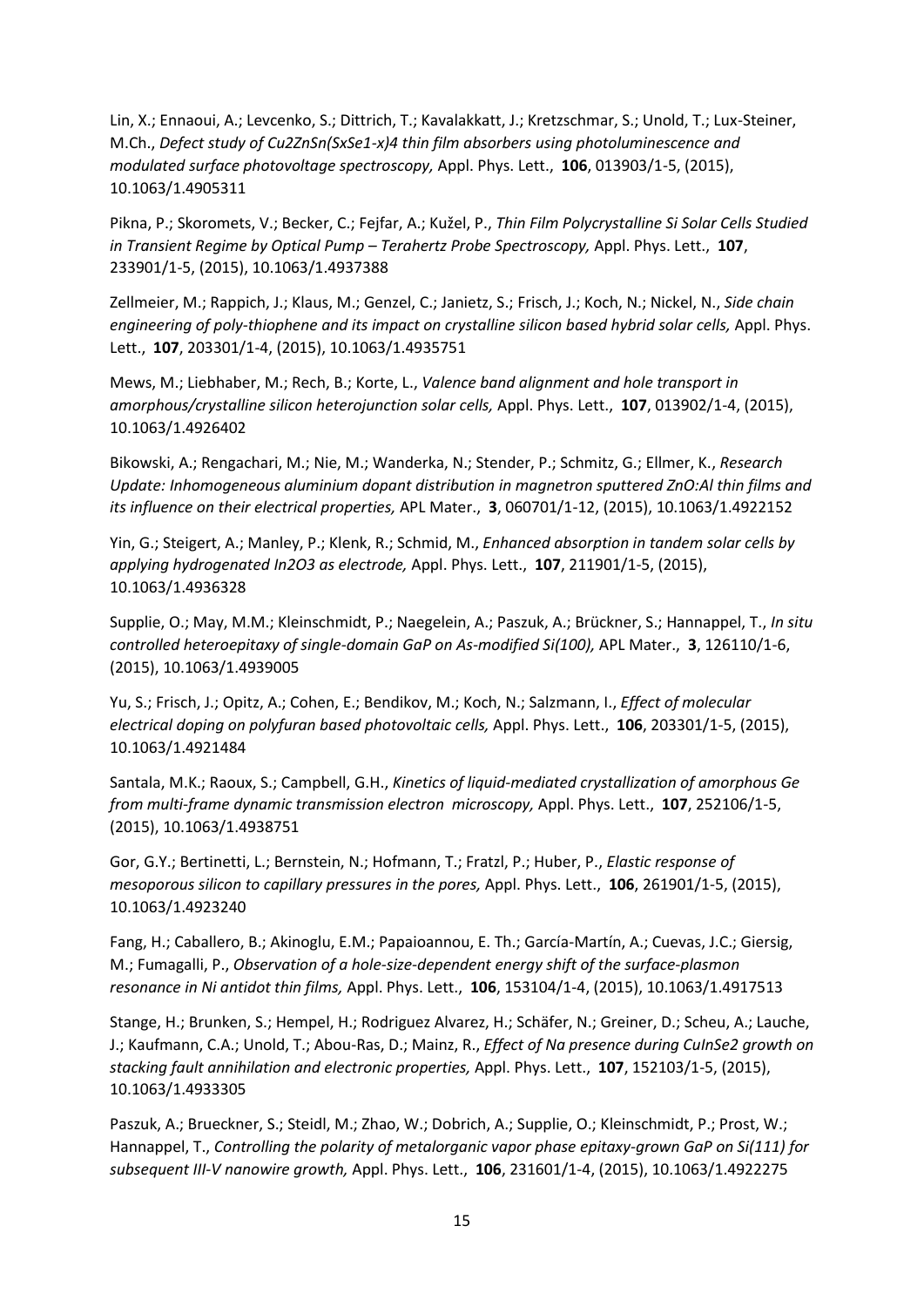Lin, X.; Ennaoui, A.; Levcenko, S.; Dittrich, T.; Kavalakkatt, J.; Kretzschmar, S.; Unold, T.; Lux-Steiner, M.Ch., *Defect study of Cu2ZnSn(SxSe1-x)4 thin film absorbers using photoluminescence and modulated surface photovoltage spectroscopy,* Appl. Phys. Lett., **106**, 013903/1-5, (2015), 10.1063/1.4905311

Pikna, P.; Skoromets, V.; Becker, C.; Fejfar, A.; Kužel, P., *Thin Film Polycrystalline Si Solar Cells Studied in Transient Regime by Optical Pump – Terahertz Probe Spectroscopy,* Appl. Phys. Lett., **107**, 233901/1-5, (2015), 10.1063/1.4937388

Zellmeier, M.; Rappich, J.; Klaus, M.; Genzel, C.; Janietz, S.; Frisch, J.; Koch, N.; Nickel, N., *Side chain engineering of poly-thiophene and its impact on crystalline silicon based hybrid solar cells,* Appl. Phys. Lett., **107**, 203301/1-4, (2015), 10.1063/1.4935751

Mews, M.; Liebhaber, M.; Rech, B.; Korte, L., *Valence band alignment and hole transport in amorphous/crystalline silicon heterojunction solar cells,* Appl. Phys. Lett., **107**, 013902/1-4, (2015), 10.1063/1.4926402

Bikowski, A.; Rengachari, M.; Nie, M.; Wanderka, N.; Stender, P.; Schmitz, G.; Ellmer, K., *Research Update: Inhomogeneous aluminium dopant distribution in magnetron sputtered ZnO:Al thin films and its influence on their electrical properties,* APL Mater., **3**, 060701/1-12, (2015), 10.1063/1.4922152

Yin, G.; Steigert, A.; Manley, P.; Klenk, R.; Schmid, M., *Enhanced absorption in tandem solar cells by applying hydrogenated In2O3 as electrode,* Appl. Phys. Lett., **107**, 211901/1-5, (2015), 10.1063/1.4936328

Supplie, O.; May, M.M.; Kleinschmidt, P.; Naegelein, A.; Paszuk, A.; Brückner, S.; Hannappel, T., *In situ controlled heteroepitaxy of single-domain GaP on As-modified Si(100),* APL Mater., **3**, 126110/1-6, (2015), 10.1063/1.4939005

Yu, S.; Frisch, J.; Opitz, A.; Cohen, E.; Bendikov, M.; Koch, N.; Salzmann, I., *Effect of molecular electrical doping on polyfuran based photovoltaic cells,* Appl. Phys. Lett., **106**, 203301/1-5, (2015), 10.1063/1.4921484

Santala, M.K.; Raoux, S.; Campbell, G.H., *Kinetics of liquid-mediated crystallization of amorphous Ge from multi-frame dynamic transmission electron microscopy,* Appl. Phys. Lett., **107**, 252106/1-5, (2015), 10.1063/1.4938751

Gor, G.Y.; Bertinetti, L.; Bernstein, N.; Hofmann, T.; Fratzl, P.; Huber, P., *Elastic response of mesoporous silicon to capillary pressures in the pores,* Appl. Phys. Lett., **106**, 261901/1-5, (2015), 10.1063/1.4923240

Fang, H.; Caballero, B.; Akinoglu, E.M.; Papaioannou, E. Th.; García-Martín, A.; Cuevas, J.C.; Giersig, M.; Fumagalli, P., *Observation of a hole-size-dependent energy shift of the surface-plasmon resonance in Ni antidot thin films,* Appl. Phys. Lett., **106**, 153104/1-4, (2015), 10.1063/1.4917513

Stange, H.; Brunken, S.; Hempel, H.; Rodriguez Alvarez, H.; Schäfer, N.; Greiner, D.; Scheu, A.; Lauche, J.; Kaufmann, C.A.; Unold, T.; Abou-Ras, D.; Mainz, R., *Effect of Na presence during CuInSe2 growth on stacking fault annihilation and electronic properties,* Appl. Phys. Lett., **107**, 152103/1-5, (2015), 10.1063/1.4933305

Paszuk, A.; Brueckner, S.; Steidl, M.; Zhao, W.; Dobrich, A.; Supplie, O.; Kleinschmidt, P.; Prost, W.; Hannappel, T., *Controlling the polarity of metalorganic vapor phase epitaxy-grown GaP on Si(111) for subsequent III-V nanowire growth,* Appl. Phys. Lett., **106**, 231601/1-4, (2015), 10.1063/1.4922275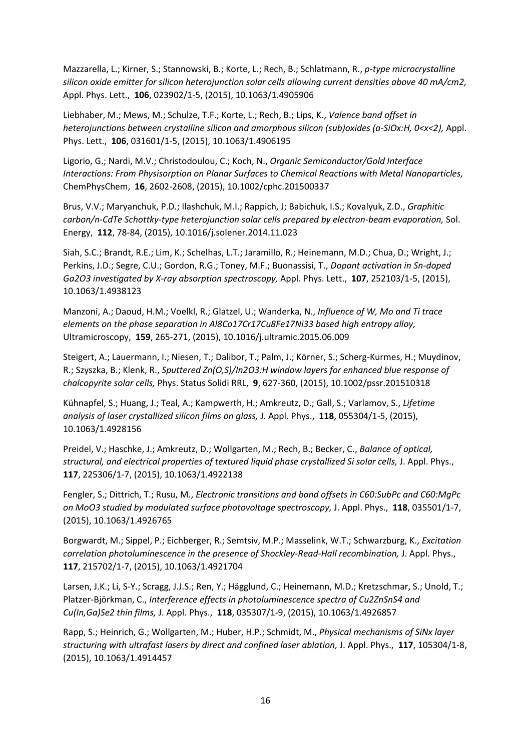Mazzarella, L.; Kirner, S.; Stannowski, B.; Korte, L.; Rech, B.; Schlatmann, R., *p-type microcrystalline silicon oxide emitter for silicon heterojunction solar cells allowing current densities above 40 mA/cm2,* Appl. Phys. Lett., **106**, 023902/1-5, (2015), 10.1063/1.4905906

Liebhaber, M.; Mews, M.; Schulze, T.F.; Korte, L.; Rech, B.; Lips, K., *Valence band offset in heterojunctions between crystalline silicon and amorphous silicon (sub)oxides (a-SiOx:H, 0<x<2),* Appl. Phys. Lett., **106**, 031601/1-5, (2015), 10.1063/1.4906195

Ligorio, G.; Nardi, M.V.; Christodoulou, C.; Koch, N., *Organic Semiconductor/Gold Interface Interactions: From Physisorption on Planar Surfaces to Chemical Reactions with Metal Nanoparticles,* ChemPhysChem, **16**, 2602-2608, (2015), 10.1002/cphc.201500337

Brus, V.V.; Maryanchuk, P.D.; Ilashchuk, M.I.; Rappich, J; Babichuk, I.S.; Kovalyuk, Z.D., *Graphitic carbon/n-CdTe Schottky-type heterojunction solar cells prepared by electron-beam evaporation,* Sol. Energy, **112**, 78-84, (2015), 10.1016/j.solener.2014.11.023

Siah, S.C.; Brandt, R.E.; Lim, K.; Schelhas, L.T.; Jaramillo, R.; Heinemann, M.D.; Chua, D.; Wright, J.; Perkins, J.D.; Segre, C.U.; Gordon, R.G.; Toney, M.F.; Buonassisi, T., *Dopant activation in Sn-doped Ga2O3 investigated by X-ray absorption spectroscopy,* Appl. Phys. Lett., **107**, 252103/1-5, (2015), 10.1063/1.4938123

Manzoni, A.; Daoud, H.M.; Voelkl, R.; Glatzel, U.; Wanderka, N., *Influence of W, Mo and Ti trace elements on the phase separation in Al8Co17Cr17Cu8Fe17Ni33 based high entropy alloy,* Ultramicroscopy, **159**, 265-271, (2015), 10.1016/j.ultramic.2015.06.009

Steigert, A.; Lauermann, I.; Niesen, T.; Dalibor, T.; Palm, J.; Körner, S.; Scherg-Kurmes, H.; Muydinov, R.; Szyszka, B.; Klenk, R., *Sputtered Zn(O,S)/In2O3:H window layers for enhanced blue response of chalcopyrite solar cells,* Phys. Status Solidi RRL, **9**, 627-360, (2015), 10.1002/pssr.201510318

Kühnapfel, S.; Huang, J.; Teal, A.; Kampwerth, H.; Amkreutz, D.; Gall, S.; Varlamov, S., *Lifetime analysis of laser crystallized silicon films on glass,* J. Appl. Phys., **118**, 055304/1-5, (2015), 10.1063/1.4928156

Preidel, V.; Haschke, J.; Amkreutz, D.; Wollgarten, M.; Rech, B.; Becker, C., *Balance of optical, structural, and electrical properties of textured liquid phase crystallized Si solar cells,* J. Appl. Phys., **117**, 225306/1-7, (2015), 10.1063/1.4922138

Fengler, S.; Dittrich, T.; Rusu, M., *Electronic transitions and band offsets in C60:SubPc and C60:MgPc on MoO3 studied by modulated surface photovoltage spectroscopy,* J. Appl. Phys., **118**, 035501/1-7, (2015), 10.1063/1.4926765

Borgwardt, M.; Sippel, P.; Eichberger, R.; Semtsiv, M.P.; Masselink, W.T.; Schwarzburg, K., *Excitation correlation photoluminescence in the presence of Shockley-Read-Hall recombination,* J. Appl. Phys., **117**, 215702/1-7, (2015), 10.1063/1.4921704

Larsen, J.K.; Li, S-Y.; Scragg, J.J.S.; Ren, Y.; Hägglund, C.; Heinemann, M.D.; Kretzschmar, S.; Unold, T.; Platzer-Björkman, C., *Interference effects in photoluminescence spectra of Cu2ZnSnS4 and Cu(In,Ga)Se2 thin films,* J. Appl. Phys., **118**, 035307/1-9, (2015), 10.1063/1.4926857

Rapp, S.; Heinrich, G.; Wollgarten, M.; Huber, H.P.; Schmidt, M., *Physical mechanisms of SiNx layer structuring with ultrafast lasers by direct and confined laser ablation,* J. Appl. Phys., **117**, 105304/1-8, (2015), 10.1063/1.4914457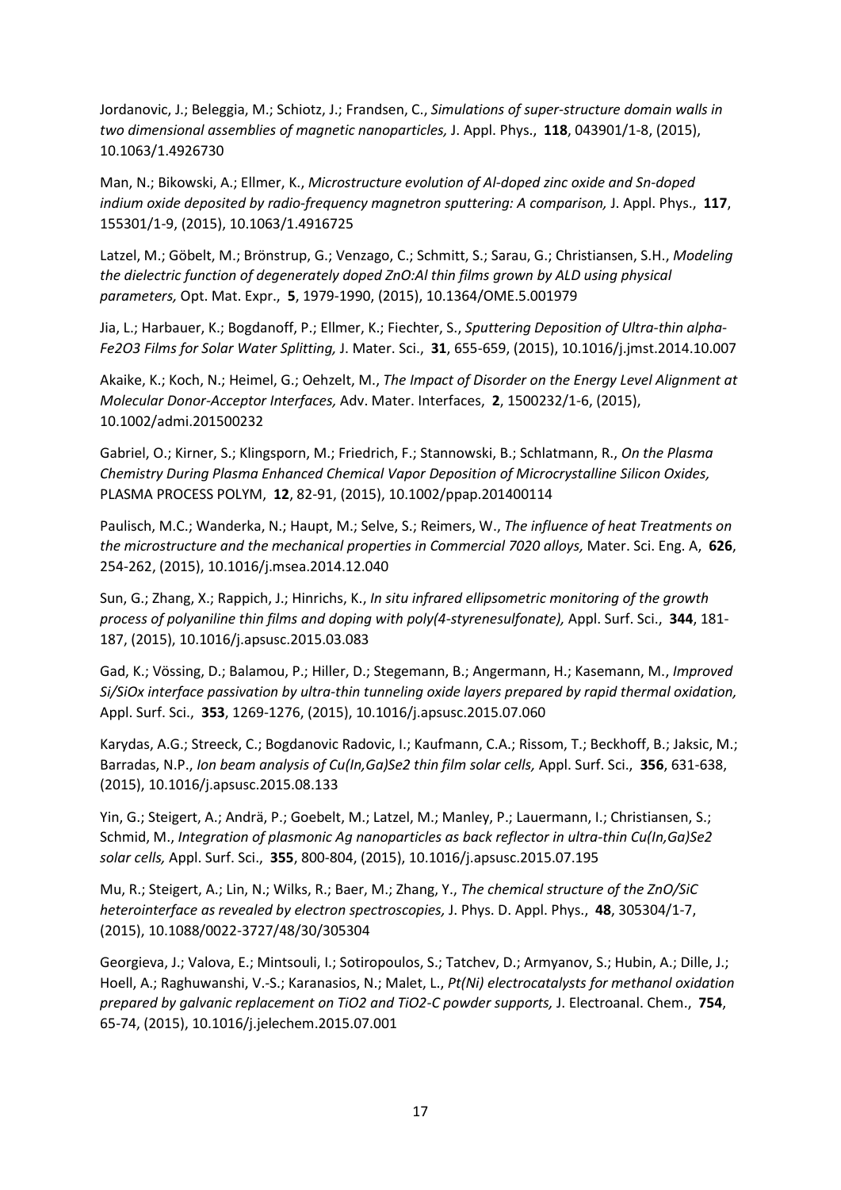Jordanovic, J.; Beleggia, M.; Schiotz, J.; Frandsen, C., *Simulations of super-structure domain walls in two dimensional assemblies of magnetic nanoparticles,* J. Appl. Phys., **118**, 043901/1-8, (2015), 10.1063/1.4926730

Man, N.; Bikowski, A.; Ellmer, K., *Microstructure evolution of Al-doped zinc oxide and Sn-doped indium oxide deposited by radio-frequency magnetron sputtering: A comparison,* J. Appl. Phys., **117**, 155301/1-9, (2015), 10.1063/1.4916725

Latzel, M.; Göbelt, M.; Brönstrup, G.; Venzago, C.; Schmitt, S.; Sarau, G.; Christiansen, S.H., *Modeling the dielectric function of degenerately doped ZnO:Al thin films grown by ALD using physical parameters,* Opt. Mat. Expr., **5**, 1979-1990, (2015), 10.1364/OME.5.001979

Jia, L.; Harbauer, K.; Bogdanoff, P.; Ellmer, K.; Fiechter, S., *Sputtering Deposition of Ultra-thin alpha-Fe2O3 Films for Solar Water Splitting,* J. Mater. Sci., **31**, 655-659, (2015), 10.1016/j.jmst.2014.10.007

Akaike, K.; Koch, N.; Heimel, G.; Oehzelt, M., *The Impact of Disorder on the Energy Level Alignment at Molecular Donor-Acceptor Interfaces,* Adv. Mater. Interfaces, **2**, 1500232/1-6, (2015), 10.1002/admi.201500232

Gabriel, O.; Kirner, S.; Klingsporn, M.; Friedrich, F.; Stannowski, B.; Schlatmann, R., *On the Plasma Chemistry During Plasma Enhanced Chemical Vapor Deposition of Microcrystalline Silicon Oxides,* PLASMA PROCESS POLYM, **12**, 82-91, (2015), 10.1002/ppap.201400114

Paulisch, M.C.; Wanderka, N.; Haupt, M.; Selve, S.; Reimers, W., *The influence of heat Treatments on the microstructure and the mechanical properties in Commercial 7020 alloys,* Mater. Sci. Eng. A, **626**, 254-262, (2015), 10.1016/j.msea.2014.12.040

Sun, G.; Zhang, X.; Rappich, J.; Hinrichs, K., *In situ infrared ellipsometric monitoring of the growth process of polyaniline thin films and doping with poly(4-styrenesulfonate),* Appl. Surf. Sci., **344**, 181-187, (2015), 10.1016/j.apsusc.2015.03.083

Gad, K.; Vössing, D.; Balamou, P.; Hiller, D.; Stegemann, B.; Angermann, H.; Kasemann, M., *Improved Si/SiOx interface passivation by ultra-thin tunneling oxide layers prepared by rapid thermal oxidation,* Appl. Surf. Sci., **353**, 1269-1276, (2015), 10.1016/j.apsusc.2015.07.060

Karydas, A.G.; Streeck, C.; Bogdanovic Radovic, I.; Kaufmann, C.A.; Rissom, T.; Beckhoff, B.; Jaksic, M.; Barradas, N.P., *Ion beam analysis of Cu(In,Ga)Se2 thin film solar cells,* Appl. Surf. Sci., **356**, 631-638, (2015), 10.1016/j.apsusc.2015.08.133

Yin, G.; Steigert, A.; Andrä, P.; Goebelt, M.; Latzel, M.; Manley, P.; Lauermann, I.; Christiansen, S.; Schmid, M., *Integration of plasmonic Ag nanoparticles as back reflector in ultra-thin Cu(In,Ga)Se2 solar cells,* Appl. Surf. Sci., **355**, 800-804, (2015), 10.1016/j.apsusc.2015.07.195

Mu, R.; Steigert, A.; Lin, N.; Wilks, R.; Baer, M.; Zhang, Y., *The chemical structure of the ZnO/SiC heterointerface as revealed by electron spectroscopies,* J. Phys. D. Appl. Phys., **48**, 305304/1-7, (2015), 10.1088/0022-3727/48/30/305304

Georgieva, J.; Valova, E.; Mintsouli, I.; Sotiropoulos, S.; Tatchev, D.; Armyanov, S.; Hubin, A.; Dille, J.; Hoell, A.; Raghuwanshi, V.-S.; Karanasios, N.; Malet, L., *Pt(Ni) electrocatalysts for methanol oxidation prepared by galvanic replacement on TiO2 and TiO2-C powder supports,* J. Electroanal. Chem., **754**, 65-74, (2015), 10.1016/j.jelechem.2015.07.001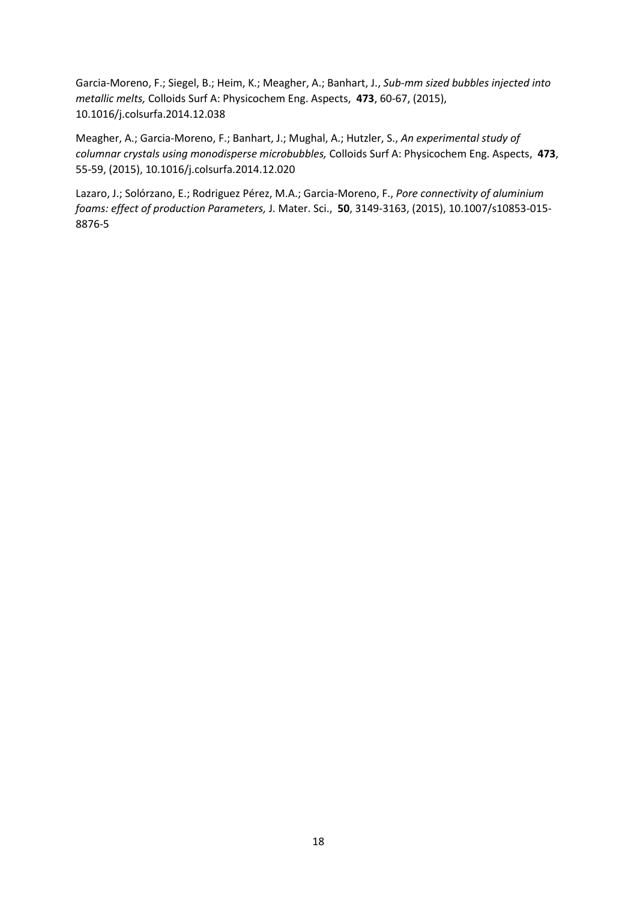Garcia-Moreno, F.; Siegel, B.; Heim, K.; Meagher, A.; Banhart, J., *Sub-mm sized bubbles injected into metallic melts,* Colloids Surf A: Physicochem Eng. Aspects, **473**, 60-67, (2015), 10.1016/j.colsurfa.2014.12.038

Meagher, A.; Garcia-Moreno, F.; Banhart, J.; Mughal, A.; Hutzler, S., *An experimental study of columnar crystals using monodisperse microbubbles,* Colloids Surf A: Physicochem Eng. Aspects, **473**, 55-59, (2015), 10.1016/j.colsurfa.2014.12.020

Lazaro, J.; Solórzano, E.; Rodriguez Pérez, M.A.; Garcia-Moreno, F., *Pore connectivity of aluminium foams: effect of production Parameters,* J. Mater. Sci., **50**, 3149-3163, (2015), 10.1007/s10853-015-8876-5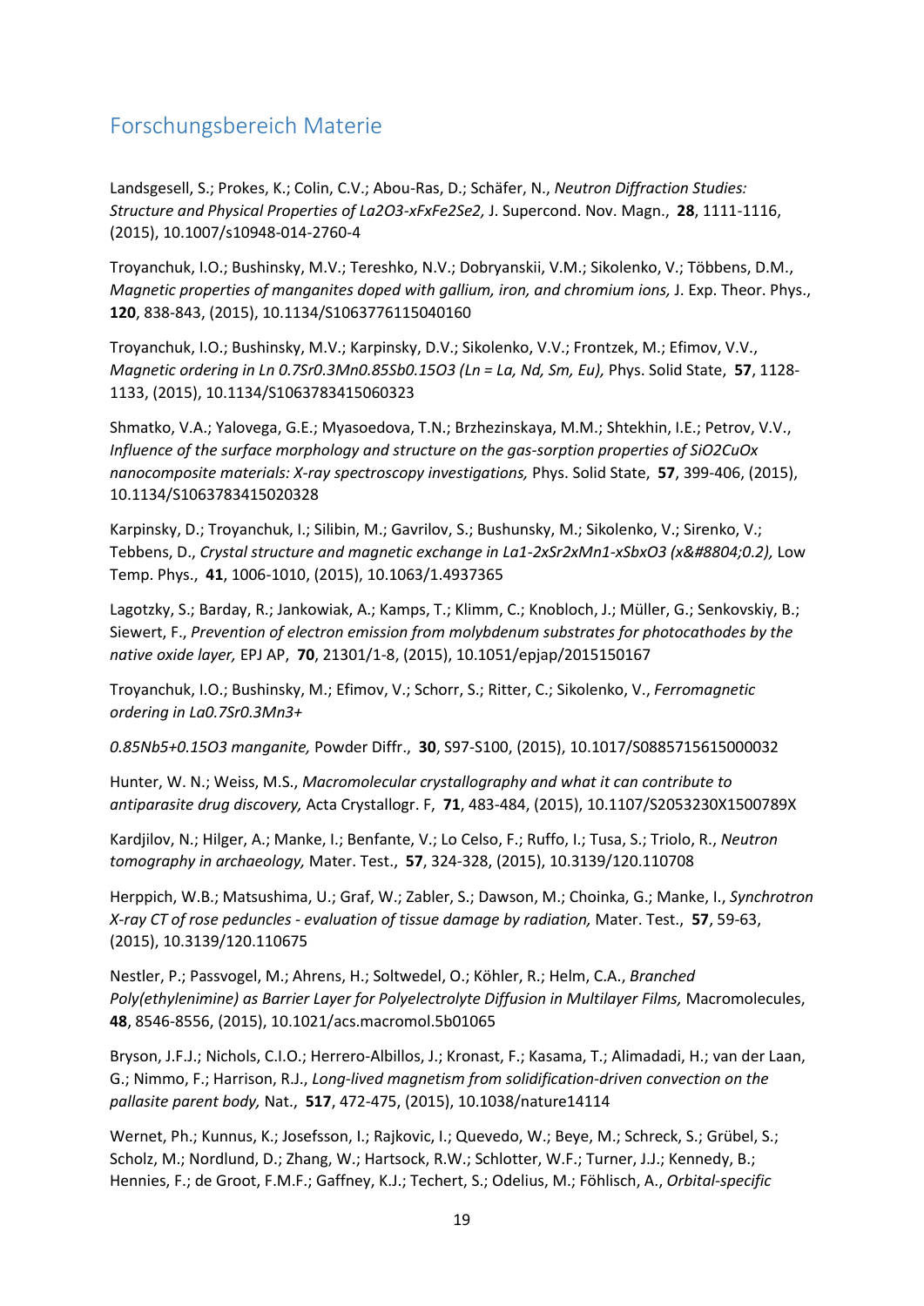# Forschungsbereich Materie

Landsgesell, S.; Prokes, K.; Colin, C.V.; Abou-Ras, D.; Schäfer, N., *Neutron Diffraction Studies: Structure and Physical Properties of La2O3-xFxFe2Se2,* J. Supercond. Nov. Magn., **28**, 1111-1116, (2015), 10.1007/s10948-014-2760-4

Troyanchuk, I.O.; Bushinsky, M.V.; Tereshko, N.V.; Dobryanskii, V.M.; Sikolenko, V.; Többens, D.M., *Magnetic properties of manganites doped with gallium, iron, and chromium ions,* J. Exp. Theor. Phys., **120**, 838-843, (2015), 10.1134/S1063776115040160

Troyanchuk, I.O.; Bushinsky, M.V.; Karpinsky, D.V.; Sikolenko, V.V.; Frontzek, M.; Efimov, V.V., *Magnetic ordering in Ln 0.7Sr0.3Mn0.85Sb0.15O3 (Ln = La, Nd, Sm, Eu),* Phys. Solid State, **57**, 1128-1133, (2015), 10.1134/S1063783415060323

Shmatko, V.A.; Yalovega, G.E.; Myasoedova, T.N.; Brzhezinskaya, M.M.; Shtekhin, I.E.; Petrov, V.V., *Influence of the surface morphology and structure on the gas-sorption properties of SiO2CuOx nanocomposite materials: X-ray spectroscopy investigations,* Phys. Solid State, **57**, 399-406, (2015), 10.1134/S1063783415020328

Karpinsky, D.; Troyanchuk, I.; Silibin, M.; Gavrilov, S.; Bushunsky, M.; Sikolenko, V.; Sirenko, V.; Tebbens, D., *Crystal structure and magnetic exchange in La1-2xSr2xMn1-xSbxO3 (x&#8804;0.2),* Low Temp. Phys., **41**, 1006-1010, (2015), 10.1063/1.4937365

Lagotzky, S.; Barday, R.; Jankowiak, A.; Kamps, T.; Klimm, C.; Knobloch, J.; Müller, G.; Senkovskiy, B.; Siewert, F., *Prevention of electron emission from molybdenum substrates for photocathodes by the native oxide layer,* EPJ AP, **70**, 21301/1-8, (2015), 10.1051/epjap/2015150167

Troyanchuk, I.O.; Bushinsky, M.; Efimov, V.; Schorr, S.; Ritter, C.; Sikolenko, V., *Ferromagnetic ordering in La0.7Sr0.3Mn3+*

*0.85Nb5+0.15O3 manganite,* Powder Diffr., **30**, S97-S100, (2015), 10.1017/S0885715615000032

Hunter, W. N.; Weiss, M.S., *Macromolecular crystallography and what it can contribute to antiparasite drug discovery,* Acta Crystallogr. F, **71**, 483-484, (2015), 10.1107/S2053230X1500789X

Kardjilov, N.; Hilger, A.; Manke, I.; Benfante, V.; Lo Celso, F.; Ruffo, I.; Tusa, S.; Triolo, R., *Neutron tomography in archaeology,* Mater. Test., **57**, 324-328, (2015), 10.3139/120.110708

Herppich, W.B.; Matsushima, U.; Graf, W.; Zabler, S.; Dawson, M.; Choinka, G.; Manke, I., *Synchrotron X-ray CT of rose peduncles - evaluation of tissue damage by radiation,* Mater. Test., **57**, 59-63, (2015), 10.3139/120.110675

Nestler, P.; Passvogel, M.; Ahrens, H.; Soltwedel, O.; Köhler, R.; Helm, C.A., *Branched Poly(ethylenimine) as Barrier Layer for Polyelectrolyte Diffusion in Multilayer Films,* Macromolecules, **48**, 8546-8556, (2015), 10.1021/acs.macromol.5b01065

Bryson, J.F.J.; Nichols, C.I.O.; Herrero-Albillos, J.; Kronast, F.; Kasama, T.; Alimadadi, H.; van der Laan, G.; Nimmo, F.; Harrison, R.J., *Long-lived magnetism from solidification-driven convection on the pallasite parent body,* Nat., **517**, 472-475, (2015), 10.1038/nature14114

Wernet, Ph.; Kunnus, K.; Josefsson, I.; Rajkovic, I.; Quevedo, W.; Beye, M.; Schreck, S.; Grübel, S.; Scholz, M.; Nordlund, D.; Zhang, W.; Hartsock, R.W.; Schlotter, W.F.; Turner, J.J.; Kennedy, B.; Hennies, F.; de Groot, F.M.F.; Gaffney, K.J.; Techert, S.; Odelius, M.; Föhlisch, A., *Orbital-specific*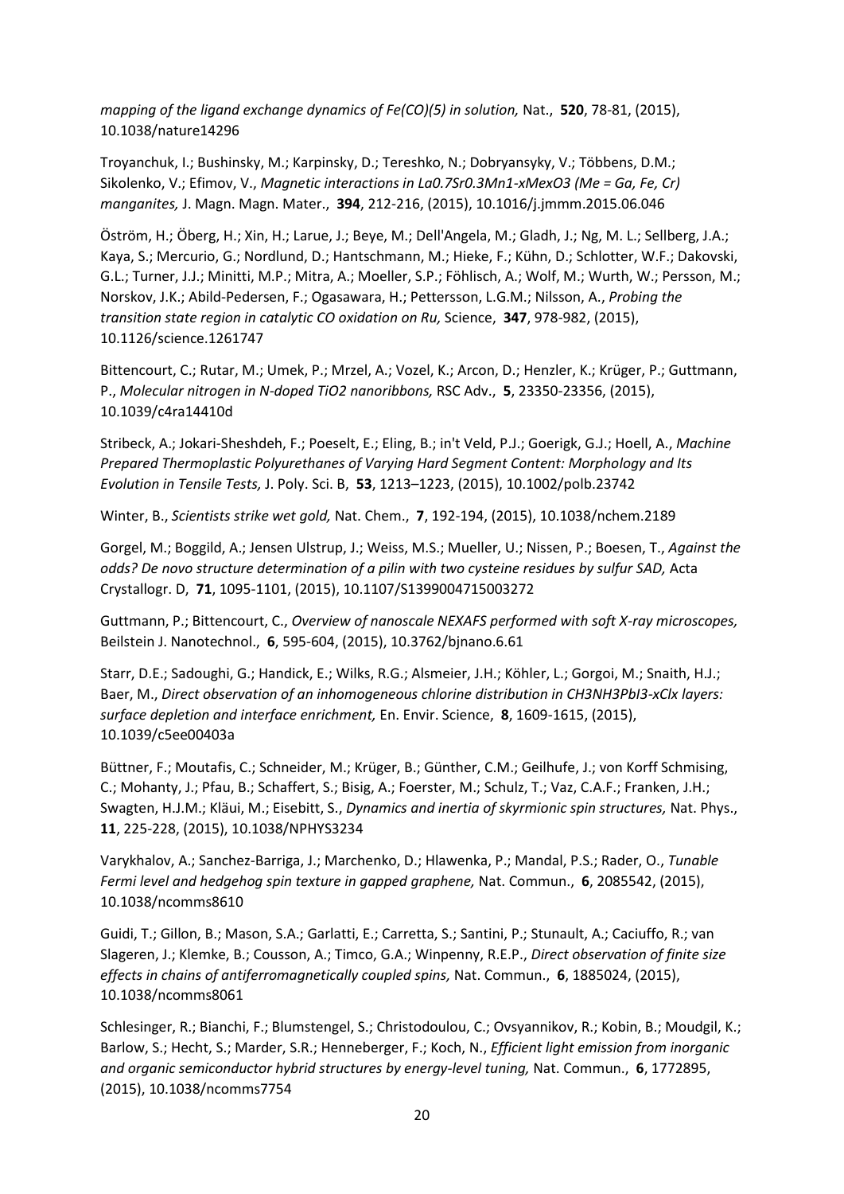*mapping of the ligand exchange dynamics of $Fe(CO)(5)$ in solution,* Nat., **520**, 78-81, (2015), 10.1038/nature14296

Troyanchuk, I.; Bushinsky, M.; Karpinsky, D.; Tereshko, N.; Dobryansyky, V.; Többens, D.M.; Sikolenko, V.; Efimov, V., *Magnetic interactions in $La_{0.7}Sr_{0.3}Mn_{1-x}Me_xO_3$ (Me = Ga, Fe, Cr) manganites,* J. Magn. Magn. Mater., **394**, 212-216, (2015), 10.1016/j.jmmm.2015.06.046

Öström, H.; Öberg, H.; Xin, H.; Larue, J.; Beye, M.; Dell'Angela, M.; Gladh, J.; Ng, M. L.; Sellberg, J.A.; Kaya, S.; Mercurio, G.; Nordlund, D.; Hantschmann, M.; Hieke, F.; Kühn, D.; Schlotter, W.F.; Dakovski, G.L.; Turner, J.J.; Minitti, M.P.; Mitra, A.; Moeller, S.P.; Föhlisch, A.; Wolf, M.; Wurth, W.; Persson, M.; Norskov, J.K.; Abild-Pedersen, F.; Ogasawara, H.; Pettersson, L.G.M.; Nilsson, A., *Probing the transition state region in catalytic CO oxidation on Ru,* Science, **347**, 978-982, (2015), 10.1126/science.1261747

Bittencourt, C.; Rutar, M.; Umek, P.; Mrzel, A.; Vozel, K.; Arcon, D.; Henzler, K.; Krüger, P.; Guttmann, P., *Molecular nitrogen in N-doped $TiO_2$ nanoribbons,* RSC Adv., **5**, 23350-23356, (2015), 10.1039/c4ra14410d

Stribeck, A.; Jokari-Sheshdeh, F.; Poeselt, E.; Eling, B.; in't Veld, P.J.; Goerigk, G.J.; Hoell, A., *Machine Prepared Thermoplastic Polyurethanes of Varying Hard Segment Content: Morphology and Its Evolution in Tensile Tests,* J. Poly. Sci. B, **53**, 1213–1223, (2015), 10.1002/polb.23742

Winter, B., *Scientists strike wet gold,* Nat. Chem., **7**, 192-194, (2015), 10.1038/nchem.2189

Gorgel, M.; Boggild, A.; Jensen Ulstrup, J.; Weiss, M.S.; Mueller, U.; Nissen, P.; Boesen, T., *Against the odds? De novo structure determination of a pilin with two cysteine residues by sulfur SAD,* Acta Crystallogr. D, **71**, 1095-1101, (2015), 10.1107/S1399004715003272

Guttmann, P.; Bittencourt, C., *Overview of nanoscale NEXAFS performed with soft X-ray microscopes,* Beilstein J. Nanotechnol., **6**, 595-604, (2015), 10.3762/bjnano.6.61

Starr, D.E.; Sadoughi, G.; Handick, E.; Wilks, R.G.; Alsmeier, J.H.; Köhler, L.; Gorgoi, M.; Snaith, H.J.; Baer, M., *Direct observation of an inhomogeneous chlorine distribution in $CH_3NH_3PbI_{3-x}Cl_x$ layers: surface depletion and interface enrichment,* En. Envir. Science, **8**, 1609-1615, (2015), 10.1039/c5ee00403a

Büttner, F.; Moutafis, C.; Schneider, M.; Krüger, B.; Günther, C.M.; Geilhufe, J.; von Korff Schmising, C.; Mohanty, J.; Pfau, B.; Schaffert, S.; Bisig, A.; Foerster, M.; Schulz, T.; Vaz, C.A.F.; Franken, J.H.; Swagten, H.J.M.; Kläui, M.; Eisebitt, S., *Dynamics and inertia of skyrmionic spin structures,* Nat. Phys., **11**, 225-228, (2015), 10.1038/NPHYS3234

Varykhalov, A.; Sanchez-Barriga, J.; Marchenko, D.; Hlawenka, P.; Mandal, P.S.; Rader, O., *Tunable Fermi level and hedgehog spin texture in gapped graphene,* Nat. Commun., **6**, 2085542, (2015), 10.1038/ncomms8610

Guidi, T.; Gillon, B.; Mason, S.A.; Garlatti, E.; Carretta, S.; Santini, P.; Stunault, A.; Caciuffo, R.; van Slageren, J.; Klemke, B.; Cousson, A.; Timco, G.A.; Winpenny, R.E.P., *Direct observation of finite size effects in chains of antiferromagnetically coupled spins,* Nat. Commun., **6**, 1885024, (2015), 10.1038/ncomms8061

Schlesinger, R.; Bianchi, F.; Blumstengel, S.; Christodoulou, C.; Ovsyannikov, R.; Kobin, B.; Moudgil, K.; Barlow, S.; Hecht, S.; Marder, S.R.; Henneberger, F.; Koch, N., *Efficient light emission from inorganic and organic semiconductor hybrid structures by energy-level tuning,* Nat. Commun., **6**, 1772895, (2015), 10.1038/ncomms7754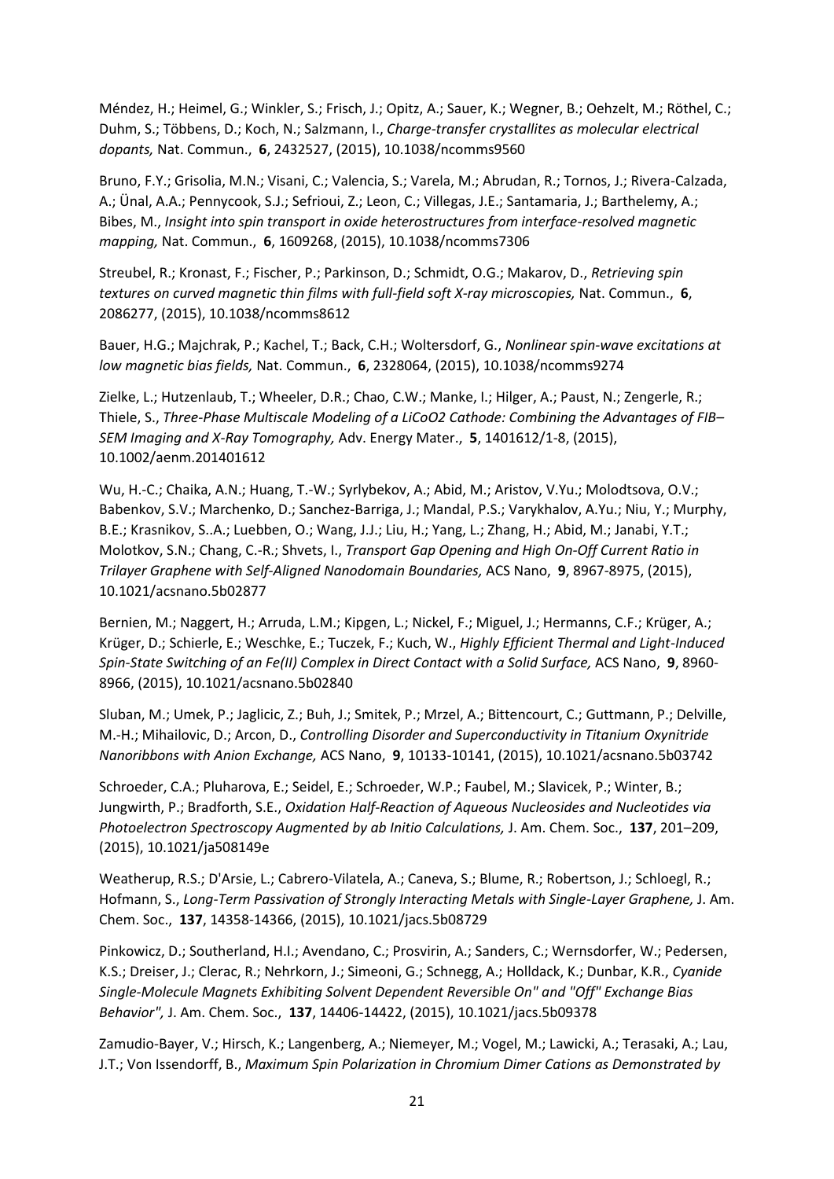Méndez, H.; Heimel, G.; Winkler, S.; Frisch, J.; Opitz, A.; Sauer, K.; Wegner, B.; Oehzelt, M.; Röthel, C.; Duhm, S.; Többens, D.; Koch, N.; Salzmann, I., *Charge-transfer crystallites as molecular electrical dopants,* Nat. Commun., **6**, 2432527, (2015), 10.1038/ncomms9560

Bruno, F.Y.; Grisolia, M.N.; Visani, C.; Valencia, S.; Varela, M.; Abrudan, R.; Tornos, J.; Rivera-Calzada, A.; Ünal, A.A.; Pennycook, S.J.; Sefrioui, Z.; Leon, C.; Villegas, J.E.; Santamaria, J.; Barthelemy, A.; Bibes, M., *Insight into spin transport in oxide heterostructures from interface-resolved magnetic mapping,* Nat. Commun., **6**, 1609268, (2015), 10.1038/ncomms7306

Streubel, R.; Kronast, F.; Fischer, P.; Parkinson, D.; Schmidt, O.G.; Makarov, D., *Retrieving spin textures on curved magnetic thin films with full-field soft X-ray microscopies,* Nat. Commun., **6**, 2086277, (2015), 10.1038/ncomms8612

Bauer, H.G.; Majchrak, P.; Kachel, T.; Back, C.H.; Woltersdorf, G., *Nonlinear spin-wave excitations at low magnetic bias fields,* Nat. Commun., **6**, 2328064, (2015), 10.1038/ncomms9274

Zielke, L.; Hutzenlaub, T.; Wheeler, D.R.; Chao, C.W.; Manke, I.; Hilger, A.; Paust, N.; Zengerle, R.; Thiele, S., *Three-Phase Multiscale Modeling of a LiCoO2 Cathode: Combining the Advantages of FIB–SEM Imaging and X-Ray Tomography,* Adv. Energy Mater., **5**, 1401612/1-8, (2015), 10.1002/aenm.201401612

Wu, H.-C.; Chaika, A.N.; Huang, T.-W.; Syrlybekov, A.; Abid, M.; Aristov, V.Yu.; Molodtsova, O.V.; Babenkov, S.V.; Marchenko, D.; Sanchez-Barriga, J.; Mandal, P.S.; Varykhalov, A.Yu.; Niu, Y.; Murphy, B.E.; Krasnikov, S..A.; Luebben, O.; Wang, J.J.; Liu, H.; Yang, L.; Zhang, H.; Abid, M.; Janabi, Y.T.; Molotkov, S.N.; Chang, C.-R.; Shvets, I., *Transport Gap Opening and High On-Off Current Ratio in Trilayer Graphene with Self-Aligned Nanodomain Boundaries,* ACS Nano, **9**, 8967-8975, (2015), 10.1021/acsnano.5b02877

Bernien, M.; Naggert, H.; Arruda, L.M.; Kipgen, L.; Nickel, F.; Miguel, J.; Hermanns, C.F.; Krüger, A.; Krüger, D.; Schierle, E.; Weschke, E.; Tuczek, F.; Kuch, W., *Highly Efficient Thermal and Light-Induced Spin-State Switching of an Fe(II) Complex in Direct Contact with a Solid Surface,* ACS Nano, **9**, 8960-8966, (2015), 10.1021/acsnano.5b02840

Sluban, M.; Umek, P.; Jaglicic, Z.; Buh, J.; Smitek, P.; Mrzel, A.; Bittencourt, C.; Guttmann, P.; Delville, M.-H.; Mihailovic, D.; Arcon, D., *Controlling Disorder and Superconductivity in Titanium Oxynitride Nanoribbons with Anion Exchange,* ACS Nano, **9**, 10133-10141, (2015), 10.1021/acsnano.5b03742

Schroeder, C.A.; Pluharova, E.; Seidel, E.; Schroeder, W.P.; Faubel, M.; Slavicek, P.; Winter, B.; Jungwirth, P.; Bradforth, S.E., *Oxidation Half-Reaction of Aqueous Nucleosides and Nucleotides via Photoelectron Spectroscopy Augmented by ab Initio Calculations,* J. Am. Chem. Soc., **137**, 201–209, (2015), 10.1021/ja508149e

Weatherup, R.S.; D'Arsie, L.; Cabrero-Vilatela, A.; Caneva, S.; Blume, R.; Robertson, J.; Schloegl, R.; Hofmann, S., *Long-Term Passivation of Strongly Interacting Metals with Single-Layer Graphene,* J. Am. Chem. Soc., **137**, 14358-14366, (2015), 10.1021/jacs.5b08729

Pinkowicz, D.; Southerland, H.I.; Avendano, C.; Prosvirin, A.; Sanders, C.; Wernsdorfer, W.; Pedersen, K.S.; Dreiser, J.; Clerac, R.; Nehrkorn, J.; Simeoni, G.; Schnegg, A.; Holldack, K.; Dunbar, K.R., *Cyanide Single-Molecule Magnets Exhibiting Solvent Dependent Reversible On" and "Off" Exchange Bias Behavior",* J. Am. Chem. Soc., **137**, 14406-14422, (2015), 10.1021/jacs.5b09378

Zamudio-Bayer, V.; Hirsch, K.; Langenberg, A.; Niemeyer, M.; Vogel, M.; Lawicki, A.; Terasaki, A.; Lau, J.T.; Von Issendorff, B., *Maximum Spin Polarization in Chromium Dimer Cations as Demonstrated by*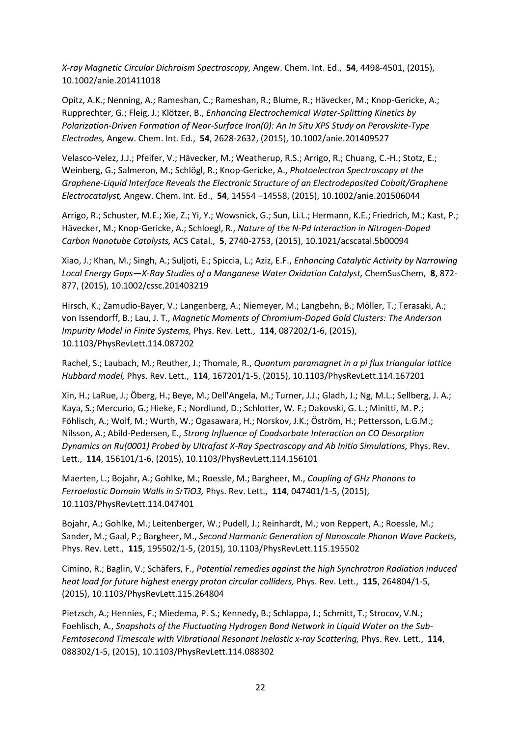*X-ray Magnetic Circular Dichroism Spectroscopy,* Angew. Chem. Int. Ed., **54**, 4498-4501, (2015), 10.1002/anie.201411018

Opitz, A.K.; Nenning, A.; Rameshan, C.; Rameshan, R.; Blume, R.; Hävecker, M.; Knop-Gericke, A.; Rupprechter, G.; Fleig, J.; Klötzer, B., *Enhancing Electrochemical Water-Splitting Kinetics by Polarization-Driven Formation of Near-Surface Iron(0): An In Situ XPS Study on Perovskite-Type Electrodes,* Angew. Chem. Int. Ed., **54**, 2628-2632, (2015), 10.1002/anie.201409527

Velasco-Velez, J.J.; Pfeifer, V.; Hävecker, M.; Weatherup, R.S.; Arrigo, R.; Chuang, C.-H.; Stotz, E.; Weinberg, G.; Salmeron, M.; Schlögl, R.; Knop-Gericke, A., *Photoelectron Spectroscopy at the Graphene-Liquid Interface Reveals the Electronic Structure of an Electrodeposited Cobalt/Graphene Electrocatalyst,* Angew. Chem. Int. Ed., **54**, 14554 –14558, (2015), 10.1002/anie.201506044

Arrigo, R.; Schuster, M.E.; Xie, Z.; Yi, Y.; Wowsnick, G.; Sun, Li.L.; Hermann, K.E.; Friedrich, M.; Kast, P.; Hävecker, M.; Knop-Gericke, A.; Schloegl, R., *Nature of the N-Pd Interaction in Nitrogen-Doped Carbon Nanotube Catalysts,* ACS Catal., **5**, 2740-2753, (2015), 10.1021/acscatal.5b00094

Xiao, J.; Khan, M.; Singh, A.; Suljoti, E.; Spiccia, L.; Aziz, E.F., *Enhancing Catalytic Activity by Narrowing Local Energy Gaps—X-Ray Studies of a Manganese Water Oxidation Catalyst,* ChemSusChem, **8**, 872-877, (2015), 10.1002/cssc.201403219

Hirsch, K.; Zamudio-Bayer, V.; Langenberg, A.; Niemeyer, M.; Langbehn, B.; Möller, T.; Terasaki, A.; von Issendorff, B.; Lau, J. T., *Magnetic Moments of Chromium-Doped Gold Clusters: The Anderson Impurity Model in Finite Systems,* Phys. Rev. Lett., **114**, 087202/1-6, (2015), 10.1103/PhysRevLett.114.087202

Rachel, S.; Laubach, M.; Reuther, J.; Thomale, R., *Quantum paramagnet in a pi flux triangular lattice Hubbard model,* Phys. Rev. Lett., **114**, 167201/1-5, (2015), 10.1103/PhysRevLett.114.167201

Xin, H.; LaRue, J.; Öberg, H.; Beye, M.; Dell'Angela, M.; Turner, J.J.; Gladh, J.; Ng, M.L.; Sellberg, J. A.; Kaya, S.; Mercurio, G.; Hieke, F.; Nordlund, D.; Schlotter, W. F.; Dakovski, G. L.; Minitti, M. P.; Föhlisch, A.; Wolf, M.; Wurth, W.; Ogasawara, H.; Norskov, J.K.; Öström, H.; Pettersson, L.G.M.; Nilsson, A.; Abild-Pedersen, E., *Strong Influence of Coadsorbate Interaction on CO Desorption Dynamics on Ru(0001) Probed by Ultrafast X-Ray Spectroscopy and Ab Initio Simulations,* Phys. Rev. Lett., **114**, 156101/1-6, (2015), 10.1103/PhysRevLett.114.156101

Maerten, L.; Bojahr, A.; Gohlke, M.; Roessle, M.; Bargheer, M., *Coupling of GHz Phonons to Ferroelastic Domain Walls in SrTiO3,* Phys. Rev. Lett., **114**, 047401/1-5, (2015), 10.1103/PhysRevLett.114.047401

Bojahr, A.; Gohlke, M.; Leitenberger, W.; Pudell, J.; Reinhardt, M.; von Reppert, A.; Roessle, M.; Sander, M.; Gaal, P.; Bargheer, M., *Second Harmonic Generation of Nanoscale Phonon Wave Packets,* Phys. Rev. Lett., **115**, 195502/1-5, (2015), 10.1103/PhysRevLett.115.195502

Cimino, R.; Baglin, V.; Schäfers, F., *Potential remedies against the high Synchrotron Radiation induced heat load for future highest energy proton circular colliders,* Phys. Rev. Lett., **115**, 264804/1-5, (2015), 10.1103/PhysRevLett.115.264804

Pietzsch, A.; Hennies, F.; Miedema, P. S.; Kennedy, B.; Schlappa, J.; Schmitt, T.; Strocov, V.N.; Foehlisch, A., *Snapshots of the Fluctuating Hydrogen Bond Network in Liquid Water on the Sub-Femtosecond Timescale with Vibrational Resonant Inelastic x-ray Scattering,* Phys. Rev. Lett., **114**, 088302/1-5, (2015), 10.1103/PhysRevLett.114.088302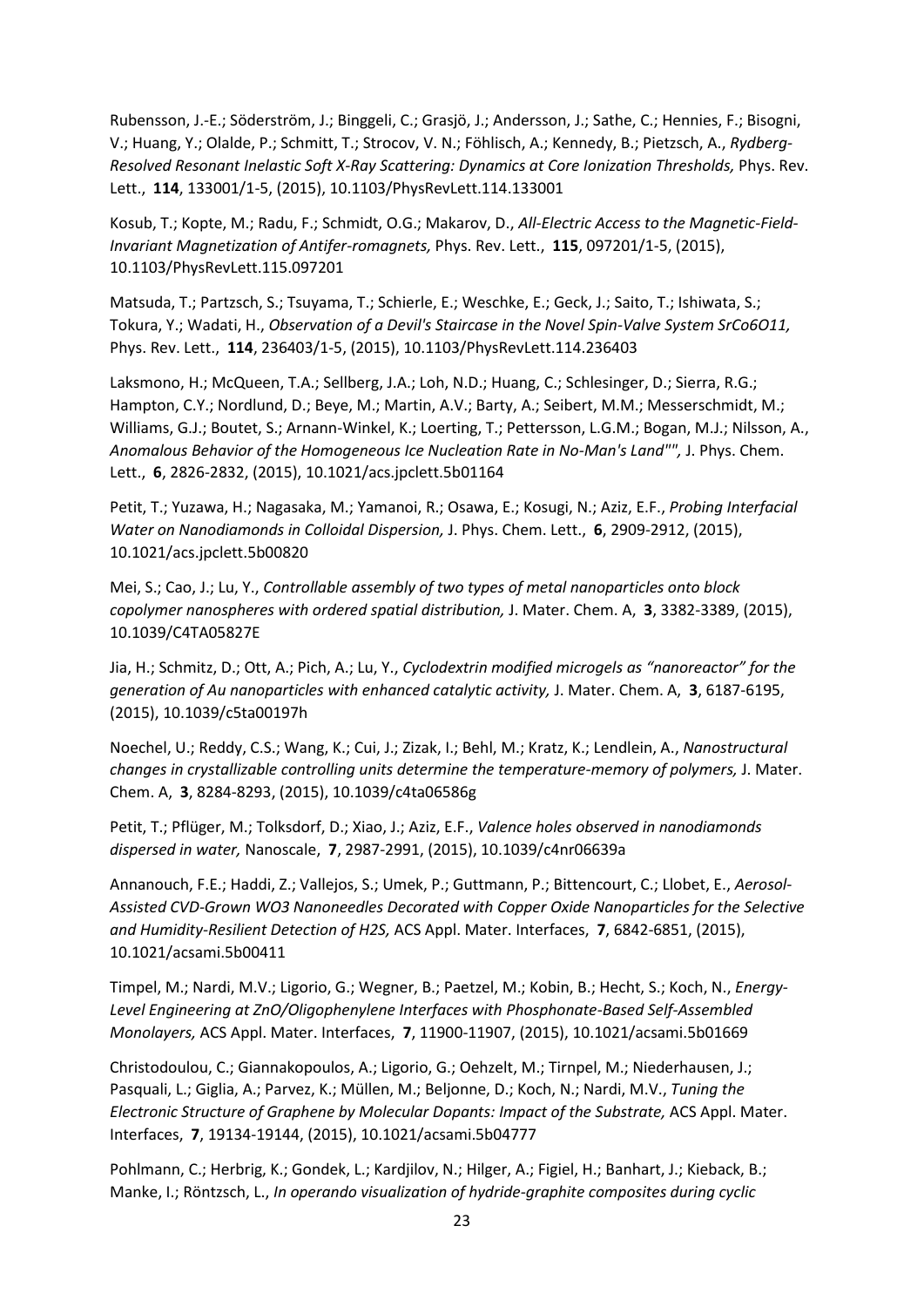Rubensson, J.-E.; Söderström, J.; Binggeli, C.; Grasjö, J.; Andersson, J.; Sathe, C.; Hennies, F.; Bisogni, V.; Huang, Y.; Olalde, P.; Schmitt, T.; Strocov, V. N.; Föhlisch, A.; Kennedy, B.; Pietzsch, A., *Rydberg-Resolved Resonant Inelastic Soft X-Ray Scattering: Dynamics at Core Ionization Thresholds,* Phys. Rev. Lett., **114**, 133001/1-5, (2015), 10.1103/PhysRevLett.114.133001

Kosub, T.; Kopte, M.; Radu, F.; Schmidt, O.G.; Makarov, D., *All-Electric Access to the Magnetic-Field-Invariant Magnetization of Antifer-romagnets,* Phys. Rev. Lett., **115**, 097201/1-5, (2015), 10.1103/PhysRevLett.115.097201

Matsuda, T.; Partzsch, S.; Tsuyama, T.; Schierle, E.; Weschke, E.; Geck, J.; Saito, T.; Ishiwata, S.; Tokura, Y.; Wadati, H., *Observation of a Devil's Staircase in the Novel Spin-Valve System SrCo6O11,* Phys. Rev. Lett., **114**, 236403/1-5, (2015), 10.1103/PhysRevLett.114.236403

Laksmono, H.; McQueen, T.A.; Sellberg, J.A.; Loh, N.D.; Huang, C.; Schlesinger, D.; Sierra, R.G.; Hampton, C.Y.; Nordlund, D.; Beye, M.; Martin, A.V.; Barty, A.; Seibert, M.M.; Messerschmidt, M.; Williams, G.J.; Boutet, S.; Arnann-Winkel, K.; Loerting, T.; Pettersson, L.G.M.; Bogan, M.J.; Nilsson, A., *Anomalous Behavior of the Homogeneous Ice Nucleation Rate in No-Man's Land"",* J. Phys. Chem. Lett., **6**, 2826-2832, (2015), 10.1021/acs.jpclett.5b01164

Petit, T.; Yuzawa, H.; Nagasaka, M.; Yamanoi, R.; Osawa, E.; Kosugi, N.; Aziz, E.F., *Probing Interfacial Water on Nanodiamonds in Colloidal Dispersion,* J. Phys. Chem. Lett., **6**, 2909-2912, (2015), 10.1021/acs.jpclett.5b00820

Mei, S.; Cao, J.; Lu, Y., *Controllable assembly of two types of metal nanoparticles onto block copolymer nanospheres with ordered spatial distribution,* J. Mater. Chem. A, **3**, 3382-3389, (2015), 10.1039/C4TA05827E

Jia, H.; Schmitz, D.; Ott, A.; Pich, A.; Lu, Y., *Cyclodextrin modified microgels as "nanoreactor" for the generation of Au nanoparticles with enhanced catalytic activity,* J. Mater. Chem. A, **3**, 6187-6195, (2015), 10.1039/c5ta00197h

Noechel, U.; Reddy, C.S.; Wang, K.; Cui, J.; Zizak, I.; Behl, M.; Kratz, K.; Lendlein, A., *Nanostructural changes in crystallizable controlling units determine the temperature-memory of polymers,* J. Mater. Chem. A, **3**, 8284-8293, (2015), 10.1039/c4ta06586g

Petit, T.; Pflüger, M.; Tolksdorf, D.; Xiao, J.; Aziz, E.F., *Valence holes observed in nanodiamonds dispersed in water,* Nanoscale, **7**, 2987-2991, (2015), 10.1039/c4nr06639a

Annanouch, F.E.; Haddi, Z.; Vallejos, S.; Umek, P.; Guttmann, P.; Bittencourt, C.; Llobet, E., *Aerosol-Assisted CVD-Grown WO3 Nanoneedles Decorated with Copper Oxide Nanoparticles for the Selective and Humidity-Resilient Detection of H2S,* ACS Appl. Mater. Interfaces, **7**, 6842-6851, (2015), 10.1021/acsami.5b00411

Timpel, M.; Nardi, M.V.; Ligorio, G.; Wegner, B.; Paetzel, M.; Kobin, B.; Hecht, S.; Koch, N., *Energy-Level Engineering at ZnO/Oligophenylene Interfaces with Phosphonate-Based Self-Assembled Monolayers,* ACS Appl. Mater. Interfaces, **7**, 11900-11907, (2015), 10.1021/acsami.5b01669

Christodoulou, C.; Giannakopoulos, A.; Ligorio, G.; Oehzelt, M.; Tirnpel, M.; Niederhausen, J.; Pasquali, L.; Giglia, A.; Parvez, K.; Müllen, M.; Beljonne, D.; Koch, N.; Nardi, M.V., *Tuning the Electronic Structure of Graphene by Molecular Dopants: Impact of the Substrate,* ACS Appl. Mater. Interfaces, **7**, 19134-19144, (2015), 10.1021/acsami.5b04777

Pohlmann, C.; Herbrig, K.; Gondek, L.; Kardjilov, N.; Hilger, A.; Figiel, H.; Banhart, J.; Kieback, B.; Manke, I.; Röntzsch, L., *In operando visualization of hydride-graphite composites during cyclic*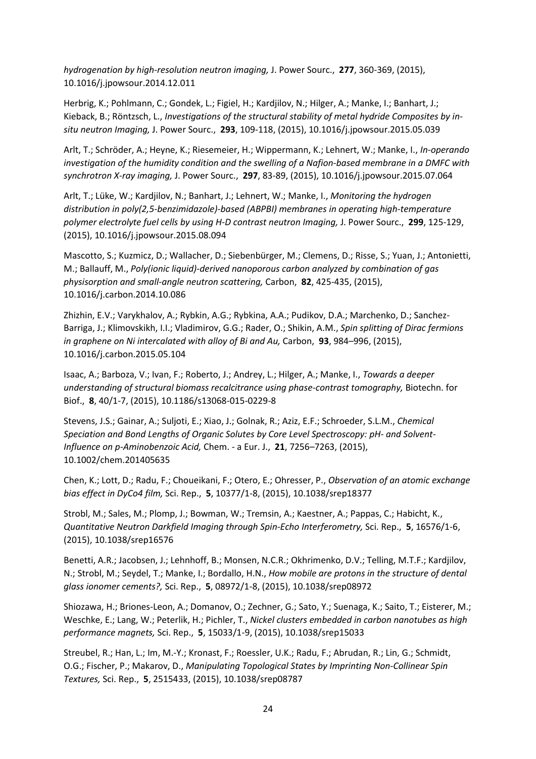*hydrogenation by high-resolution neutron imaging,* J. Power Sourc., **277**, 360-369, (2015), 10.1016/j.jpowsour.2014.12.011

Herbrig, K.; Pohlmann, C.; Gondek, L.; Figiel, H.; Kardjilov, N.; Hilger, A.; Manke, I.; Banhart, J.; Kieback, B.; Röntzsch, L., *Investigations of the structural stability of metal hydride Composites by in-situ neutron Imaging,* J. Power Sourc., **293**, 109-118, (2015), 10.1016/j.jpowsour.2015.05.039

Arlt, T.; Schröder, A.; Heyne, K.; Riesemeier, H.; Wippermann, K.; Lehnert, W.; Manke, I., *In-operando investigation of the humidity condition and the swelling of a Nafion-based membrane in a DMFC with synchrotron X-ray imaging,* J. Power Sourc., **297**, 83-89, (2015), 10.1016/j.jpowsour.2015.07.064

Arlt, T.; Lüke, W.; Kardjilov, N.; Banhart, J.; Lehnert, W.; Manke, I., *Monitoring the hydrogen distribution in poly(2,5-benzimidazole)-based (ABPBI) membranes in operating high-temperature polymer electrolyte fuel cells by using H-D contrast neutron Imaging,* J. Power Sourc., **299**, 125-129, (2015), 10.1016/j.jpowsour.2015.08.094

Mascotto, S.; Kuzmicz, D.; Wallacher, D.; Siebenbürger, M.; Clemens, D.; Risse, S.; Yuan, J.; Antonietti, M.; Ballauff, M., *Poly(ionic liquid)-derived nanoporous carbon analyzed by combination of gas physisorption and small-angle neutron scattering,* Carbon, **82**, 425-435, (2015), 10.1016/j.carbon.2014.10.086

Zhizhin, E.V.; Varykhalov, A.; Rybkin, A.G.; Rybkina, A.A.; Pudikov, D.A.; Marchenko, D.; Sanchez-Barriga, J.; Klimovskikh, I.I.; Vladimirov, G.G.; Rader, O.; Shikin, A.M., *Spin splitting of Dirac fermions in graphene on Ni intercalated with alloy of Bi and Au,* Carbon, **93**, 984–996, (2015), 10.1016/j.carbon.2015.05.104

Isaac, A.; Barboza, V.; Ivan, F.; Roberto, J.; Andrey, L.; Hilger, A.; Manke, I., *Towards a deeper understanding of structural biomass recalcitrance using phase-contrast tomography,* Biotechn. for Biof., **8**, 40/1-7, (2015), 10.1186/s13068-015-0229-8

Stevens, J.S.; Gainar, A.; Suljoti, E.; Xiao, J.; Golnak, R.; Aziz, E.F.; Schroeder, S.L.M., *Chemical Speciation and Bond Lengths of Organic Solutes by Core Level Spectroscopy: pH- and Solvent-Influence on p-Aminobenzoic Acid,* Chem. - a Eur. J., **21**, 7256–7263, (2015), 10.1002/chem.201405635

Chen, K.; Lott, D.; Radu, F.; Choueikani, F.; Otero, E.; Ohresser, P., *Observation of an atomic exchange bias effect in DyCo4 film,* Sci. Rep., **5**, 10377/1-8, (2015), 10.1038/srep18377

Strobl, M.; Sales, M.; Plomp, J.; Bowman, W.; Tremsin, A.; Kaestner, A.; Pappas, C.; Habicht, K., *Quantitative Neutron Darkfield Imaging through Spin-Echo Interferometry,* Sci. Rep., **5**, 16576/1-6, (2015), 10.1038/srep16576

Benetti, A.R.; Jacobsen, J.; Lehnhoff, B.; Monsen, N.C.R.; Okhrimenko, D.V.; Telling, M.T.F.; Kardjilov, N.; Strobl, M.; Seydel, T.; Manke, I.; Bordallo, H.N., *How mobile are protons in the structure of dental glass ionomer cements?,* Sci. Rep., **5**, 08972/1-8, (2015), 10.1038/srep08972

Shiozawa, H.; Briones-Leon, A.; Domanov, O.; Zechner, G.; Sato, Y.; Suenaga, K.; Saito, T.; Eisterer, M.; Weschke, E.; Lang, W.; Peterlik, H.; Pichler, T., *Nickel clusters embedded in carbon nanotubes as high performance magnets,* Sci. Rep., **5**, 15033/1-9, (2015), 10.1038/srep15033

Streubel, R.; Han, L.; Im, M.-Y.; Kronast, F.; Roessler, U.K.; Radu, F.; Abrudan, R.; Lin, G.; Schmidt, O.G.; Fischer, P.; Makarov, D., *Manipulating Topological States by Imprinting Non-Collinear Spin Textures,* Sci. Rep., **5**, 2515433, (2015), 10.1038/srep08787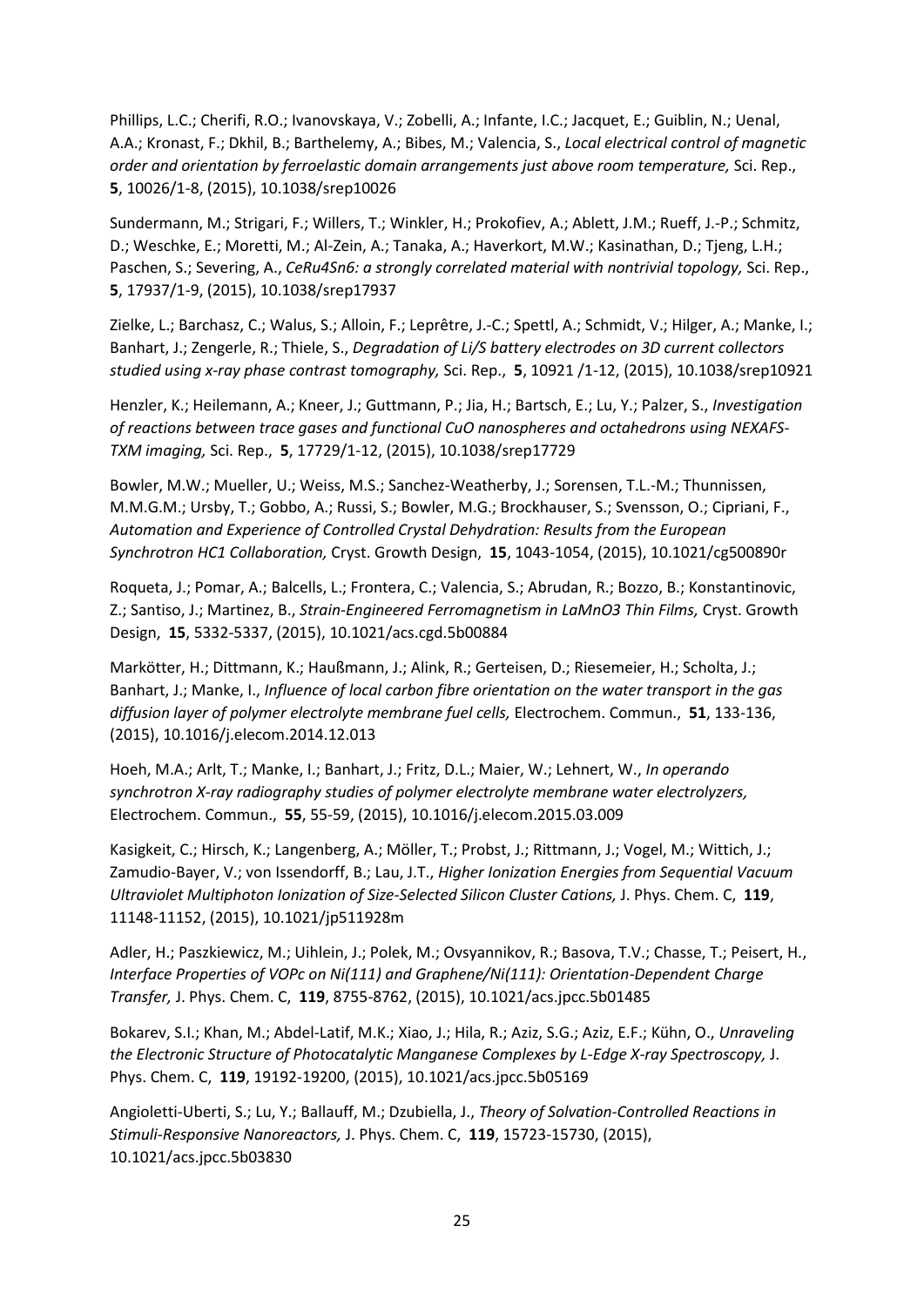Phillips, L.C.; Cherifi, R.O.; Ivanovskaya, V.; Zobelli, A.; Infante, I.C.; Jacquet, E.; Guiblin, N.; Uenal, A.A.; Kronast, F.; Dkhil, B.; Barthelemy, A.; Bibes, M.; Valencia, S., *Local electrical control of magnetic order and orientation by ferroelastic domain arrangements just above room temperature,* Sci. Rep., **5**, 10026/1-8, (2015), 10.1038/srep10026

Sundermann, M.; Strigari, F.; Willers, T.; Winkler, H.; Prokofiev, A.; Ablett, J.M.; Rueff, J.-P.; Schmitz, D.; Weschke, E.; Moretti, M.; Al-Zein, A.; Tanaka, A.; Haverkort, M.W.; Kasinathan, D.; Tjeng, L.H.; Paschen, S.; Severing, A., *CeRu4Sn6: a strongly correlated material with nontrivial topology,* Sci. Rep., **5**, 17937/1-9, (2015), 10.1038/srep17937

Zielke, L.; Barchasz, C.; Walus, S.; Alloin, F.; Leprêtre, J.-C.; Spettl, A.; Schmidt, V.; Hilger, A.; Manke, I.; Banhart, J.; Zengerle, R.; Thiele, S., *Degradation of Li/S battery electrodes on 3D current collectors studied using x-ray phase contrast tomography,* Sci. Rep., **5**, 10921 /1-12, (2015), 10.1038/srep10921

Henzler, K.; Heilemann, A.; Kneer, J.; Guttmann, P.; Jia, H.; Bartsch, E.; Lu, Y.; Palzer, S., *Investigation of reactions between trace gases and functional CuO nanospheres and octahedrons using NEXAFS-TXM imaging,* Sci. Rep., **5**, 17729/1-12, (2015), 10.1038/srep17729

Bowler, M.W.; Mueller, U.; Weiss, M.S.; Sanchez-Weatherby, J.; Sorensen, T.L.-M.; Thunnissen, M.M.G.M.; Ursby, T.; Gobbo, A.; Russi, S.; Bowler, M.G.; Brockhauser, S.; Svensson, O.; Cipriani, F., *Automation and Experience of Controlled Crystal Dehydration: Results from the European Synchrotron HC1 Collaboration,* Cryst. Growth Design, **15**, 1043-1054, (2015), 10.1021/cg500890r

Roqueta, J.; Pomar, A.; Balcells, L.; Frontera, C.; Valencia, S.; Abrudan, R.; Bozzo, B.; Konstantinovic, Z.; Santiso, J.; Martinez, B., *Strain-Engineered Ferromagnetism in LaMnO3 Thin Films,* Cryst. Growth Design, **15**, 5332-5337, (2015), 10.1021/acs.cgd.5b00884

Markötter, H.; Dittmann, K.; Haußmann, J.; Alink, R.; Gerteisen, D.; Riesemeier, H.; Scholta, J.; Banhart, J.; Manke, I., *Influence of local carbon fibre orientation on the water transport in the gas diffusion layer of polymer electrolyte membrane fuel cells,* Electrochem. Commun., **51**, 133-136, (2015), 10.1016/j.elecom.2014.12.013

Hoeh, M.A.; Arlt, T.; Manke, I.; Banhart, J.; Fritz, D.L.; Maier, W.; Lehnert, W., *In operando synchrotron X-ray radiography studies of polymer electrolyte membrane water electrolyzers,* Electrochem. Commun., **55**, 55-59, (2015), 10.1016/j.elecom.2015.03.009

Kasigkeit, C.; Hirsch, K.; Langenberg, A.; Möller, T.; Probst, J.; Rittmann, J.; Vogel, M.; Wittich, J.; Zamudio-Bayer, V.; von Issendorff, B.; Lau, J.T., *Higher Ionization Energies from Sequential Vacuum Ultraviolet Multiphoton Ionization of Size-Selected Silicon Cluster Cations,* J. Phys. Chem. C, **119**, 11148-11152, (2015), 10.1021/jp511928m

Adler, H.; Paszkiewicz, M.; Uihlein, J.; Polek, M.; Ovsyannikov, R.; Basova, T.V.; Chasse, T.; Peisert, H., *Interface Properties of VOPc on Ni(111) and Graphene/Ni(111): Orientation-Dependent Charge Transfer,* J. Phys. Chem. C, **119**, 8755-8762, (2015), 10.1021/acs.jpcc.5b01485

Bokarev, S.I.; Khan, M.; Abdel-Latif, M.K.; Xiao, J.; Hila, R.; Aziz, S.G.; Aziz, E.F.; Kühn, O., *Unraveling the Electronic Structure of Photocatalytic Manganese Complexes by L-Edge X-ray Spectroscopy,* J. Phys. Chem. C, **119**, 19192-19200, (2015), 10.1021/acs.jpcc.5b05169

Angioletti-Uberti, S.; Lu, Y.; Ballauff, M.; Dzubiella, J., *Theory of Solvation-Controlled Reactions in Stimuli-Responsive Nanoreactors,* J. Phys. Chem. C, **119**, 15723-15730, (2015), 10.1021/acs.jpcc.5b03830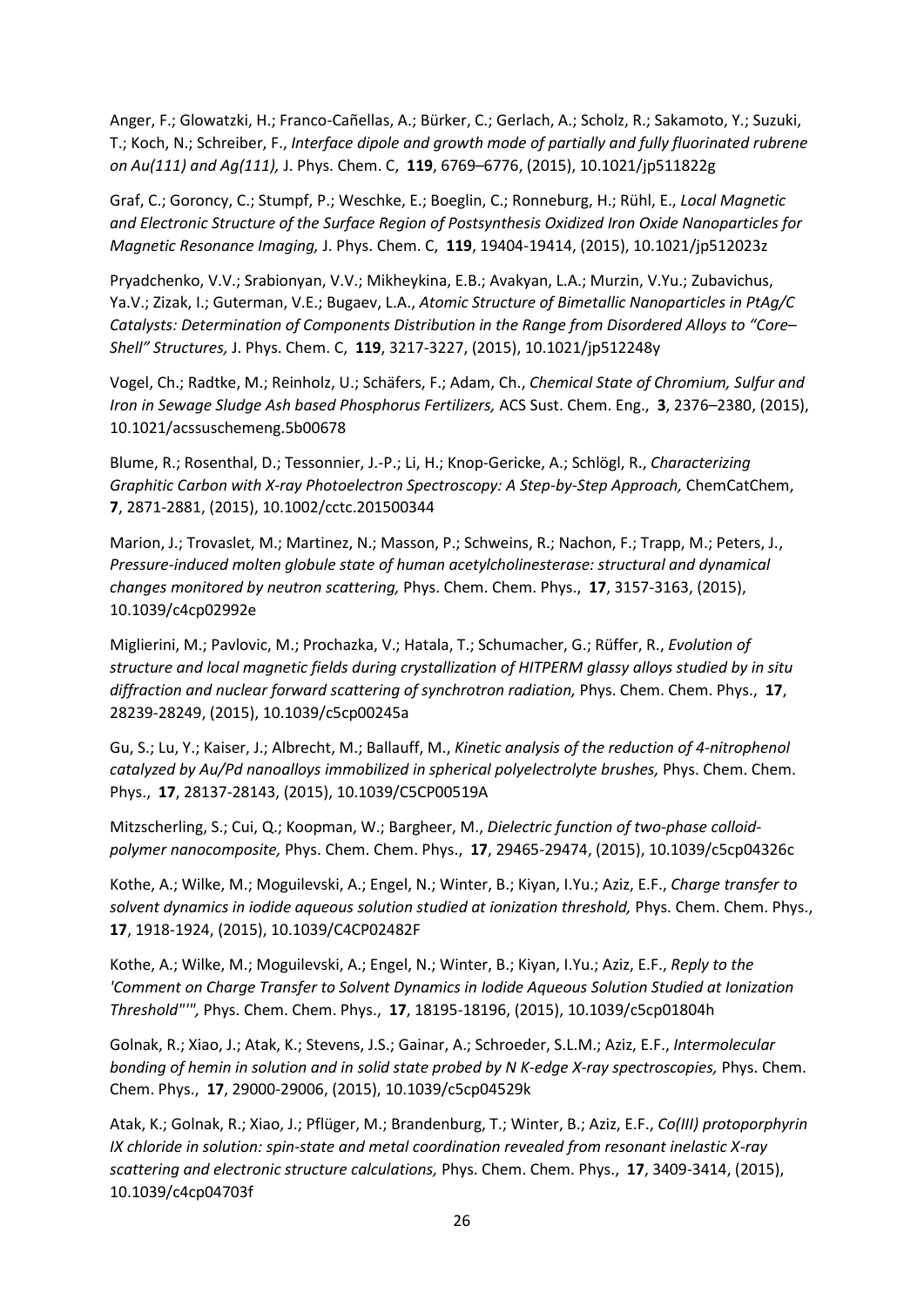Anger, F.; Glowatzki, H.; Franco-Cañellas, A.; Bürker, C.; Gerlach, A.; Scholz, R.; Sakamoto, Y.; Suzuki, T.; Koch, N.; Schreiber, F., *Interface dipole and growth mode of partially and fully fluorinated rubrene on Au(111) and Ag(111),* J. Phys. Chem. C, **119**, 6769–6776, (2015), 10.1021/jp511822g

Graf, C.; Goroncy, C.; Stumpf, P.; Weschke, E.; Boeglin, C.; Ronneburg, H.; Rühl, E., *Local Magnetic and Electronic Structure of the Surface Region of Postsynthesis Oxidized Iron Oxide Nanoparticles for Magnetic Resonance Imaging,* J. Phys. Chem. C, **119**, 19404-19414, (2015), 10.1021/jp512023z

Pryadchenko, V.V.; Srabionyan, V.V.; Mikheykina, E.B.; Avakyan, L.A.; Murzin, V.Yu.; Zubavichus, Ya.V.; Zizak, I.; Guterman, V.E.; Bugaev, L.A., *Atomic Structure of Bimetallic Nanoparticles in PtAg/C Catalysts: Determination of Components Distribution in the Range from Disordered Alloys to "Core–Shell" Structures,* J. Phys. Chem. C, **119**, 3217-3227, (2015), 10.1021/jp512248y

Vogel, Ch.; Radtke, M.; Reinholz, U.; Schäfers, F.; Adam, Ch., *Chemical State of Chromium, Sulfur and Iron in Sewage Sludge Ash based Phosphorus Fertilizers,* ACS Sust. Chem. Eng., **3**, 2376–2380, (2015), 10.1021/acssuschemeng.5b00678

Blume, R.; Rosenthal, D.; Tessonnier, J.-P.; Li, H.; Knop-Gericke, A.; Schlögl, R., *Characterizing Graphitic Carbon with X-ray Photoelectron Spectroscopy: A Step-by-Step Approach,* ChemCatChem, **7**, 2871-2881, (2015), 10.1002/cctc.201500344

Marion, J.; Trovaslet, M.; Martinez, N.; Masson, P.; Schweins, R.; Nachon, F.; Trapp, M.; Peters, J., *Pressure-induced molten globule state of human acetylcholinesterase: structural and dynamical changes monitored by neutron scattering,* Phys. Chem. Chem. Phys., **17**, 3157-3163, (2015), 10.1039/c4cp02992e

Miglierini, M.; Pavlovic, M.; Prochazka, V.; Hatala, T.; Schumacher, G.; Rüffer, R., *Evolution of structure and local magnetic fields during crystallization of HITPERM glassy alloys studied by in situ diffraction and nuclear forward scattering of synchrotron radiation,* Phys. Chem. Chem. Phys., **17**, 28239-28249, (2015), 10.1039/c5cp00245a

Gu, S.; Lu, Y.; Kaiser, J.; Albrecht, M.; Ballauff, M., *Kinetic analysis of the reduction of 4-nitrophenol catalyzed by Au/Pd nanoalloys immobilized in spherical polyelectrolyte brushes,* Phys. Chem. Chem. Phys., **17**, 28137-28143, (2015), 10.1039/C5CP00519A

Mitzscherling, S.; Cui, Q.; Koopman, W.; Bargheer, M., *Dielectric function of two-phase colloid-polymer nanocomposite,* Phys. Chem. Chem. Phys., **17**, 29465-29474, (2015), 10.1039/c5cp04326c

Kothe, A.; Wilke, M.; Moguilevski, A.; Engel, N.; Winter, B.; Kiyan, I.Yu.; Aziz, E.F., *Charge transfer to solvent dynamics in iodide aqueous solution studied at ionization threshold,* Phys. Chem. Chem. Phys., **17**, 1918-1924, (2015), 10.1039/C4CP02482F

Kothe, A.; Wilke, M.; Moguilevski, A.; Engel, N.; Winter, B.; Kiyan, I.Yu.; Aziz, E.F., *Reply to the 'Comment on Charge Transfer to Solvent Dynamics in Iodide Aqueous Solution Studied at Ionization Threshold"'",* Phys. Chem. Chem. Phys., **17**, 18195-18196, (2015), 10.1039/c5cp01804h

Golnak, R.; Xiao, J.; Atak, K.; Stevens, J.S.; Gainar, A.; Schroeder, S.L.M.; Aziz, E.F., *Intermolecular bonding of hemin in solution and in solid state probed by N K-edge X-ray spectroscopies,* Phys. Chem. Chem. Phys., **17**, 29000-29006, (2015), 10.1039/c5cp04529k

Atak, K.; Golnak, R.; Xiao, J.; Pflüger, M.; Brandenburg, T.; Winter, B.; Aziz, E.F., *Co(III) protoporphyrin IX chloride in solution: spin-state and metal coordination revealed from resonant inelastic X-ray scattering and electronic structure calculations,* Phys. Chem. Chem. Phys., **17**, 3409-3414, (2015), 10.1039/c4cp04703f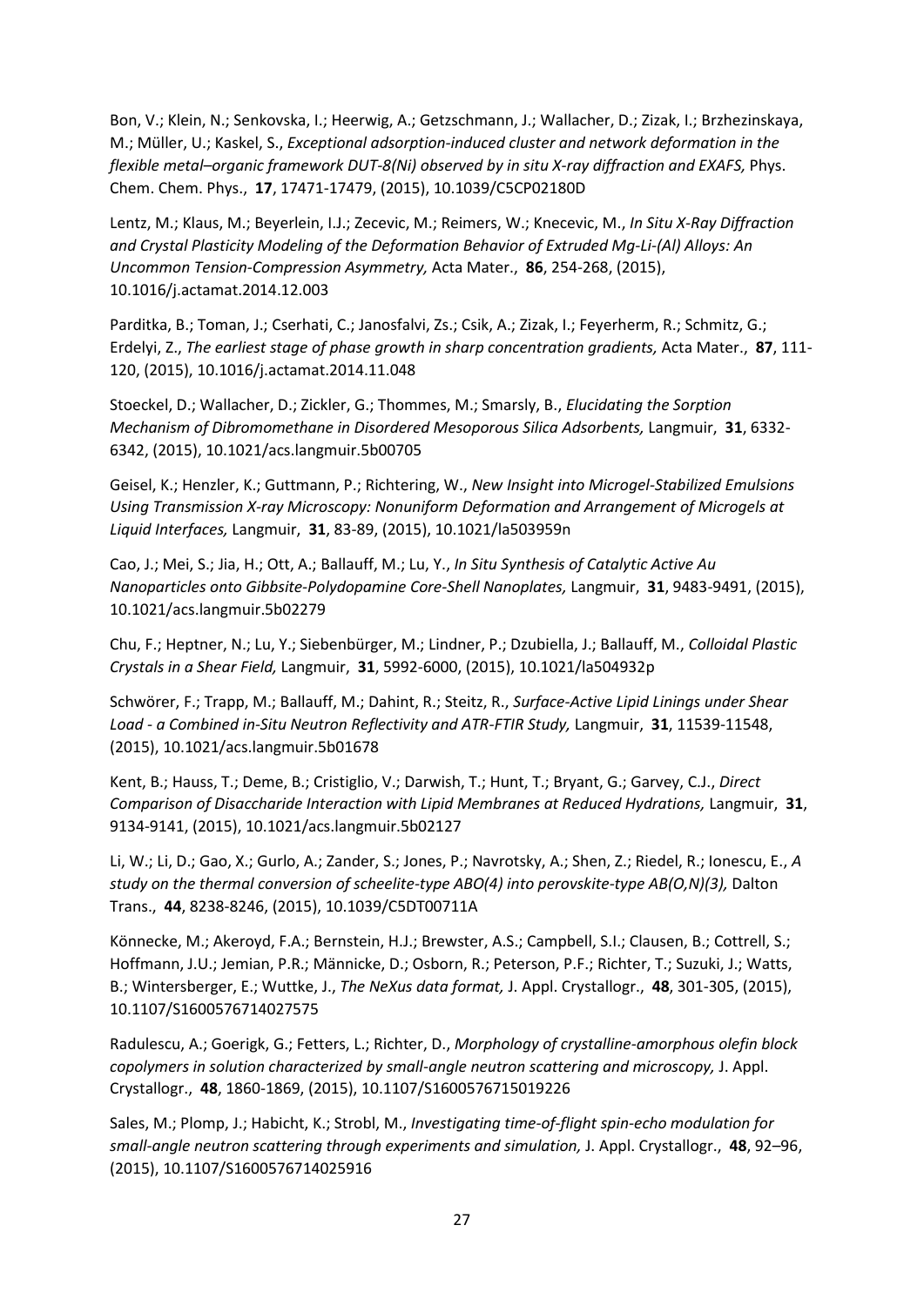Bon, V.; Klein, N.; Senkovska, I.; Heerwig, A.; Getzschmann, J.; Wallacher, D.; Zizak, I.; Brzhezinskaya, M.; Müller, U.; Kaskel, S., *Exceptional adsorption-induced cluster and network deformation in the flexible metal–organic framework DUT-8(Ni) observed by in situ X-ray diffraction and EXAFS,* Phys. Chem. Chem. Phys., **17**, 17471-17479, (2015), 10.1039/C5CP02180D

Lentz, M.; Klaus, M.; Beyerlein, I.J.; Zecevic, M.; Reimers, W.; Knecevic, M., *In Situ X-Ray Diffraction and Crystal Plasticity Modeling of the Deformation Behavior of Extruded Mg-Li-(Al) Alloys: An Uncommon Tension-Compression Asymmetry,* Acta Mater., **86**, 254-268, (2015), 10.1016/j.actamat.2014.12.003

Parditka, B.; Toman, J.; Cserhati, C.; Janosfalvi, Zs.; Csik, A.; Zizak, I.; Feyerherm, R.; Schmitz, G.; Erdelyi, Z., *The earliest stage of phase growth in sharp concentration gradients,* Acta Mater., **87**, 111-120, (2015), 10.1016/j.actamat.2014.11.048

Stoeckel, D.; Wallacher, D.; Zickler, G.; Thommes, M.; Smarsly, B., *Elucidating the Sorption Mechanism of Dibromomethane in Disordered Mesoporous Silica Adsorbents,* Langmuir, **31**, 6332-6342, (2015), 10.1021/acs.langmuir.5b00705

Geisel, K.; Henzler, K.; Guttmann, P.; Richtering, W., *New Insight into Microgel-Stabilized Emulsions Using Transmission X-ray Microscopy: Nonuniform Deformation and Arrangement of Microgels at Liquid Interfaces,* Langmuir, **31**, 83-89, (2015), 10.1021/la503959n

Cao, J.; Mei, S.; Jia, H.; Ott, A.; Ballauff, M.; Lu, Y., *In Situ Synthesis of Catalytic Active Au Nanoparticles onto Gibbsite-Polydopamine Core-Shell Nanoplates,* Langmuir, **31**, 9483-9491, (2015), 10.1021/acs.langmuir.5b02279

Chu, F.; Heptner, N.; Lu, Y.; Siebenbürger, M.; Lindner, P.; Dzubiella, J.; Ballauff, M., *Colloidal Plastic Crystals in a Shear Field,* Langmuir, **31**, 5992-6000, (2015), 10.1021/la504932p

Schwörer, F.; Trapp, M.; Ballauff, M.; Dahint, R.; Steitz, R., *Surface-Active Lipid Linings under Shear Load - a Combined in-Situ Neutron Reflectivity and ATR-FTIR Study,* Langmuir, **31**, 11539-11548, (2015), 10.1021/acs.langmuir.5b01678

Kent, B.; Hauss, T.; Deme, B.; Cristiglio, V.; Darwish, T.; Hunt, T.; Bryant, G.; Garvey, C.J., *Direct Comparison of Disaccharide Interaction with Lipid Membranes at Reduced Hydrations,* Langmuir, **31**, 9134-9141, (2015), 10.1021/acs.langmuir.5b02127

Li, W.; Li, D.; Gao, X.; Gurlo, A.; Zander, S.; Jones, P.; Navrotsky, A.; Shen, Z.; Riedel, R.; Ionescu, E., *A study on the thermal conversion of scheelite-type ABO(4) into perovskite-type AB(O,N)(3),* Dalton Trans., **44**, 8238-8246, (2015), 10.1039/C5DT00711A

Könnecke, M.; Akeroyd, F.A.; Bernstein, H.J.; Brewster, A.S.; Campbell, S.I.; Clausen, B.; Cottrell, S.; Hoffmann, J.U.; Jemian, P.R.; Männicke, D.; Osborn, R.; Peterson, P.F.; Richter, T.; Suzuki, J.; Watts, B.; Wintersberger, E.; Wuttke, J., *The NeXus data format,* J. Appl. Crystallogr., **48**, 301-305, (2015), 10.1107/S1600576714027575

Radulescu, A.; Goerigk, G.; Fetters, L.; Richter, D., *Morphology of crystalline-amorphous olefin block copolymers in solution characterized by small-angle neutron scattering and microscopy,* J. Appl. Crystallogr., **48**, 1860-1869, (2015), 10.1107/S1600576715019226

Sales, M.; Plomp, J.; Habicht, K.; Strobl, M., *Investigating time-of-flight spin-echo modulation for small-angle neutron scattering through experiments and simulation,* J. Appl. Crystallogr., **48**, 92–96, (2015), 10.1107/S1600576714025916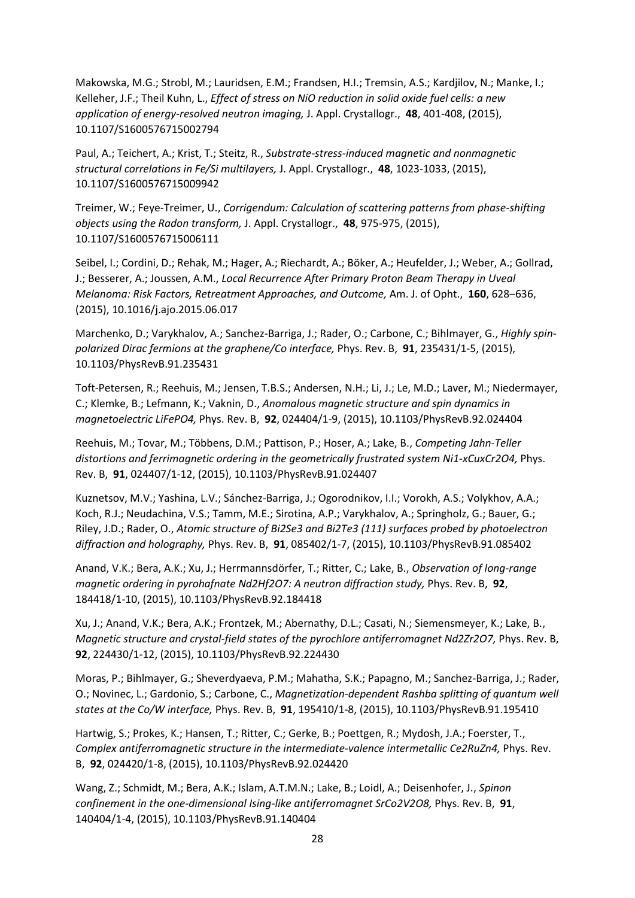Makowska, M.G.; Strobl, M.; Lauridsen, E.M.; Frandsen, H.I.; Tremsin, A.S.; Kardjilov, N.; Manke, I.; Kelleher, J.F.; Theil Kuhn, L., *Effect of stress on NiO reduction in solid oxide fuel cells: a new application of energy-resolved neutron imaging,* J. Appl. Crystallogr., **48**, 401-408, (2015), 10.1107/S1600576715002794

Paul, A.; Teichert, A.; Krist, T.; Steitz, R., *Substrate-stress-induced magnetic and nonmagnetic structural correlations in Fe/Si multilayers,* J. Appl. Crystallogr., **48**, 1023-1033, (2015), 10.1107/S1600576715009942

Treimer, W.; Feye-Treimer, U., *Corrigendum: Calculation of scattering patterns from phase-shifting objects using the Radon transform,* J. Appl. Crystallogr., **48**, 975-975, (2015), 10.1107/S1600576715006111

Seibel, I.; Cordini, D.; Rehak, M.; Hager, A.; Riechardt, A.; Böker, A.; Heufelder, J.; Weber, A.; Gollrad, J.; Besserer, A.; Joussen, A.M., *Local Recurrence After Primary Proton Beam Therapy in Uveal Melanoma: Risk Factors, Retreatment Approaches, and Outcome,* Am. J. of Opht., **160**, 628–636, (2015), 10.1016/j.ajo.2015.06.017

Marchenko, D.; Varykhalov, A.; Sanchez-Barriga, J.; Rader, O.; Carbone, C.; Bihlmayer, G., *Highly spin-polarized Dirac fermions at the graphene/Co interface,* Phys. Rev. B, **91**, 235431/1-5, (2015), 10.1103/PhysRevB.91.235431

Toft-Petersen, R.; Reehuis, M.; Jensen, T.B.S.; Andersen, N.H.; Li, J.; Le, M.D.; Laver, M.; Niedermayer, C.; Klemke, B.; Lefmann, K.; Vaknin, D., *Anomalous magnetic structure and spin dynamics in magnetoelectric LiFePO4,* Phys. Rev. B, **92**, 024404/1-9, (2015), 10.1103/PhysRevB.92.024404

Reehuis, M.; Tovar, M.; Többens, D.M.; Pattison, P.; Hoser, A.; Lake, B., *Competing Jahn-Teller distortions and ferrimagnetic ordering in the geometrically frustrated system Ni1-xCuxCr2O4,* Phys. Rev. B, **91**, 024407/1-12, (2015), 10.1103/PhysRevB.91.024407

Kuznetsov, M.V.; Yashina, L.V.; Sánchez-Barriga, J.; Ogorodnikov, I.I.; Vorokh, A.S.; Volykhov, A.A.; Koch, R.J.; Neudachina, V.S.; Tamm, M.E.; Sirotina, A.P.; Varykhalov, A.; Springholz, G.; Bauer, G.; Riley, J.D.; Rader, O., *Atomic structure of Bi2Se3 and Bi2Te3 (111) surfaces probed by photoelectron diffraction and holography,* Phys. Rev. B, **91**, 085402/1-7, (2015), 10.1103/PhysRevB.91.085402

Anand, V.K.; Bera, A.K.; Xu, J.; Herrmannsdörfer, T.; Ritter, C.; Lake, B., *Observation of long-range magnetic ordering in pyrohafnate Nd2Hf2O7: A neutron diffraction study,* Phys. Rev. B, **92**, 184418/1-10, (2015), 10.1103/PhysRevB.92.184418

Xu, J.; Anand, V.K.; Bera, A.K.; Frontzek, M.; Abernathy, D.L.; Casati, N.; Siemensmeyer, K.; Lake, B., *Magnetic structure and crystal-field states of the pyrochlore antiferromagnet Nd2Zr2O7,* Phys. Rev. B, **92**, 224430/1-12, (2015), 10.1103/PhysRevB.92.224430

Moras, P.; Bihlmayer, G.; Sheverdyaeva, P.M.; Mahatha, S.K.; Papagno, M.; Sanchez-Barriga, J.; Rader, O.; Novinec, L.; Gardonio, S.; Carbone, C., *Magnetization-dependent Rashba splitting of quantum well states at the Co/W interface,* Phys. Rev. B, **91**, 195410/1-8, (2015), 10.1103/PhysRevB.91.195410

Hartwig, S.; Prokes, K.; Hansen, T.; Ritter, C.; Gerke, B.; Poettgen, R.; Mydosh, J.A.; Foerster, T., *Complex antiferromagnetic structure in the intermediate-valence intermetallic Ce2RuZn4,* Phys. Rev. B, **92**, 024420/1-8, (2015), 10.1103/PhysRevB.92.024420

Wang, Z.; Schmidt, M.; Bera, A.K.; Islam, A.T.M.N.; Lake, B.; Loidl, A.; Deisenhofer, J., *Spinon confinement in the one-dimensional Ising-like antiferromagnet SrCo2V2O8,* Phys. Rev. B, **91**, 140404/1-4, (2015), 10.1103/PhysRevB.91.140404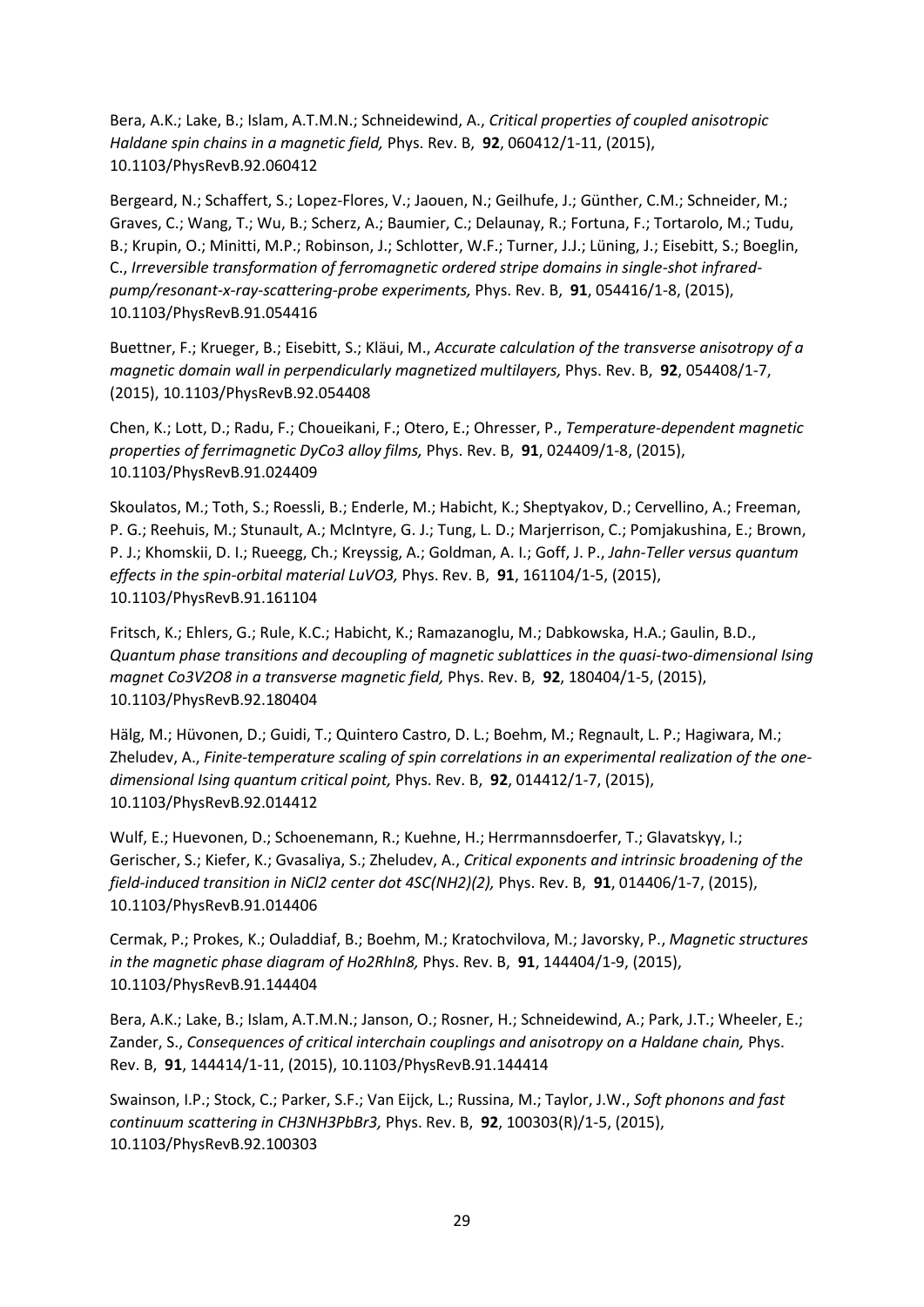Bera, A.K.; Lake, B.; Islam, A.T.M.N.; Schneidewind, A., *Critical properties of coupled anisotropic Haldane spin chains in a magnetic field,* Phys. Rev. B, **92**, 060412/1-11, (2015), 10.1103/PhysRevB.92.060412

Bergeard, N.; Schaffert, S.; Lopez-Flores, V.; Jaouen, N.; Geilhufe, J.; Günther, C.M.; Schneider, M.; Graves, C.; Wang, T.; Wu, B.; Scherz, A.; Baumier, C.; Delaunay, R.; Fortuna, F.; Tortarolo, M.; Tudu, B.; Krupin, O.; Minitti, M.P.; Robinson, J.; Schlotter, W.F.; Turner, J.J.; Lüning, J.; Eisebitt, S.; Boeglin, C., *Irreversible transformation of ferromagnetic ordered stripe domains in single-shot infrared-pump/resonant-x-ray-scattering-probe experiments,* Phys. Rev. B, **91**, 054416/1-8, (2015), 10.1103/PhysRevB.91.054416

Buettner, F.; Krueger, B.; Eisebitt, S.; Kläui, M., *Accurate calculation of the transverse anisotropy of a magnetic domain wall in perpendicularly magnetized multilayers,* Phys. Rev. B, **92**, 054408/1-7, (2015), 10.1103/PhysRevB.92.054408

Chen, K.; Lott, D.; Radu, F.; Choueikani, F.; Otero, E.; Ohresser, P., *Temperature-dependent magnetic properties of ferrimagnetic DyCo3 alloy films,* Phys. Rev. B, **91**, 024409/1-8, (2015), 10.1103/PhysRevB.91.024409

Skoulatos, M.; Toth, S.; Roessli, B.; Enderle, M.; Habicht, K.; Sheptyakov, D.; Cervellino, A.; Freeman, P. G.; Reehuis, M.; Stunault, A.; McIntyre, G. J.; Tung, L. D.; Marjerrison, C.; Pomjakushina, E.; Brown, P. J.; Khomskii, D. I.; Rueegg, Ch.; Kreyssig, A.; Goldman, A. I.; Goff, J. P., *Jahn-Teller versus quantum effects in the spin-orbital material LuVO3,* Phys. Rev. B, **91**, 161104/1-5, (2015), 10.1103/PhysRevB.91.161104

Fritsch, K.; Ehlers, G.; Rule, K.C.; Habicht, K.; Ramazanoglu, M.; Dabkowska, H.A.; Gaulin, B.D., *Quantum phase transitions and decoupling of magnetic sublattices in the quasi-two-dimensional Ising magnet Co3V2O8 in a transverse magnetic field,* Phys. Rev. B, **92**, 180404/1-5, (2015), 10.1103/PhysRevB.92.180404

Hälg, M.; Hüvonen, D.; Guidi, T.; Quintero Castro, D. L.; Boehm, M.; Regnault, L. P.; Hagiwara, M.; Zheludev, A., *Finite-temperature scaling of spin correlations in an experimental realization of the one-dimensional Ising quantum critical point,* Phys. Rev. B, **92**, 014412/1-7, (2015), 10.1103/PhysRevB.92.014412

Wulf, E.; Huevonen, D.; Schoenemann, R.; Kuehne, H.; Herrmannsdoerfer, T.; Glavatskyy, I.; Gerischer, S.; Kiefer, K.; Gvasaliya, S.; Zheludev, A., *Critical exponents and intrinsic broadening of the field-induced transition in NiCl2 center dot 4SC(NH2)(2),* Phys. Rev. B, **91**, 014406/1-7, (2015), 10.1103/PhysRevB.91.014406

Cermak, P.; Prokes, K.; Ouladdiaf, B.; Boehm, M.; Kratochvilova, M.; Javorsky, P., *Magnetic structures in the magnetic phase diagram of Ho2RhIn8,* Phys. Rev. B, **91**, 144404/1-9, (2015), 10.1103/PhysRevB.91.144404

Bera, A.K.; Lake, B.; Islam, A.T.M.N.; Janson, O.; Rosner, H.; Schneidewind, A.; Park, J.T.; Wheeler, E.; Zander, S., *Consequences of critical interchain couplings and anisotropy on a Haldane chain,* Phys. Rev. B, **91**, 144414/1-11, (2015), 10.1103/PhysRevB.91.144414

Swainson, I.P.; Stock, C.; Parker, S.F.; Van Eijck, L.; Russina, M.; Taylor, J.W., *Soft phonons and fast continuum scattering in CH3NH3PbBr3,* Phys. Rev. B, **92**, 100303(R)/1-5, (2015), 10.1103/PhysRevB.92.100303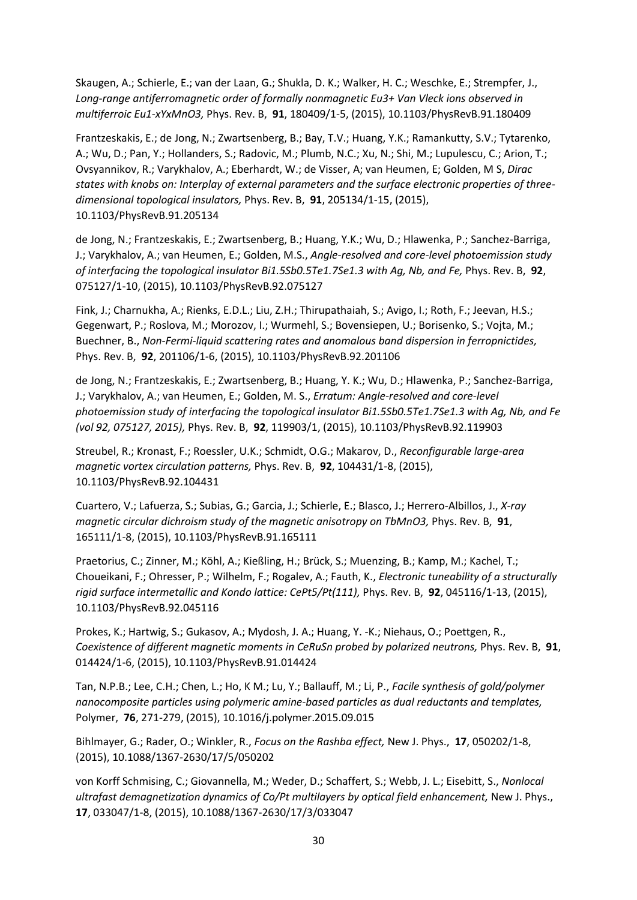Skaugen, A.; Schierle, E.; van der Laan, G.; Shukla, D. K.; Walker, H. C.; Weschke, E.; Strempfer, J., *Long-range antiferromagnetic order of formally nonmagnetic Eu3+ Van Vleck ions observed in multiferroic Eu1-xYxMnO3,* Phys. Rev. B, **91**, 180409/1-5, (2015), 10.1103/PhysRevB.91.180409

Frantzeskakis, E.; de Jong, N.; Zwartsenberg, B.; Bay, T.V.; Huang, Y.K.; Ramankutty, S.V.; Tytarenko, A.; Wu, D.; Pan, Y.; Hollanders, S.; Radovic, M.; Plumb, N.C.; Xu, N.; Shi, M.; Lupulescu, C.; Arion, T.; Ovsyannikov, R.; Varykhalov, A.; Eberhardt, W.; de Visser, A; van Heumen, E; Golden, M S, *Dirac states with knobs on: Interplay of external parameters and the surface electronic properties of three-dimensional topological insulators,* Phys. Rev. B, **91**, 205134/1-15, (2015), 10.1103/PhysRevB.91.205134

de Jong, N.; Frantzeskakis, E.; Zwartsenberg, B.; Huang, Y.K.; Wu, D.; Hlawenka, P.; Sanchez-Barriga, J.; Varykhalov, A.; van Heumen, E.; Golden, M.S., *Angle-resolved and core-level photoemission study of interfacing the topological insulator Bi1.5Sb0.5Te1.7Se1.3 with Ag, Nb, and Fe,* Phys. Rev. B, **92**, 075127/1-10, (2015), 10.1103/PhysRevB.92.075127

Fink, J.; Charnukha, A.; Rienks, E.D.L.; Liu, Z.H.; Thirupathaiah, S.; Avigo, I.; Roth, F.; Jeevan, H.S.; Gegenwart, P.; Roslova, M.; Morozov, I.; Wurmehl, S.; Bovensiepen, U.; Borisenko, S.; Vojta, M.; Buechner, B., *Non-Fermi-liquid scattering rates and anomalous band dispersion in ferropnictides,* Phys. Rev. B, **92**, 201106/1-6, (2015), 10.1103/PhysRevB.92.201106

de Jong, N.; Frantzeskakis, E.; Zwartsenberg, B.; Huang, Y. K.; Wu, D.; Hlawenka, P.; Sanchez-Barriga, J.; Varykhalov, A.; van Heumen, E.; Golden, M. S., *Erratum: Angle-resolved and core-level photoemission study of interfacing the topological insulator Bi1.5Sb0.5Te1.7Se1.3 with Ag, Nb, and Fe (vol 92, 075127, 2015),* Phys. Rev. B, **92**, 119903/1, (2015), 10.1103/PhysRevB.92.119903

Streubel, R.; Kronast, F.; Roessler, U.K.; Schmidt, O.G.; Makarov, D., *Reconfigurable large-area magnetic vortex circulation patterns,* Phys. Rev. B, **92**, 104431/1-8, (2015), 10.1103/PhysRevB.92.104431

Cuartero, V.; Lafuerza, S.; Subias, G.; Garcia, J.; Schierle, E.; Blasco, J.; Herrero-Albillos, J., *X-ray magnetic circular dichroism study of the magnetic anisotropy on TbMnO3,* Phys. Rev. B, **91**, 165111/1-8, (2015), 10.1103/PhysRevB.91.165111

Praetorius, C.; Zinner, M.; Köhl, A.; Kießling, H.; Brück, S.; Muenzing, B.; Kamp, M.; Kachel, T.; Choueikani, F.; Ohresser, P.; Wilhelm, F.; Rogalev, A.; Fauth, K., *Electronic tuneability of a structurally rigid surface intermetallic and Kondo lattice: CePt5/Pt(111),* Phys. Rev. B, **92**, 045116/1-13, (2015), 10.1103/PhysRevB.92.045116

Prokes, K.; Hartwig, S.; Gukasov, A.; Mydosh, J. A.; Huang, Y. -K.; Niehaus, O.; Poettgen, R., *Coexistence of different magnetic moments in CeRuSn probed by polarized neutrons,* Phys. Rev. B, **91**, 014424/1-6, (2015), 10.1103/PhysRevB.91.014424

Tan, N.P.B.; Lee, C.H.; Chen, L.; Ho, K M.; Lu, Y.; Ballauff, M.; Li, P., *Facile synthesis of gold/polymer nanocomposite particles using polymeric amine-based particles as dual reductants and templates,* Polymer, **76**, 271-279, (2015), 10.1016/j.polymer.2015.09.015

Bihlmayer, G.; Rader, O.; Winkler, R., *Focus on the Rashba effect,* New J. Phys., **17**, 050202/1-8, (2015), 10.1088/1367-2630/17/5/050202

von Korff Schmising, C.; Giovannella, M.; Weder, D.; Schaffert, S.; Webb, J. L.; Eisebitt, S., *Nonlocal ultrafast demagnetization dynamics of Co/Pt multilayers by optical field enhancement,* New J. Phys., **17**, 033047/1-8, (2015), 10.1088/1367-2630/17/3/033047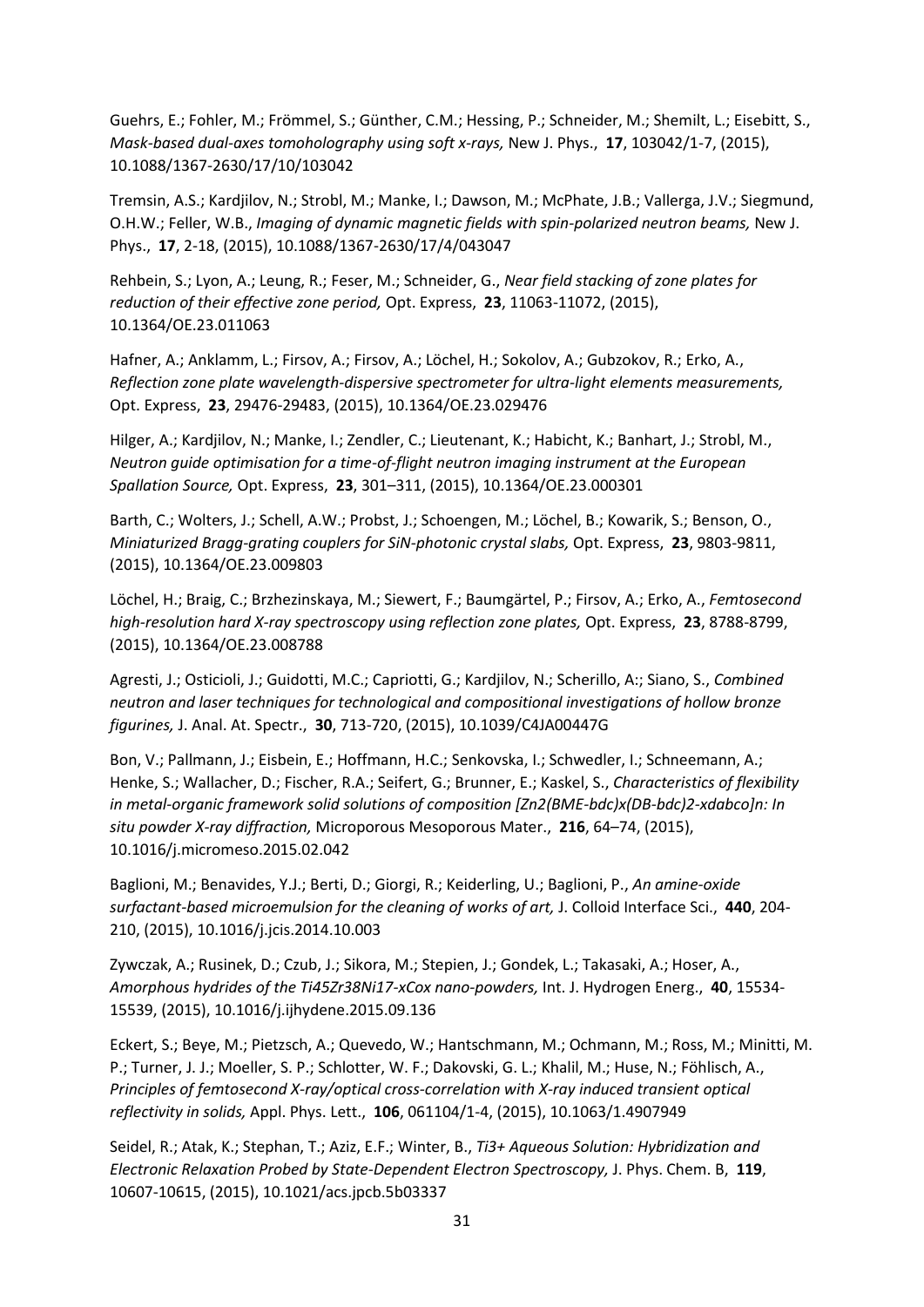Guehrs, E.; Fohler, M.; Frömmel, S.; Günther, C.M.; Hessing, P.; Schneider, M.; Shemilt, L.; Eisebitt, S., *Mask-based dual-axes tomoholography using soft x-rays,* New J. Phys., **17**, 103042/1-7, (2015), 10.1088/1367-2630/17/10/103042

Tremsin, A.S.; Kardjilov, N.; Strobl, M.; Manke, I.; Dawson, M.; McPhate, J.B.; Vallerga, J.V.; Siegmund, O.H.W.; Feller, W.B., *Imaging of dynamic magnetic fields with spin-polarized neutron beams,* New J. Phys., **17**, 2-18, (2015), 10.1088/1367-2630/17/4/043047

Rehbein, S.; Lyon, A.; Leung, R.; Feser, M.; Schneider, G., *Near field stacking of zone plates for reduction of their effective zone period,* Opt. Express, **23**, 11063-11072, (2015), 10.1364/OE.23.011063

Hafner, A.; Anklamm, L.; Firsov, A.; Firsov, A.; Löchel, H.; Sokolov, A.; Gubzokov, R.; Erko, A., *Reflection zone plate wavelength-dispersive spectrometer for ultra-light elements measurements,* Opt. Express, **23**, 29476-29483, (2015), 10.1364/OE.23.029476

Hilger, A.; Kardjilov, N.; Manke, I.; Zendler, C.; Lieutenant, K.; Habicht, K.; Banhart, J.; Strobl, M., *Neutron guide optimisation for a time-of-flight neutron imaging instrument at the European Spallation Source,* Opt. Express, **23**, 301–311, (2015), 10.1364/OE.23.000301

Barth, C.; Wolters, J.; Schell, A.W.; Probst, J.; Schoengen, M.; Löchel, B.; Kowarik, S.; Benson, O., *Miniaturized Bragg-grating couplers for SiN-photonic crystal slabs,* Opt. Express, **23**, 9803-9811, (2015), 10.1364/OE.23.009803

Löchel, H.; Braig, C.; Brzhezinskaya, M.; Siewert, F.; Baumgärtel, P.; Firsov, A.; Erko, A., *Femtosecond high-resolution hard X-ray spectroscopy using reflection zone plates,* Opt. Express, **23**, 8788-8799, (2015), 10.1364/OE.23.008788

Agresti, J.; Osticioli, J.; Guidotti, M.C.; Capriotti, G.; Kardjilov, N.; Scherillo, A:; Siano, S., *Combined neutron and laser techniques for technological and compositional investigations of hollow bronze figurines,* J. Anal. At. Spectr., **30**, 713-720, (2015), 10.1039/C4JA00447G

Bon, V.; Pallmann, J.; Eisbein, E.; Hoffmann, H.C.; Senkovska, I.; Schwedler, I.; Schneemann, A.; Henke, S.; Wallacher, D.; Fischer, R.A.; Seifert, G.; Brunner, E.; Kaskel, S., *Characteristics of flexibility in metal-organic framework solid solutions of composition [Zn2(BME-bdc)x(DB-bdc)2-xdabco]n: In situ powder X-ray diffraction,* Microporous Mesoporous Mater., **216**, 64–74, (2015), 10.1016/j.micromeso.2015.02.042

Baglioni, M.; Benavides, Y.J.; Berti, D.; Giorgi, R.; Keiderling, U.; Baglioni, P., *An amine-oxide surfactant-based microemulsion for the cleaning of works of art,* J. Colloid Interface Sci., **440**, 204-210, (2015), 10.1016/j.jcis.2014.10.003

Zywczak, A.; Rusinek, D.; Czub, J.; Sikora, M.; Stepien, J.; Gondek, L.; Takasaki, A.; Hoser, A., *Amorphous hydrides of the Ti45Zr38Ni17-xCox nano-powders,* Int. J. Hydrogen Energ., **40**, 15534-15539, (2015), 10.1016/j.ijhydene.2015.09.136

Eckert, S.; Beye, M.; Pietzsch, A.; Quevedo, W.; Hantschmann, M.; Ochmann, M.; Ross, M.; Minitti, M. P.; Turner, J. J.; Moeller, S. P.; Schlotter, W. F.; Dakovski, G. L.; Khalil, M.; Huse, N.; Föhlisch, A., *Principles of femtosecond X-ray/optical cross-correlation with X-ray induced transient optical reflectivity in solids,* Appl. Phys. Lett., **106**, 061104/1-4, (2015), 10.1063/1.4907949

Seidel, R.; Atak, K.; Stephan, T.; Aziz, E.F.; Winter, B., *Ti3+ Aqueous Solution: Hybridization and Electronic Relaxation Probed by State-Dependent Electron Spectroscopy,* J. Phys. Chem. B, **119**, 10607-10615, (2015), 10.1021/acs.jpcb.5b03337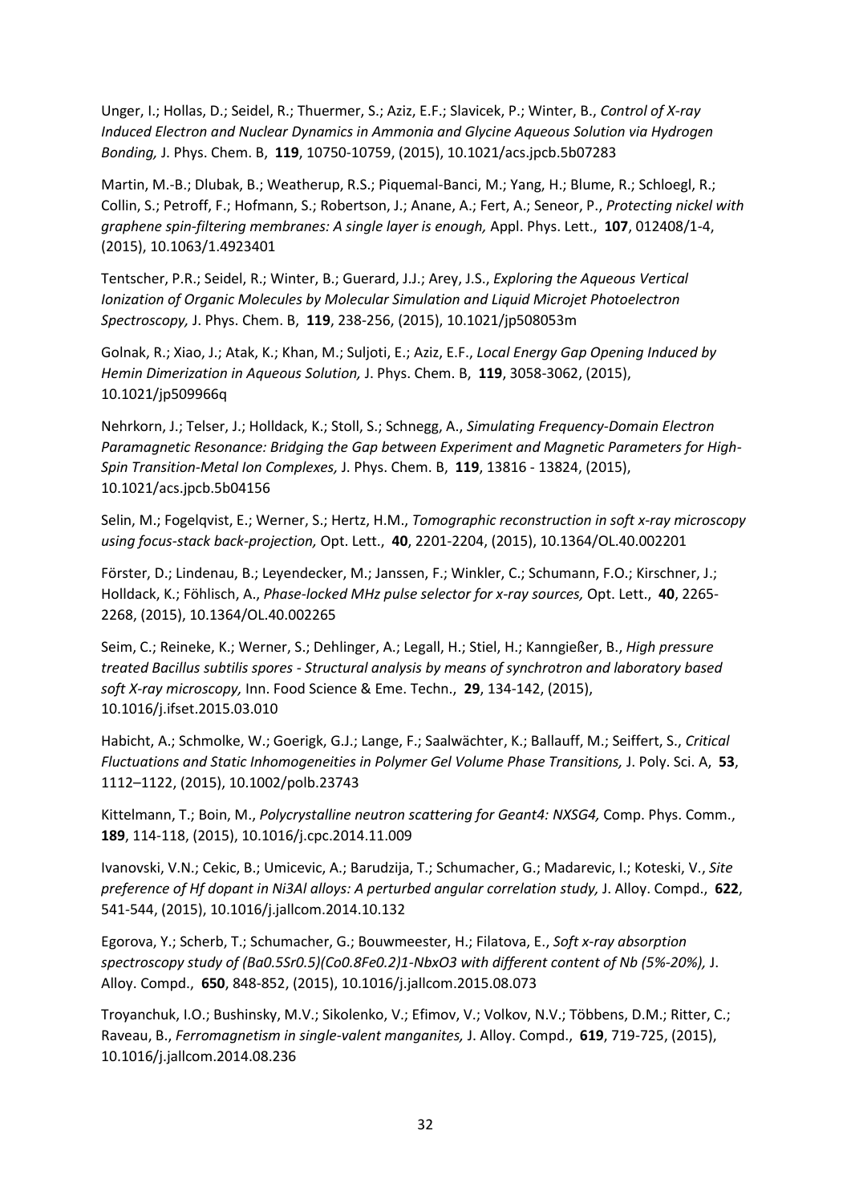Unger, I.; Hollas, D.; Seidel, R.; Thuermer, S.; Aziz, E.F.; Slavicek, P.; Winter, B., *Control of X-ray Induced Electron and Nuclear Dynamics in Ammonia and Glycine Aqueous Solution via Hydrogen Bonding,* J. Phys. Chem. B, **119**, 10750-10759, (2015), 10.1021/acs.jpcb.5b07283

Martin, M.-B.; Dlubak, B.; Weatherup, R.S.; Piquemal-Banci, M.; Yang, H.; Blume, R.; Schloegl, R.; Collin, S.; Petroff, F.; Hofmann, S.; Robertson, J.; Anane, A.; Fert, A.; Seneor, P., *Protecting nickel with graphene spin-filtering membranes: A single layer is enough,* Appl. Phys. Lett., **107**, 012408/1-4, (2015), 10.1063/1.4923401

Tentscher, P.R.; Seidel, R.; Winter, B.; Guerard, J.J.; Arey, J.S., *Exploring the Aqueous Vertical Ionization of Organic Molecules by Molecular Simulation and Liquid Microjet Photoelectron Spectroscopy,* J. Phys. Chem. B, **119**, 238-256, (2015), 10.1021/jp508053m

Golnak, R.; Xiao, J.; Atak, K.; Khan, M.; Suljoti, E.; Aziz, E.F., *Local Energy Gap Opening Induced by Hemin Dimerization in Aqueous Solution,* J. Phys. Chem. B, **119**, 3058-3062, (2015), 10.1021/jp509966q

Nehrkorn, J.; Telser, J.; Holldack, K.; Stoll, S.; Schnegg, A., *Simulating Frequency-Domain Electron Paramagnetic Resonance: Bridging the Gap between Experiment and Magnetic Parameters for High-Spin Transition-Metal Ion Complexes,* J. Phys. Chem. B, **119**, 13816 - 13824, (2015), 10.1021/acs.jpcb.5b04156

Selin, M.; Fogelqvist, E.; Werner, S.; Hertz, H.M., *Tomographic reconstruction in soft x-ray microscopy using focus-stack back-projection,* Opt. Lett., **40**, 2201-2204, (2015), 10.1364/OL.40.002201

Förster, D.; Lindenau, B.; Leyendecker, M.; Janssen, F.; Winkler, C.; Schumann, F.O.; Kirschner, J.; Holldack, K.; Föhlisch, A., *Phase-locked MHz pulse selector for x-ray sources,* Opt. Lett., **40**, 2265-2268, (2015), 10.1364/OL.40.002265

Seim, C.; Reineke, K.; Werner, S.; Dehlinger, A.; Legall, H.; Stiel, H.; Kanngießer, B., *High pressure treated Bacillus subtilis spores - Structural analysis by means of synchrotron and laboratory based soft X-ray microscopy,* Inn. Food Science & Eme. Techn., **29**, 134-142, (2015), 10.1016/j.ifset.2015.03.010

Habicht, A.; Schmolke, W.; Goerigk, G.J.; Lange, F.; Saalwächter, K.; Ballauff, M.; Seiffert, S., *Critical Fluctuations and Static Inhomogeneities in Polymer Gel Volume Phase Transitions,* J. Poly. Sci. A, **53**, 1112–1122, (2015), 10.1002/polb.23743

Kittelmann, T.; Boin, M., *Polycrystalline neutron scattering for Geant4: NXSG4,* Comp. Phys. Comm., **189**, 114-118, (2015), 10.1016/j.cpc.2014.11.009

Ivanovski, V.N.; Cekic, B.; Umicevic, A.; Barudzija, T.; Schumacher, G.; Madarevic, I.; Koteski, V., *Site preference of Hf dopant in Ni3Al alloys: A perturbed angular correlation study,* J. Alloy. Compd., **622**, 541-544, (2015), 10.1016/j.jallcom.2014.10.132

Egorova, Y.; Scherb, T.; Schumacher, G.; Bouwmeester, H.; Filatova, E., *Soft x-ray absorption spectroscopy study of (Ba0.5Sr0.5)(Co0.8Fe0.2)1-NbxO3 with different content of Nb (5%-20%),* J. Alloy. Compd., **650**, 848-852, (2015), 10.1016/j.jallcom.2015.08.073

Troyanchuk, I.O.; Bushinsky, M.V.; Sikolenko, V.; Efimov, V.; Volkov, N.V.; Többens, D.M.; Ritter, C.; Raveau, B., *Ferromagnetism in single-valent manganites,* J. Alloy. Compd., **619**, 719-725, (2015), 10.1016/j.jallcom.2014.08.236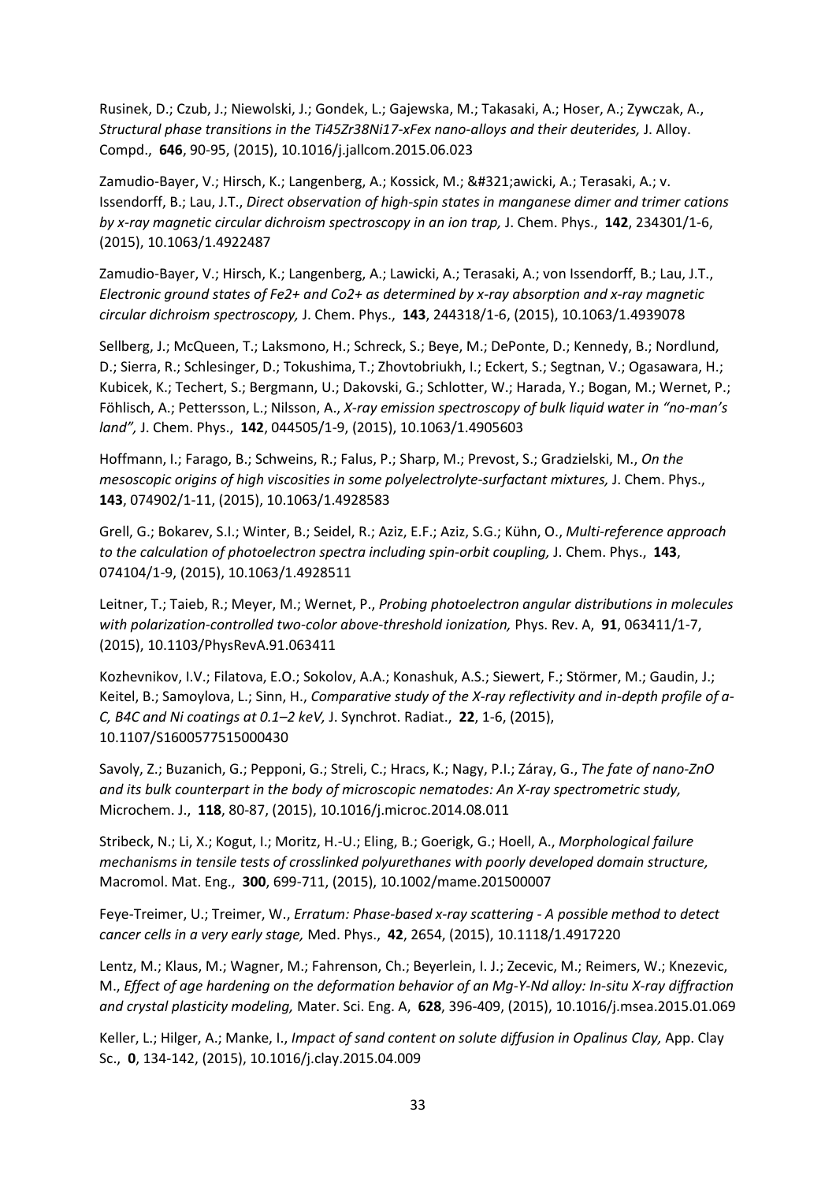Rusinek, D.; Czub, J.; Niewolski, J.; Gondek, L.; Gajewska, M.; Takasaki, A.; Hoser, A.; Zywczak, A., *Structural phase transitions in the Ti45Zr38Ni17-xFex nano-alloys and their deuterides,* J. Alloy. Compd., **646**, 90-95, (2015), 10.1016/j.jallcom.2015.06.023

Zamudio-Bayer, V.; Hirsch, K.; Langenberg, A.; Kossick, M.; &#321;awicki, A.; Terasaki, A.; v. Issendorff, B.; Lau, J.T., *Direct observation of high-spin states in manganese dimer and trimer cations by x-ray magnetic circular dichroism spectroscopy in an ion trap,* J. Chem. Phys., **142**, 234301/1-6, (2015), 10.1063/1.4922487

Zamudio-Bayer, V.; Hirsch, K.; Langenberg, A.; Lawicki, A.; Terasaki, A.; von Issendorff, B.; Lau, J.T., *Electronic ground states of Fe2+ and Co2+ as determined by x-ray absorption and x-ray magnetic circular dichroism spectroscopy,* J. Chem. Phys., **143**, 244318/1-6, (2015), 10.1063/1.4939078

Sellberg, J.; McQueen, T.; Laksmono, H.; Schreck, S.; Beye, M.; DePonte, D.; Kennedy, B.; Nordlund, D.; Sierra, R.; Schlesinger, D.; Tokushima, T.; Zhovtobriukh, I.; Eckert, S.; Segtnan, V.; Ogasawara, H.; Kubicek, K.; Techert, S.; Bergmann, U.; Dakovski, G.; Schlotter, W.; Harada, Y.; Bogan, M.; Wernet, P.; Föhlisch, A.; Pettersson, L.; Nilsson, A., *X-ray emission spectroscopy of bulk liquid water in "no-man's land",* J. Chem. Phys., **142**, 044505/1-9, (2015), 10.1063/1.4905603

Hoffmann, I.; Farago, B.; Schweins, R.; Falus, P.; Sharp, M.; Prevost, S.; Gradzielski, M., *On the mesoscopic origins of high viscosities in some polyelectrolyte-surfactant mixtures,* J. Chem. Phys., **143**, 074902/1-11, (2015), 10.1063/1.4928583

Grell, G.; Bokarev, S.I.; Winter, B.; Seidel, R.; Aziz, E.F.; Aziz, S.G.; Kühn, O., *Multi-reference approach to the calculation of photoelectron spectra including spin-orbit coupling,* J. Chem. Phys., **143**, 074104/1-9, (2015), 10.1063/1.4928511

Leitner, T.; Taieb, R.; Meyer, M.; Wernet, P., *Probing photoelectron angular distributions in molecules with polarization-controlled two-color above-threshold ionization,* Phys. Rev. A, **91**, 063411/1-7, (2015), 10.1103/PhysRevA.91.063411

Kozhevnikov, I.V.; Filatova, E.O.; Sokolov, A.A.; Konashuk, A.S.; Siewert, F.; Störmer, M.; Gaudin, J.; Keitel, B.; Samoylova, L.; Sinn, H., *Comparative study of the X-ray reflectivity and in-depth profile of a-C, B4C and Ni coatings at 0.1–2 keV,* J. Synchrot. Radiat., **22**, 1-6, (2015), 10.1107/S1600577515000430

Savoly, Z.; Buzanich, G.; Pepponi, G.; Streli, C.; Hracs, K.; Nagy, P.I.; Záray, G., *The fate of nano-ZnO and its bulk counterpart in the body of microscopic nematodes: An X-ray spectrometric study,* Microchem. J., **118**, 80-87, (2015), 10.1016/j.microc.2014.08.011

Stribeck, N.; Li, X.; Kogut, I.; Moritz, H.-U.; Eling, B.; Goerigk, G.; Hoell, A., *Morphological failure mechanisms in tensile tests of crosslinked polyurethanes with poorly developed domain structure,* Macromol. Mat. Eng., **300**, 699-711, (2015), 10.1002/mame.201500007

Feye-Treimer, U.; Treimer, W., *Erratum: Phase-based x-ray scattering - A possible method to detect cancer cells in a very early stage,* Med. Phys., **42**, 2654, (2015), 10.1118/1.4917220

Lentz, M.; Klaus, M.; Wagner, M.; Fahrenson, Ch.; Beyerlein, I. J.; Zecevic, M.; Reimers, W.; Knezevic, M., *Effect of age hardening on the deformation behavior of an Mg-Y-Nd alloy: In-situ X-ray diffraction and crystal plasticity modeling,* Mater. Sci. Eng. A, **628**, 396-409, (2015), 10.1016/j.msea.2015.01.069

Keller, L.; Hilger, A.; Manke, I., *Impact of sand content on solute diffusion in Opalinus Clay,* App. Clay Sc., **0**, 134-142, (2015), 10.1016/j.clay.2015.04.009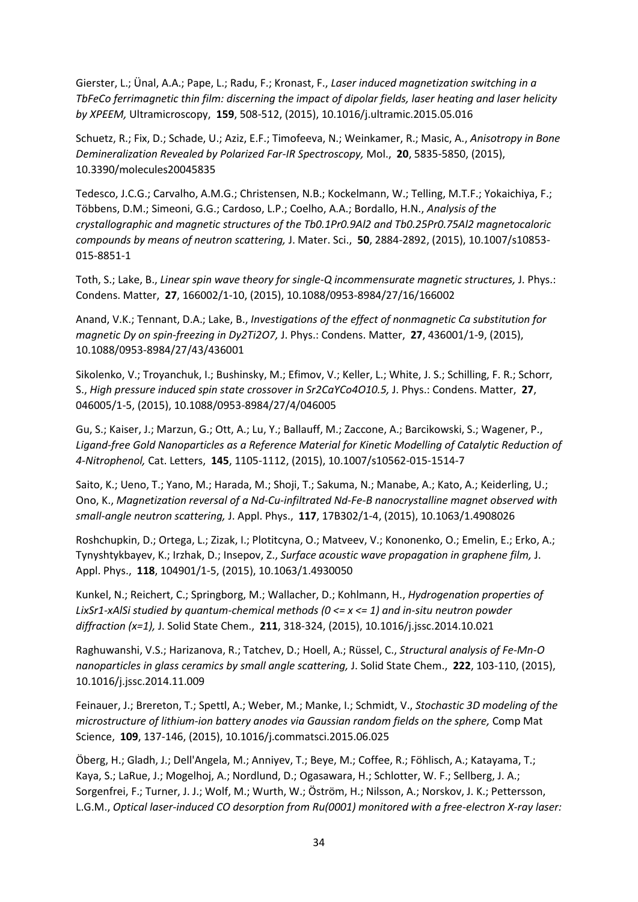Gierster, L.; Ünal, A.A.; Pape, L.; Radu, F.; Kronast, F., *Laser induced magnetization switching in a TbFeCo ferrimagnetic thin film: discerning the impact of dipolar fields, laser heating and laser helicity by XPEEM,* Ultramicroscopy, **159**, 508-512, (2015), 10.1016/j.ultramic.2015.05.016

Schuetz, R.; Fix, D.; Schade, U.; Aziz, E.F.; Timofeeva, N.; Weinkamer, R.; Masic, A., *Anisotropy in Bone Demineralization Revealed by Polarized Far-IR Spectroscopy,* Mol., **20**, 5835-5850, (2015), 10.3390/molecules20045835

Tedesco, J.C.G.; Carvalho, A.M.G.; Christensen, N.B.; Kockelmann, W.; Telling, M.T.F.; Yokaichiya, F.; Többens, D.M.; Simeoni, G.G.; Cardoso, L.P.; Coelho, A.A.; Bordallo, H.N., *Analysis of the crystallographic and magnetic structures of the $Tb_{0.1}Pr_{0.9}Al_2$ and $Tb_{0.25}Pr_{0.75}Al_2$ magnetocaloric compounds by means of neutron scattering,* J. Mater. Sci., **50**, 2884-2892, (2015), 10.1007/s10853-015-8851-1

Toth, S.; Lake, B., *Linear spin wave theory for single-Q incommensurate magnetic structures,* J. Phys.: Condens. Matter, **27**, 166002/1-10, (2015), 10.1088/0953-8984/27/16/166002

Anand, V.K.; Tennant, D.A.; Lake, B., *Investigations of the effect of nonmagnetic Ca substitution for magnetic Dy on spin-freezing in $Dy_2Ti_2O_7$,* J. Phys.: Condens. Matter, **27**, 436001/1-9, (2015), 10.1088/0953-8984/27/43/436001

Sikolenko, V.; Troyanchuk, I.; Bushinsky, M.; Efimov, V.; Keller, L.; White, J. S.; Schilling, F. R.; Schorr, S., *High pressure induced spin state crossover in $Sr_2CaYCo_4O_{10.5}$,* J. Phys.: Condens. Matter, **27**, 046005/1-5, (2015), 10.1088/0953-8984/27/4/046005

Gu, S.; Kaiser, J.; Marzun, G.; Ott, A.; Lu, Y.; Ballauff, M.; Zaccone, A.; Barcikowski, S.; Wagener, P., *Ligand-free Gold Nanoparticles as a Reference Material for Kinetic Modelling of Catalytic Reduction of 4-Nitrophenol,* Cat. Letters, **145**, 1105-1112, (2015), 10.1007/s10562-015-1514-7

Saito, K.; Ueno, T.; Yano, M.; Harada, M.; Shoji, T.; Sakuma, N.; Manabe, A.; Kato, A.; Keiderling, U.; Ono, K., *Magnetization reversal of a Nd-Cu-infiltrated Nd-Fe-B nanocrystalline magnet observed with small-angle neutron scattering,* J. Appl. Phys., **117**, 17B302/1-4, (2015), 10.1063/1.4908026

Roshchupkin, D.; Ortega, L.; Zizak, I.; Plotitcyna, O.; Matveev, V.; Kononenko, O.; Emelin, E.; Erko, A.; Tynyshtykbayev, K.; Irzhak, D.; Insepov, Z., *Surface acoustic wave propagation in graphene film,* J. Appl. Phys., **118**, 104901/1-5, (2015), 10.1063/1.4930050

Kunkel, N.; Reichert, C.; Springborg, M.; Wallacher, D.; Kohlmann, H., *Hydrogenation properties of $Li_xSr_{1-x}AlSi$ studied by quantum-chemical methods ($0 <= x <= 1$) and in-situ neutron powder diffraction ($x=1$),* J. Solid State Chem., **211**, 318-324, (2015), 10.1016/j.jssc.2014.10.021

Raghuwanshi, V.S.; Harizanova, R.; Tatchev, D.; Hoell, A.; Rüssel, C., *Structural analysis of Fe-Mn-O nanoparticles in glass ceramics by small angle scattering,* J. Solid State Chem., **222**, 103-110, (2015), 10.1016/j.jssc.2014.11.009

Feinauer, J.; Brereton, T.; Spettl, A.; Weber, M.; Manke, I.; Schmidt, V., *Stochastic 3D modeling of the microstructure of lithium-ion battery anodes via Gaussian random fields on the sphere,* Comp Mat Science, **109**, 137-146, (2015), 10.1016/j.commatsci.2015.06.025

Öberg, H.; Gladh, J.; Dell'Angela, M.; Anniyev, T.; Beye, M.; Coffee, R.; Föhlisch, A.; Katayama, T.; Kaya, S.; LaRue, J.; Mogelhoj, A.; Nordlund, D.; Ogasawara, H.; Schlotter, W. F.; Sellberg, J. A.; Sorgenfrei, F.; Turner, J. J.; Wolf, M.; Wurth, W.; Öström, H.; Nilsson, A.; Norskov, J. K.; Pettersson, L.G.M., *Optical laser-induced CO desorption from Ru(0001) monitored with a free-electron X-ray laser:*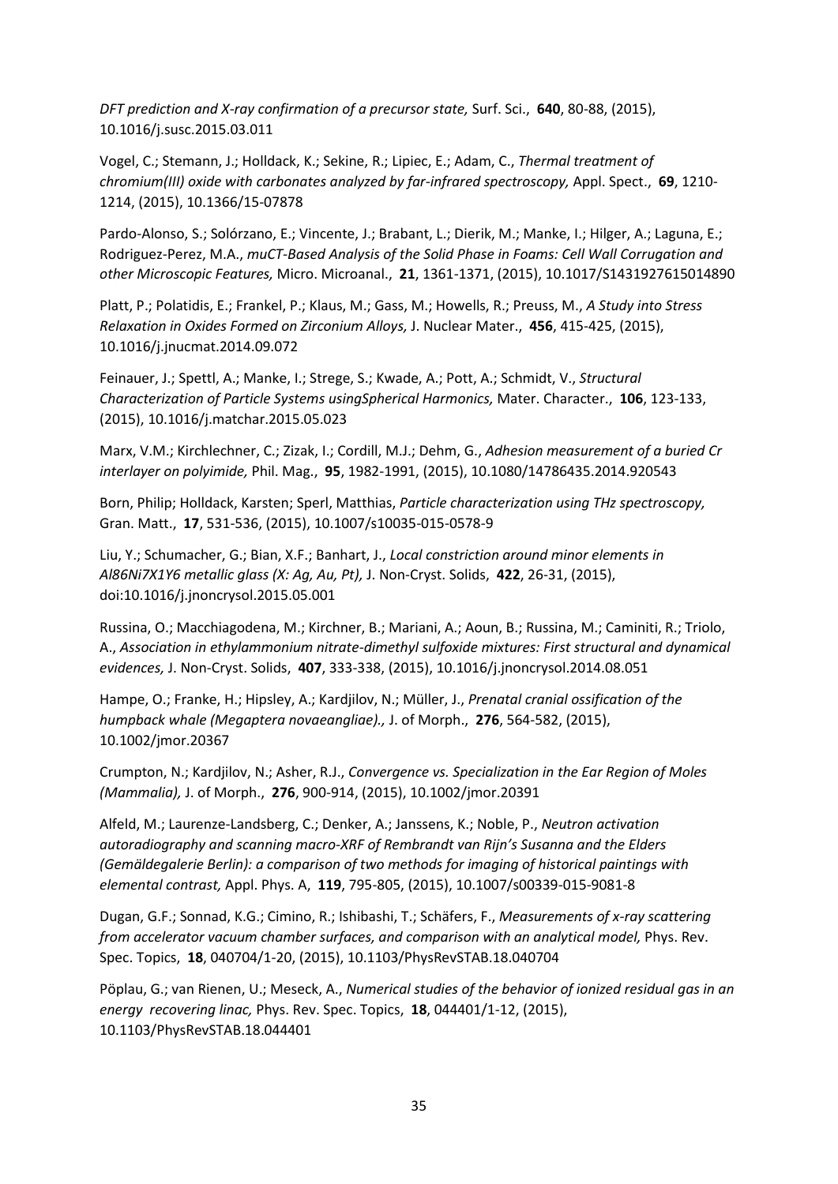*DFT prediction and X-ray confirmation of a precursor state,* Surf. Sci., **640**, 80-88, (2015), 10.1016/j.susc.2015.03.011

Vogel, C.; Stemann, J.; Holldack, K.; Sekine, R.; Lipiec, E.; Adam, C., *Thermal treatment of chromium(III) oxide with carbonates analyzed by far-infrared spectroscopy,* Appl. Spect., **69**, 1210-1214, (2015), 10.1366/15-07878

Pardo-Alonso, S.; Solórzano, E.; Vincente, J.; Brabant, L.; Dierik, M.; Manke, I.; Hilger, A.; Laguna, E.; Rodriguez-Perez, M.A., *muCT-Based Analysis of the Solid Phase in Foams: Cell Wall Corrugation and other Microscopic Features,* Micro. Microanal., **21**, 1361-1371, (2015), 10.1017/S1431927615014890

Platt, P.; Polatidis, E.; Frankel, P.; Klaus, M.; Gass, M.; Howells, R.; Preuss, M., *A Study into Stress Relaxation in Oxides Formed on Zirconium Alloys,* J. Nuclear Mater., **456**, 415-425, (2015), 10.1016/j.jnucmat.2014.09.072

Feinauer, J.; Spettl, A.; Manke, I.; Strege, S.; Kwade, A.; Pott, A.; Schmidt, V., *Structural Characterization of Particle Systems usingSpherical Harmonics,* Mater. Character., **106**, 123-133, (2015), 10.1016/j.matchar.2015.05.023

Marx, V.M.; Kirchlechner, C.; Zizak, I.; Cordill, M.J.; Dehm, G., *Adhesion measurement of a buried Cr interlayer on polyimide,* Phil. Mag., **95**, 1982-1991, (2015), 10.1080/14786435.2014.920543

Born, Philip; Holldack, Karsten; Sperl, Matthias, *Particle characterization using THz spectroscopy,* Gran. Matt., **17**, 531-536, (2015), 10.1007/s10035-015-0578-9

Liu, Y.; Schumacher, G.; Bian, X.F.; Banhart, J., *Local constriction around minor elements in Al86Ni7X1Y6 metallic glass (X: Ag, Au, Pt),* J. Non-Cryst. Solids, **422**, 26-31, (2015), doi:10.1016/j.jnoncrysol.2015.05.001

Russina, O.; Macchiagodena, M.; Kirchner, B.; Mariani, A.; Aoun, B.; Russina, M.; Caminiti, R.; Triolo, A., *Association in ethylammonium nitrate-dimethyl sulfoxide mixtures: First structural and dynamical evidences,* J. Non-Cryst. Solids, **407**, 333-338, (2015), 10.1016/j.jnoncrysol.2014.08.051

Hampe, O.; Franke, H.; Hipsley, A.; Kardjilov, N.; Müller, J., *Prenatal cranial ossification of the humpback whale (Megaptera novaeangliae).,* J. of Morph., **276**, 564-582, (2015), 10.1002/jmor.20367

Crumpton, N.; Kardjilov, N.; Asher, R.J., *Convergence vs. Specialization in the Ear Region of Moles (Mammalia),* J. of Morph., **276**, 900-914, (2015), 10.1002/jmor.20391

Alfeld, M.; Laurenze-Landsberg, C.; Denker, A.; Janssens, K.; Noble, P., *Neutron activation autoradiography and scanning macro-XRF of Rembrandt van Rijn's Susanna and the Elders (Gemäldegalerie Berlin): a comparison of two methods for imaging of historical paintings with elemental contrast,* Appl. Phys. A, **119**, 795-805, (2015), 10.1007/s00339-015-9081-8

Dugan, G.F.; Sonnad, K.G.; Cimino, R.; Ishibashi, T.; Schäfers, F., *Measurements of x-ray scattering from accelerator vacuum chamber surfaces, and comparison with an analytical model,* Phys. Rev. Spec. Topics, **18**, 040704/1-20, (2015), 10.1103/PhysRevSTAB.18.040704

Pöplau, G.; van Rienen, U.; Meseck, A., *Numerical studies of the behavior of ionized residual gas in an energy recovering linac,* Phys. Rev. Spec. Topics, **18**, 044401/1-12, (2015), 10.1103/PhysRevSTAB.18.044401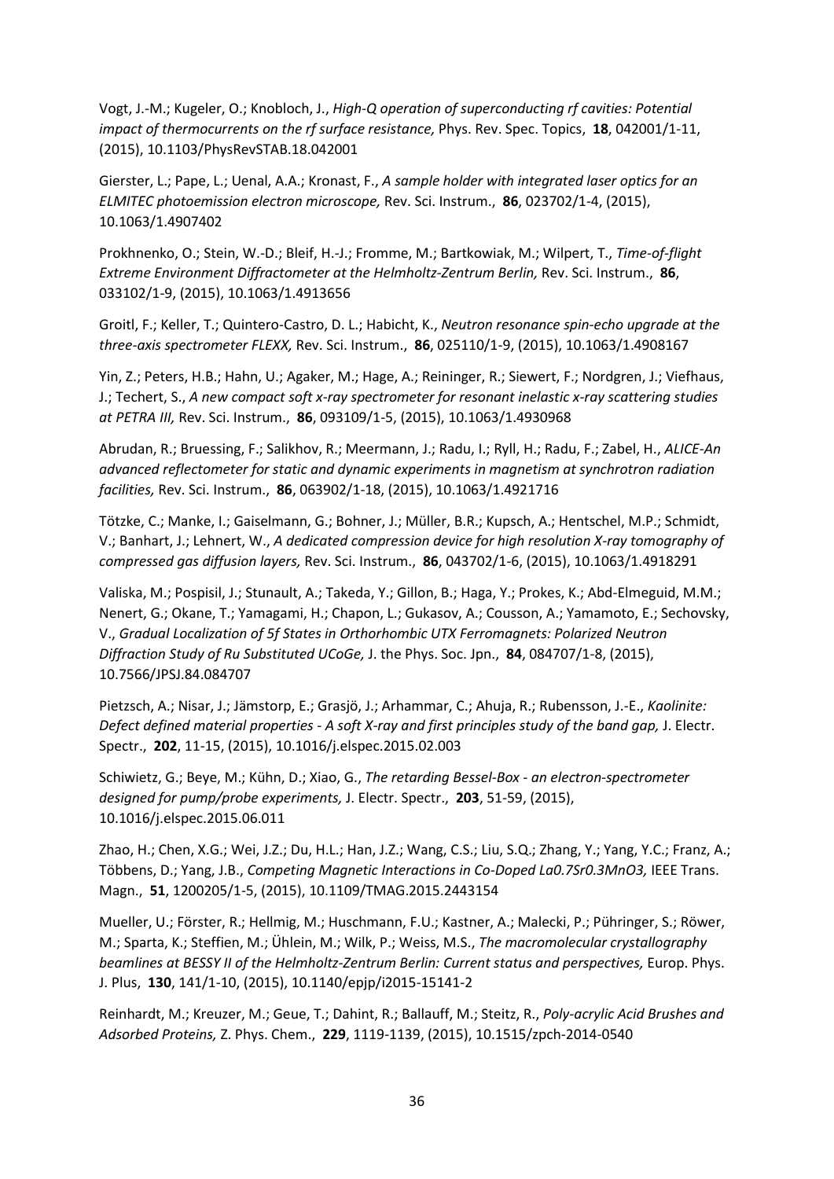Vogt, J.-M.; Kugeler, O.; Knobloch, J., *High-Q operation of superconducting rf cavities: Potential impact of thermocurrents on the rf surface resistance,* Phys. Rev. Spec. Topics, **18**, 042001/1-11, (2015), 10.1103/PhysRevSTAB.18.042001

Gierster, L.; Pape, L.; Uenal, A.A.; Kronast, F., *A sample holder with integrated laser optics for an ELMITEC photoemission electron microscope,* Rev. Sci. Instrum., **86**, 023702/1-4, (2015), 10.1063/1.4907402

Prokhnenko, O.; Stein, W.-D.; Bleif, H.-J.; Fromme, M.; Bartkowiak, M.; Wilpert, T., *Time-of-flight Extreme Environment Diffractometer at the Helmholtz-Zentrum Berlin,* Rev. Sci. Instrum., **86**, 033102/1-9, (2015), 10.1063/1.4913656

Groitl, F.; Keller, T.; Quintero-Castro, D. L.; Habicht, K., *Neutron resonance spin-echo upgrade at the three-axis spectrometer FLEXX,* Rev. Sci. Instrum., **86**, 025110/1-9, (2015), 10.1063/1.4908167

Yin, Z.; Peters, H.B.; Hahn, U.; Agaker, M.; Hage, A.; Reininger, R.; Siewert, F.; Nordgren, J.; Viefhaus, J.; Techert, S., *A new compact soft x-ray spectrometer for resonant inelastic x-ray scattering studies at PETRA III,* Rev. Sci. Instrum., **86**, 093109/1-5, (2015), 10.1063/1.4930968

Abrudan, R.; Bruessing, F.; Salikhov, R.; Meermann, J.; Radu, I.; Ryll, H.; Radu, F.; Zabel, H., *ALICE-An advanced reflectometer for static and dynamic experiments in magnetism at synchrotron radiation facilities,* Rev. Sci. Instrum., **86**, 063902/1-18, (2015), 10.1063/1.4921716

Tötzke, C.; Manke, I.; Gaiselmann, G.; Bohner, J.; Müller, B.R.; Kupsch, A.; Hentschel, M.P.; Schmidt, V.; Banhart, J.; Lehnert, W., *A dedicated compression device for high resolution X-ray tomography of compressed gas diffusion layers,* Rev. Sci. Instrum., **86**, 043702/1-6, (2015), 10.1063/1.4918291

Valiska, M.; Pospisil, J.; Stunault, A.; Takeda, Y.; Gillon, B.; Haga, Y.; Prokes, K.; Abd-Elmeguid, M.M.; Nenert, G.; Okane, T.; Yamagami, H.; Chapon, L.; Gukasov, A.; Cousson, A.; Yamamoto, E.; Sechovsky, V., *Gradual Localization of 5f States in Orthorhombic UTX Ferromagnets: Polarized Neutron Diffraction Study of Ru Substituted UCoGe,* J. the Phys. Soc. Jpn., **84**, 084707/1-8, (2015), 10.7566/JPSJ.84.084707

Pietzsch, A.; Nisar, J.; Jämstorp, E.; Grasjö, J.; Arhammar, C.; Ahuja, R.; Rubensson, J.-E., *Kaolinite: Defect defined material properties - A soft X-ray and first principles study of the band gap,* J. Electr. Spectr., **202**, 11-15, (2015), 10.1016/j.elspec.2015.02.003

Schiwietz, G.; Beye, M.; Kühn, D.; Xiao, G., *The retarding Bessel-Box - an electron-spectrometer designed for pump/probe experiments,* J. Electr. Spectr., **203**, 51-59, (2015), 10.1016/j.elspec.2015.06.011

Zhao, H.; Chen, X.G.; Wei, J.Z.; Du, H.L.; Han, J.Z.; Wang, C.S.; Liu, S.Q.; Zhang, Y.; Yang, Y.C.; Franz, A.; Többens, D.; Yang, J.B., *Competing Magnetic Interactions in Co-Doped La0.7Sr0.3MnO3,* IEEE Trans. Magn., **51**, 1200205/1-5, (2015), 10.1109/TMAG.2015.2443154

Mueller, U.; Förster, R.; Hellmig, M.; Huschmann, F.U.; Kastner, A.; Malecki, P.; Pühringer, S.; Röwer, M.; Sparta, K.; Steffien, M.; Ühlein, M.; Wilk, P.; Weiss, M.S., *The macromolecular crystallography beamlines at BESSY II of the Helmholtz-Zentrum Berlin: Current status and perspectives,* Europ. Phys. J. Plus, **130**, 141/1-10, (2015), 10.1140/epjp/i2015-15141-2

Reinhardt, M.; Kreuzer, M.; Geue, T.; Dahint, R.; Ballauff, M.; Steitz, R., *Poly-acrylic Acid Brushes and Adsorbed Proteins,* Z. Phys. Chem., **229**, 1119-1139, (2015), 10.1515/zpch-2014-0540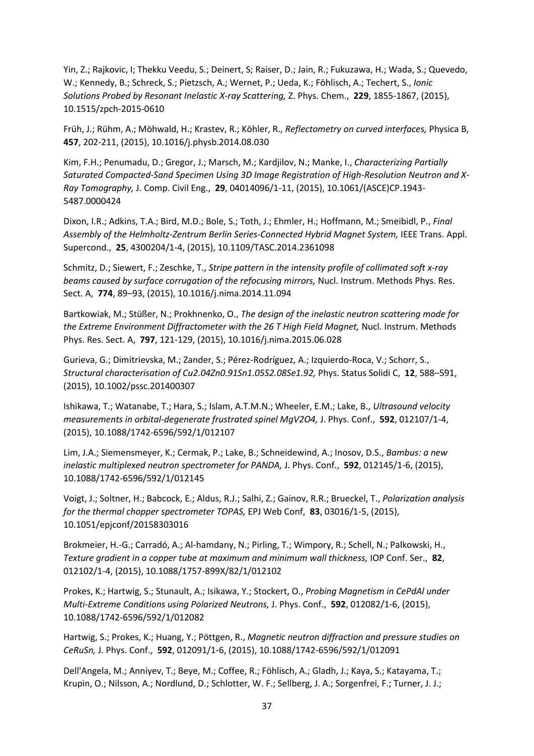Yin, Z.; Rajkovic, I; Thekku Veedu, S.; Deinert, S; Raiser, D.; Jain, R.; Fukuzawa, H.; Wada, S.; Quevedo, W.; Kennedy, B.; Schreck, S.; Pietzsch, A.; Wernet, P.; Ueda, K.; Föhlisch, A.; Techert, S., *Ionic Solutions Probed by Resonant Inelastic X-ray Scattering,* Z. Phys. Chem., **229**, 1855-1867, (2015), 10.1515/zpch-2015-0610

Früh, J.; Rühm, A.; Möhwald, H.; Krastev, R.; Köhler, R., *Reflectometry on curved interfaces,* Physica B, **457**, 202-211, (2015), 10.1016/j.physb.2014.08.030

Kim, F.H.; Penumadu, D.; Gregor, J.; Marsch, M.; Kardjilov, N.; Manke, I., *Characterizing Partially Saturated Compacted-Sand Specimen Using 3D Image Registration of High-Resolution Neutron and X-Ray Tomography,* J. Comp. Civil Eng., **29**, 04014096/1-11, (2015), 10.1061/(ASCE)CP.1943-5487.0000424

Dixon, I.R.; Adkins, T.A.; Bird, M.D.; Bole, S.; Toth, J.; Ehmler, H.; Hoffmann, M.; Smeibidl, P., *Final Assembly of the Helmholtz-Zentrum Berlin Series-Connected Hybrid Magnet System,* IEEE Trans. Appl. Supercond., **25**, 4300204/1-4, (2015), 10.1109/TASC.2014.2361098

Schmitz, D.; Siewert, F.; Zeschke, T., *Stripe pattern in the intensity profile of collimated soft x-ray beams caused by surface corrugation of the refocusing mirrors,* Nucl. Instrum. Methods Phys. Res. Sect. A, **774**, 89–93, (2015), 10.1016/j.nima.2014.11.094

Bartkowiak, M.; Stüßer, N.; Prokhnenko, O., *The design of the inelastic neutron scattering mode for the Extreme Environment Diffractometer with the 26 T High Field Magnet,* Nucl. Instrum. Methods Phys. Res. Sect. A, **797**, 121-129, (2015), 10.1016/j.nima.2015.06.028

Gurieva, G.; Dimitrievska, M.; Zander, S.; Pérez-Rodríguez, A.; Izquierdo-Roca, V.; Schorr, S., *Structural characterisation of* $Cu_{2.04}Zn_{0.91}Sn_{1.05}S_{2.08}Se_{1.92}$*,* Phys. Status Solidi C, **12**, 588–591, (2015), 10.1002/pssc.201400307

Ishikawa, T.; Watanabe, T.; Hara, S.; Islam, A.T.M.N.; Wheeler, E.M.; Lake, B., *Ultrasound velocity measurements in orbital-degenerate frustrated spinel* $MgV_2O_4$*,* J. Phys. Conf., **592**, 012107/1-4, (2015), 10.1088/1742-6596/592/1/012107

Lim, J.A.; Siemensmeyer, K.; Cermak, P.; Lake, B.; Schneidewind, A.; Inosov, D.S., *Bambus: a new inelastic multiplexed neutron spectrometer for PANDA,* J. Phys. Conf., **592**, 012145/1-6, (2015), 10.1088/1742-6596/592/1/012145

Voigt, J.; Soltner, H.; Babcock, E.; Aldus, R.J.; Salhi, Z.; Gainov, R.R.; Brueckel, T., *Polarization analysis for the thermal chopper spectrometer TOPAS,* EPJ Web Conf, **83**, 03016/1-5, (2015), 10.1051/epjconf/20158303016

Brokmeier, H.-G.; Carradó, A.; Al-hamdany, N.; Pirling, T.; Wimpory, R.; Schell, N.; Palkowski, H., *Texture gradient in a copper tube at maximum and minimum wall thickness,* IOP Conf. Ser., **82**, 012102/1-4, (2015), 10.1088/1757-899X/82/1/012102

Prokes, K.; Hartwig, S.; Stunault, A.; Isikawa, Y.; Stockert, O., *Probing Magnetism in CePdAl under Multi-Extreme Conditions using Polarized Neutrons,* J. Phys. Conf., **592**, 012082/1-6, (2015), 10.1088/1742-6596/592/1/012082

Hartwig, S.; Prokes, K.; Huang, Y.; Pöttgen, R., *Magnetic neutron diffraction and pressure studies on CeRuSn,* J. Phys. Conf., **592**, 012091/1-6, (2015), 10.1088/1742-6596/592/1/012091

Dell'Angela, M.; Anniyev, T.; Beye, M.; Coffee, R.; Föhlisch, A.; Gladh, J.; Kaya, S.; Katayama, T.; Krupin, O.; Nilsson, A.; Nordlund, D.; Schlotter, W. F.; Sellberg, J. A.; Sorgenfrei, F.; Turner, J. J.;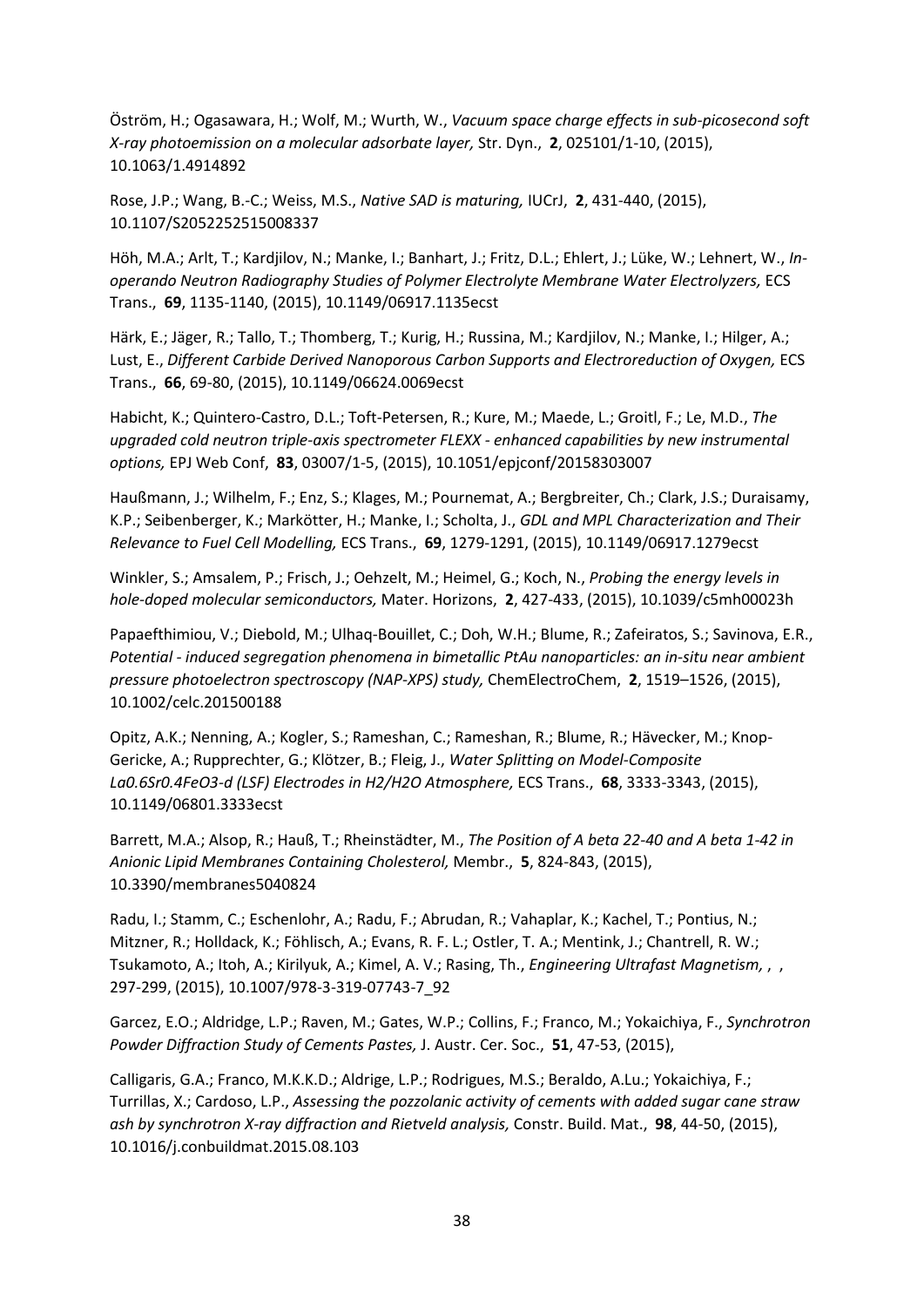Öström, H.; Ogasawara, H.; Wolf, M.; Wurth, W., *Vacuum space charge effects in sub-picosecond soft X-ray photoemission on a molecular adsorbate layer,* Str. Dyn., **2**, 025101/1-10, (2015), 10.1063/1.4914892

Rose, J.P.; Wang, B.-C.; Weiss, M.S., *Native SAD is maturing,* IUCrJ, **2**, 431-440, (2015), 10.1107/S2052252515008337

Höh, M.A.; Arlt, T.; Kardjilov, N.; Manke, I.; Banhart, J.; Fritz, D.L.; Ehlert, J.; Lüke, W.; Lehnert, W., *In-operando Neutron Radiography Studies of Polymer Electrolyte Membrane Water Electrolyzers,* ECS Trans., **69**, 1135-1140, (2015), 10.1149/06917.1135ecst

Härk, E.; Jäger, R.; Tallo, T.; Thomberg, T.; Kurig, H.; Russina, M.; Kardjilov, N.; Manke, I.; Hilger, A.; Lust, E., *Different Carbide Derived Nanoporous Carbon Supports and Electroreduction of Oxygen,* ECS Trans., **66**, 69-80, (2015), 10.1149/06624.0069ecst

Habicht, K.; Quintero-Castro, D.L.; Toft-Petersen, R.; Kure, M.; Maede, L.; Groitl, F.; Le, M.D., *The upgraded cold neutron triple-axis spectrometer FLEXX - enhanced capabilities by new instrumental options,* EPJ Web Conf, **83**, 03007/1-5, (2015), 10.1051/epjconf/20158303007

Haußmann, J.; Wilhelm, F.; Enz, S.; Klages, M.; Pournemat, A.; Bergbreiter, Ch.; Clark, J.S.; Duraisamy, K.P.; Seibenberger, K.; Markötter, H.; Manke, I.; Scholta, J., *GDL and MPL Characterization and Their Relevance to Fuel Cell Modelling,* ECS Trans., **69**, 1279-1291, (2015), 10.1149/06917.1279ecst

Winkler, S.; Amsalem, P.; Frisch, J.; Oehzelt, M.; Heimel, G.; Koch, N., *Probing the energy levels in hole-doped molecular semiconductors,* Mater. Horizons, **2**, 427-433, (2015), 10.1039/c5mh00023h

Papaefthimiou, V.; Diebold, M.; Ulhaq-Bouillet, C.; Doh, W.H.; Blume, R.; Zafeiratos, S.; Savinova, E.R., *Potential - induced segregation phenomena in bimetallic PtAu nanoparticles: an in-situ near ambient pressure photoelectron spectroscopy (NAP-XPS) study,* ChemElectroChem, **2**, 1519–1526, (2015), 10.1002/celc.201500188

Opitz, A.K.; Nenning, A.; Kogler, S.; Rameshan, C.; Rameshan, R.; Blume, R.; Hävecker, M.; Knop-Gericke, A.; Rupprechter, G.; Klötzer, B.; Fleig, J., *Water Splitting on Model-Composite La0.6Sr0.4FeO3-d (LSF) Electrodes in H2/H2O Atmosphere,* ECS Trans., **68**, 3333-3343, (2015), 10.1149/06801.3333ecst

Barrett, M.A.; Alsop, R.; Hauß, T.; Rheinstädter, M., *The Position of A beta 22-40 and A beta 1-42 in Anionic Lipid Membranes Containing Cholesterol,* Membr., **5**, 824-843, (2015), 10.3390/membranes5040824

Radu, I.; Stamm, C.; Eschenlohr, A.; Radu, F.; Abrudan, R.; Vahaplar, K.; Kachel, T.; Pontius, N.; Mitzner, R.; Holldack, K.; Föhlisch, A.; Evans, R. F. L.; Ostler, T. A.; Mentink, J.; Chantrell, R. W.; Tsukamoto, A.; Itoh, A.; Kirilyuk, A.; Kimel, A. V.; Rasing, Th., *Engineering Ultrafast Magnetism,* , , 297-299, (2015), 10.1007/978-3-319-07743-7_92

Garcez, E.O.; Aldridge, L.P.; Raven, M.; Gates, W.P.; Collins, F.; Franco, M.; Yokaichiya, F., *Synchrotron Powder Diffraction Study of Cements Pastes,* J. Austr. Cer. Soc., **51**, 47-53, (2015),

Calligaris, G.A.; Franco, M.K.K.D.; Aldrige, L.P.; Rodrigues, M.S.; Beraldo, A.Lu.; Yokaichiya, F.; Turrillas, X.; Cardoso, L.P., *Assessing the pozzolanic activity of cements with added sugar cane straw ash by synchrotron X-ray diffraction and Rietveld analysis,* Constr. Build. Mat., **98**, 44-50, (2015), 10.1016/j.conbuildmat.2015.08.103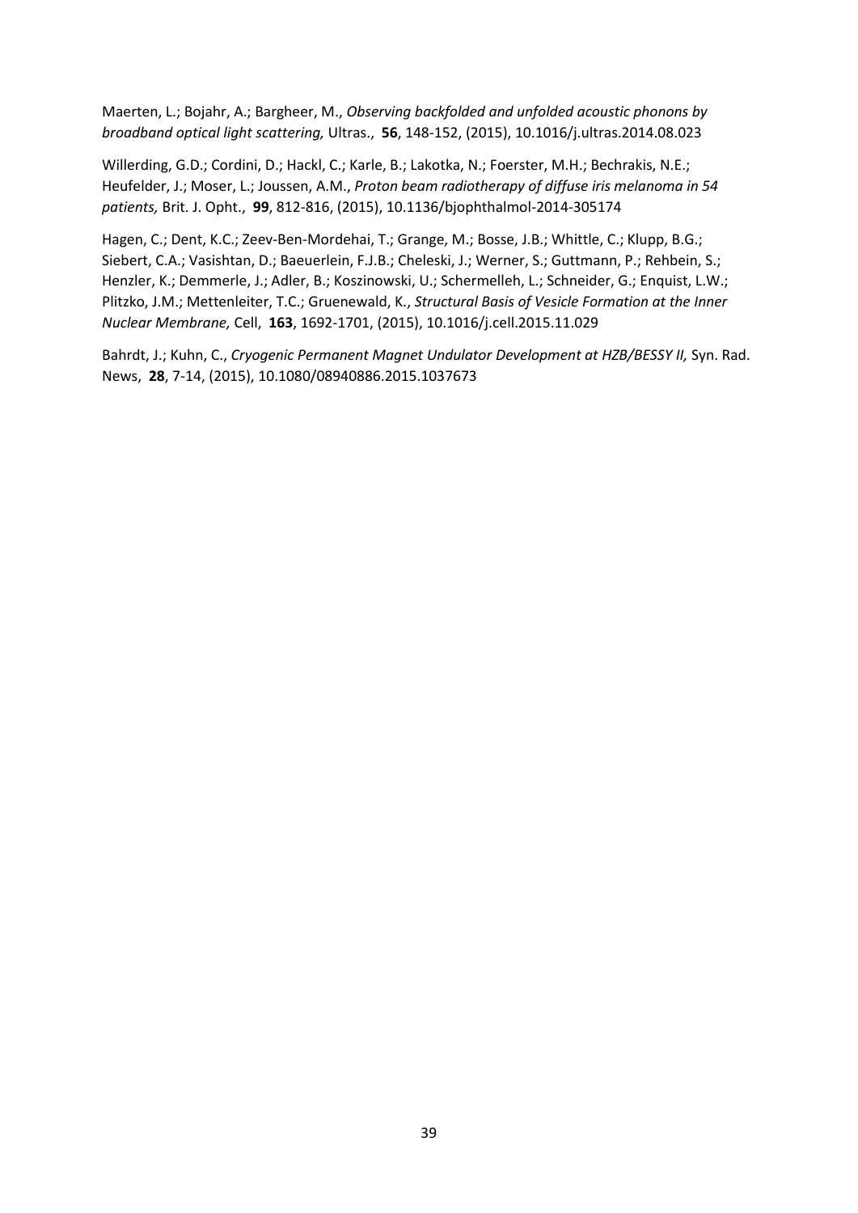Maerten, L.; Bojahr, A.; Bargheer, M., *Observing backfolded and unfolded acoustic phonons by broadband optical light scattering,* Ultras., **56**, 148-152, (2015), 10.1016/j.ultras.2014.08.023

Willerding, G.D.; Cordini, D.; Hackl, C.; Karle, B.; Lakotka, N.; Foerster, M.H.; Bechrakis, N.E.; Heufelder, J.; Moser, L.; Joussen, A.M., *Proton beam radiotherapy of diffuse iris melanoma in 54 patients,* Brit. J. Opht., **99**, 812-816, (2015), 10.1136/bjophthalmol-2014-305174

Hagen, C.; Dent, K.C.; Zeev-Ben-Mordehai, T.; Grange, M.; Bosse, J.B.; Whittle, C.; Klupp, B.G.; Siebert, C.A.; Vasishtan, D.; Baeuerlein, F.J.B.; Cheleski, J.; Werner, S.; Guttmann, P.; Rehbein, S.; Henzler, K.; Demmerle, J.; Adler, B.; Koszinowski, U.; Schermelleh, L.; Schneider, G.; Enquist, L.W.; Plitzko, J.M.; Mettenleiter, T.C.; Gruenewald, K., *Structural Basis of Vesicle Formation at the Inner Nuclear Membrane,* Cell, **163**, 1692-1701, (2015), 10.1016/j.cell.2015.11.029

Bahrdt, J.; Kuhn, C., *Cryogenic Permanent Magnet Undulator Development at HZB/BESSY II,* Syn. Rad. News, **28**, 7-14, (2015), 10.1080/08940886.2015.1037673